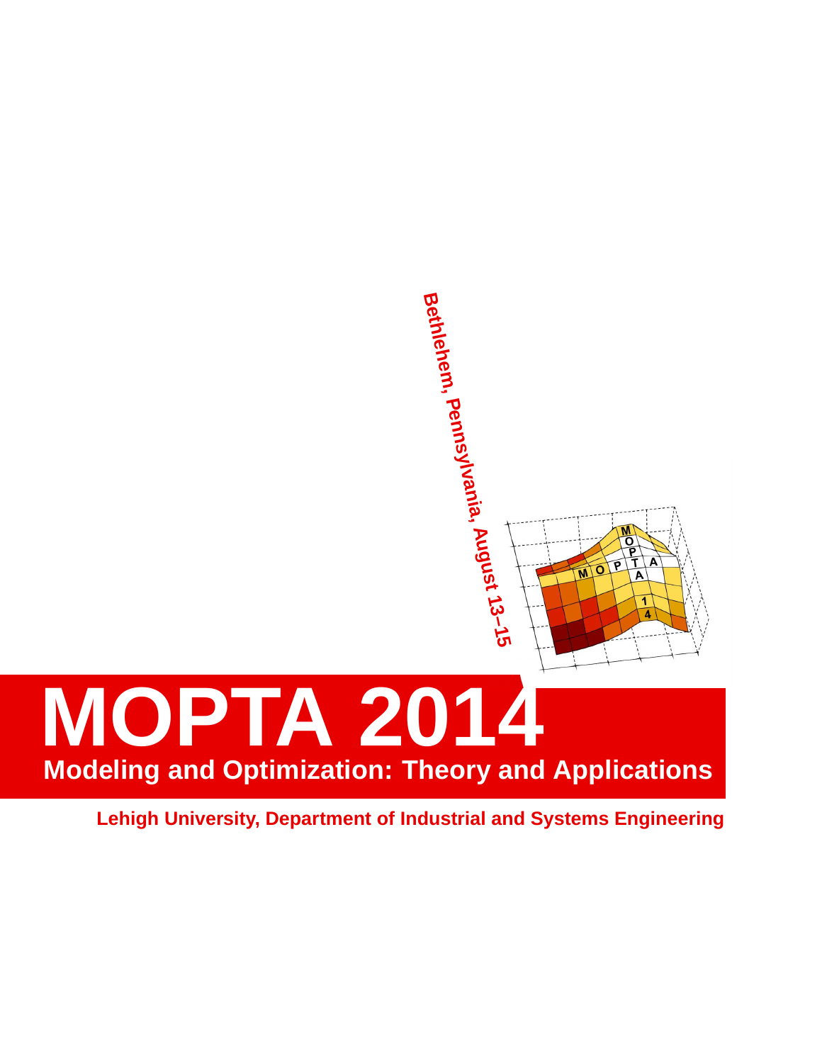Bethlehem, Pennsylvania, August 13–15

# MOPTA 2014

## Modeling and Optimization: Theory and Applications

**Lehigh University, Department of Industrial and Systems Engineering**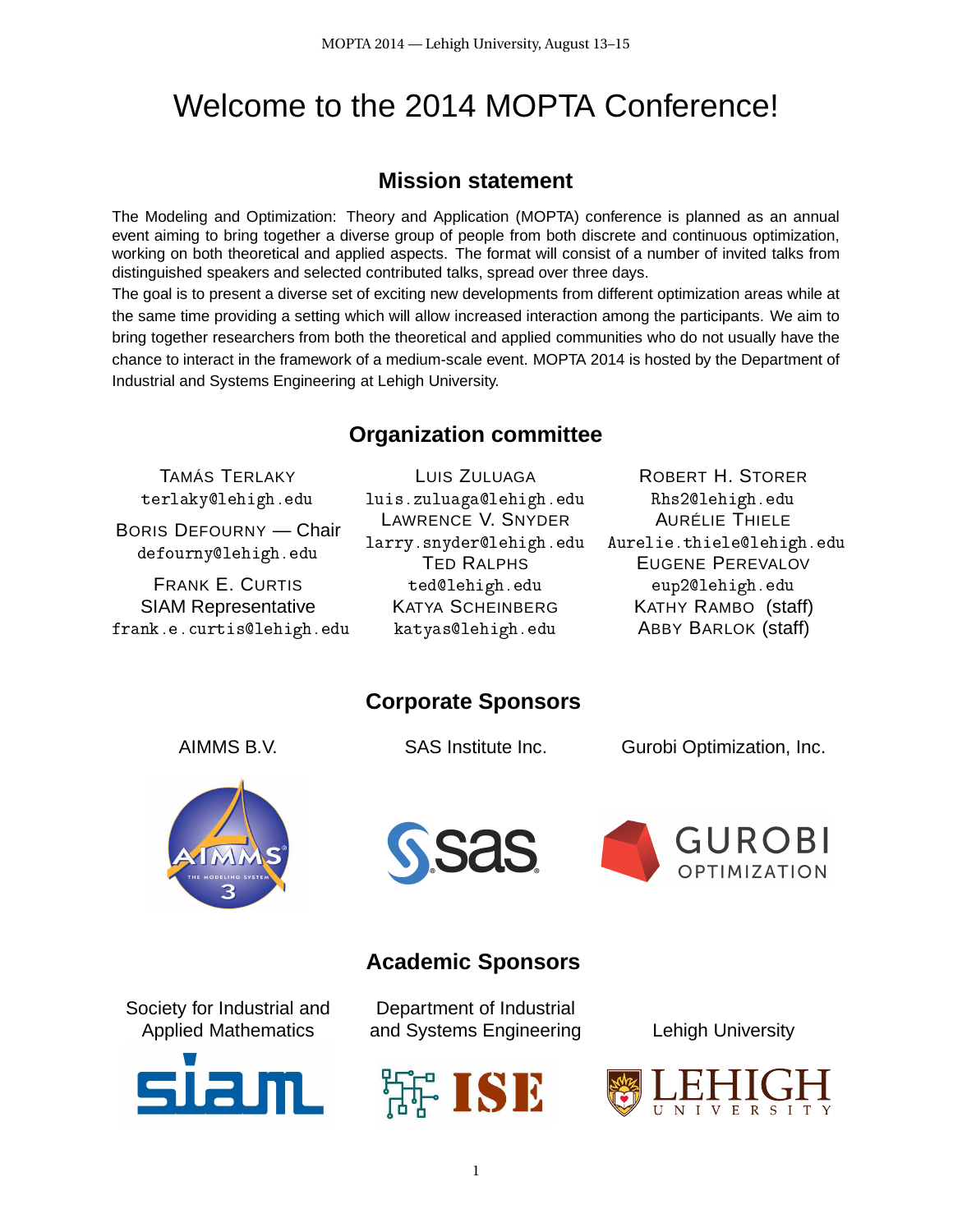# Welcome to the 2014 MOPTA Conference!

## Mission statement

The Modeling and Optimization: Theory and Application (MOPTA) conference is planned as an annual event aiming to bring together a diverse group of people from both discrete and continuous optimization, working on both theoretical and applied aspects. The format will consist of a number of invited talks from distinguished speakers and selected contributed talks, spread over three days.

The goal is to present a diverse set of exciting new developments from different optimization areas while at the same time providing a setting which will allow increased interaction among the participants. We aim to bring together researchers from both the theoretical and applied communities who do not usually have the chance to interact in the framework of a medium-scale event. MOPTA 2014 is hosted by the Department of Industrial and Systems Engineering at Lehigh University.

## Organization committee

Tamás Terlaky
terlaky@lehigh.edu

Boris Defourny — Chair
defourny@lehigh.edu

Frank E. Curtis
SIAM Representative
frank.e.curtis@lehigh.edu

Luis Zuluaga
luis.zuluaga@lehigh.edu

Lawrence V. Snyder
larry.snyder@lehigh.edu

Ted Ralphs
ted@lehigh.edu

Katya Scheinberg
katyas@lehigh.edu

Robert H. Storer
Rhs2@lehigh.edu

Aurélie Thiele
Aurelie.thiele@lehigh.edu

Eugene Perevalov
eup2@lehigh.edu

Kathy Rambo (staff)

Abby Barlok (staff)

## Corporate Sponsors

AIMMS B.V.

SAS Institute Inc.

Gurobi Optimization, Inc.

## Academic Sponsors

Society for Industrial and Applied Mathematics

Department of Industrial and Systems Engineering

Lehigh University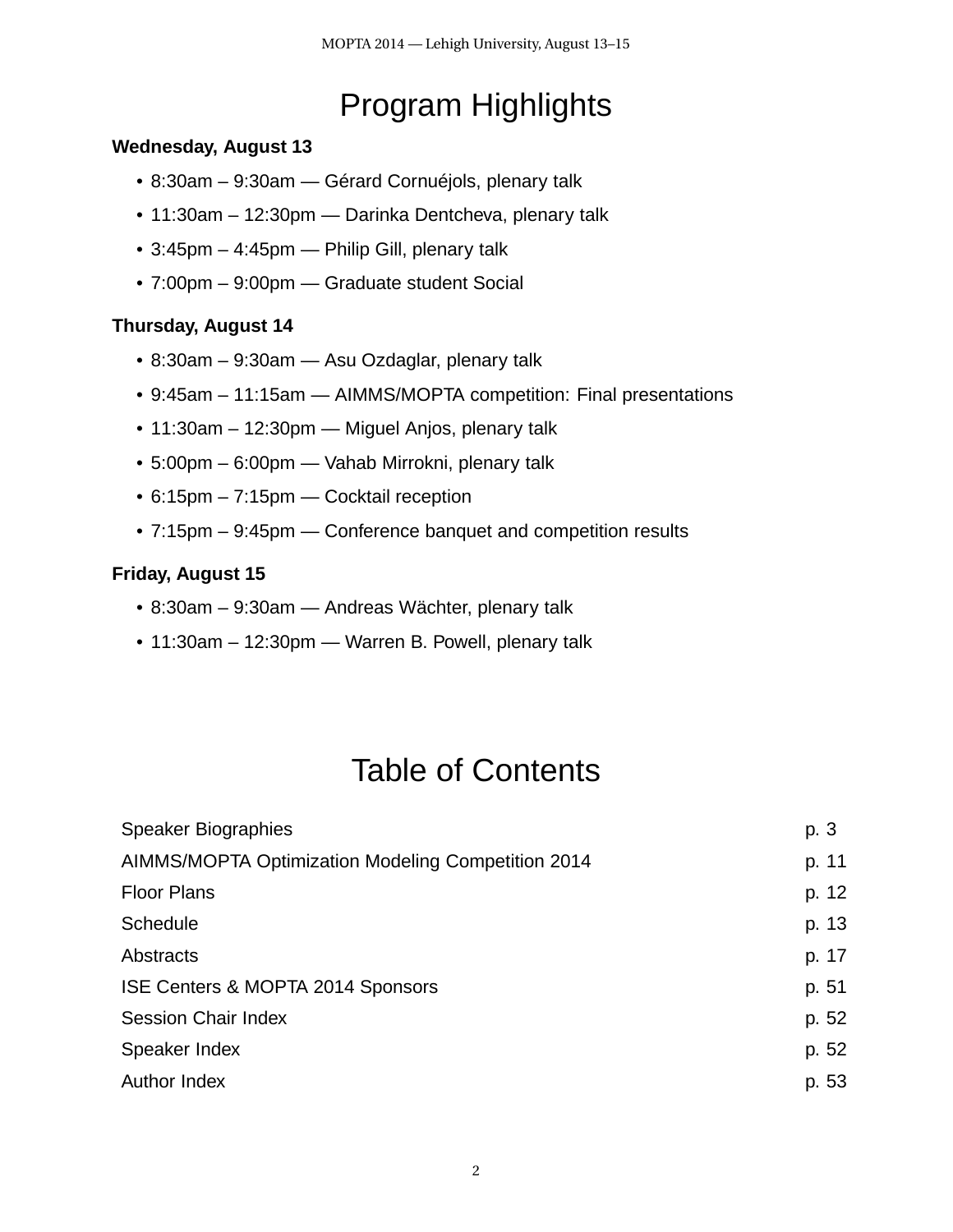# Program Highlights

**Wednesday, August 13**

- 8:30am – 9:30am — Gérard Cornuéjols, plenary talk
- 11:30am – 12:30pm — Darinka Dentcheva, plenary talk
- 3:45pm – 4:45pm — Philip Gill, plenary talk
- 7:00pm – 9:00pm — Graduate student Social

**Thursday, August 14**

- 8:30am – 9:30am — Asu Ozdaglar, plenary talk
- 9:45am – 11:15am — AIMMS/MOPTA competition: Final presentations
- 11:30am – 12:30pm — Miguel Anjos, plenary talk
- 5:00pm – 6:00pm — Vahab Mirrokni, plenary talk
- 6:15pm – 7:15pm — Cocktail reception
- 7:15pm – 9:45pm — Conference banquet and competition results

**Friday, August 15**

- 8:30am – 9:30am — Andreas Wächter, plenary talk
- 11:30am – 12:30pm — Warren B. Powell, plenary talk

# Table of Contents

| | |
|---|---|
| Speaker Biographies | p. 3 |
| AIMMS/MOPTA Optimization Modeling Competition 2014 | p. 11 |
| Floor Plans | p. 12 |
| Schedule | p. 13 |
| Abstracts | p. 17 |
| ISE Centers & MOPTA 2014 Sponsors | p. 51 |
| Session Chair Index | p. 52 |
| Speaker Index | p. 52 |
| Author Index | p. 53 |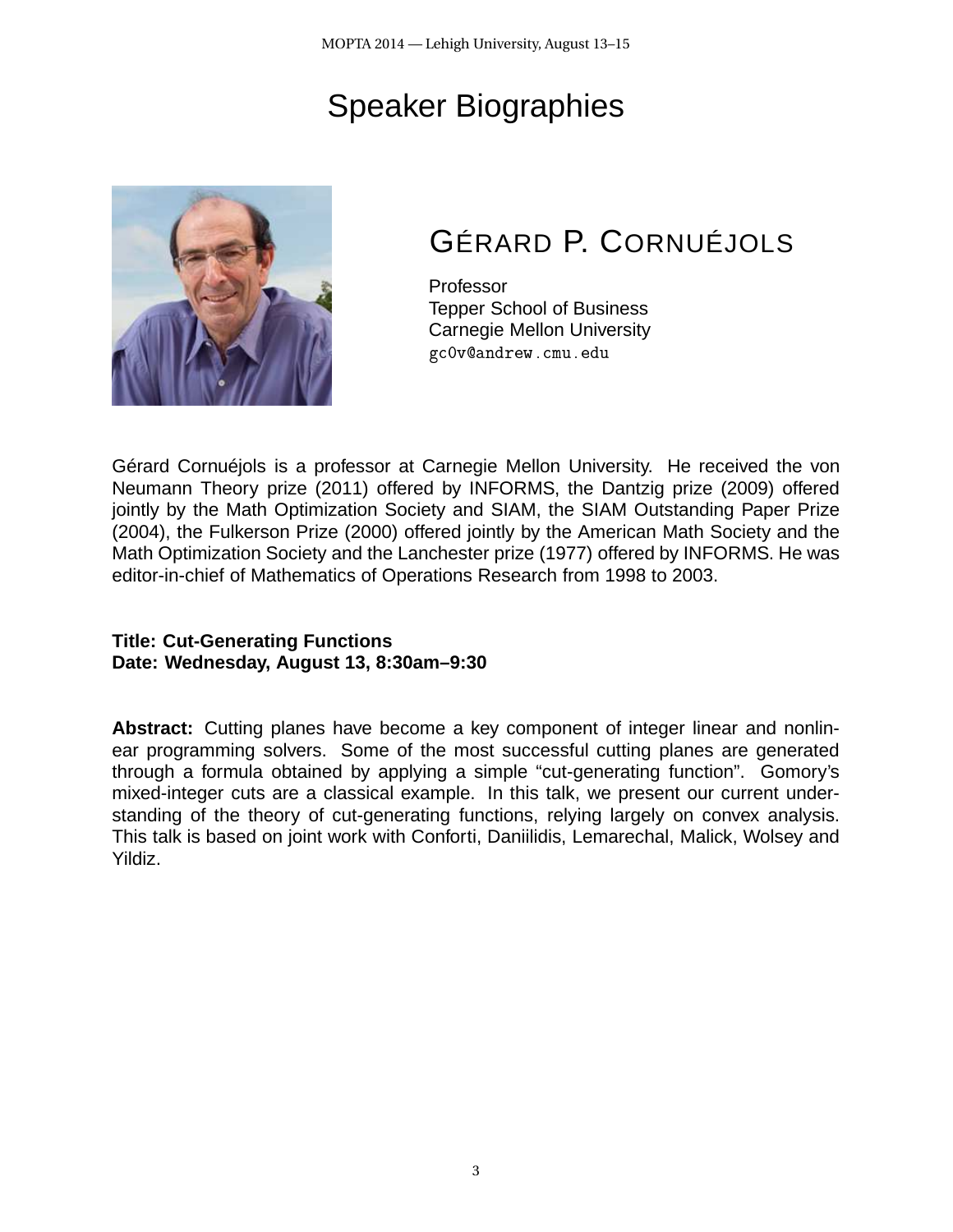# Speaker Biographies

## GÉRARD P. CORNUÉJOLS

Professor
Tepper School of Business
Carnegie Mellon University
gc0v@andrew.cmu.edu

Gérard Cornuéjols is a professor at Carnegie Mellon University. He received the von Neumann Theory prize (2011) offered by INFORMS, the Dantzig prize (2009) offered jointly by the Math Optimization Society and SIAM, the SIAM Outstanding Paper Prize (2004), the Fulkerson Prize (2000) offered jointly by the American Math Society and the Math Optimization Society and the Lanchester prize (1977) offered by INFORMS. He was editor-in-chief of Mathematics of Operations Research from 1998 to 2003.

**Title: Cut-Generating Functions**
**Date: Wednesday, August 13, 8:30am–9:30**

**Abstract:** Cutting planes have become a key component of integer linear and nonlinear programming solvers. Some of the most successful cutting planes are generated through a formula obtained by applying a simple "cut-generating function". Gomory's mixed-integer cuts are a classical example. In this talk, we present our current understanding of the theory of cut-generating functions, relying largely on convex analysis. This talk is based on joint work with Conforti, Daniilidis, Lemarechal, Malick, Wolsey and Yildiz.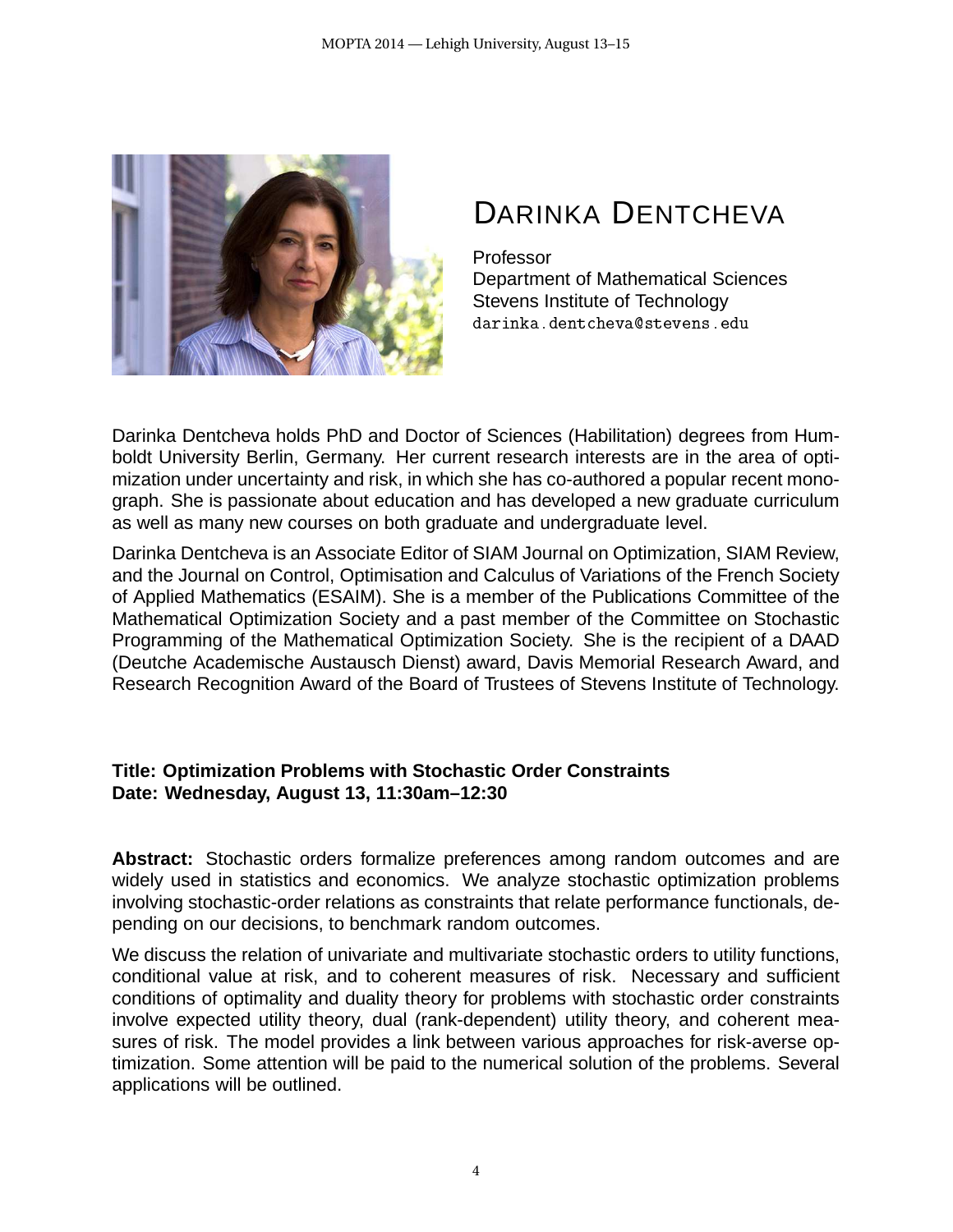# DARINKA DENTCHEVA

Professor
Department of Mathematical Sciences
Stevens Institute of Technology
darinka.dentcheva@stevens.edu

Darinka Dentcheva holds PhD and Doctor of Sciences (Habilitation) degrees from Humboldt University Berlin, Germany. Her current research interests are in the area of optimization under uncertainty and risk, in which she has co-authored a popular recent monograph. She is passionate about education and has developed a new graduate curriculum as well as many new courses on both graduate and undergraduate level.

Darinka Dentcheva is an Associate Editor of SIAM Journal on Optimization, SIAM Review, and the Journal on Control, Optimisation and Calculus of Variations of the French Society of Applied Mathematics (ESAIM). She is a member of the Publications Committee of the Mathematical Optimization Society and a past member of the Committee on Stochastic Programming of the Mathematical Optimization Society. She is the recipient of a DAAD (Deutche Academische Austausch Dienst) award, Davis Memorial Research Award, and Research Recognition Award of the Board of Trustees of Stevens Institute of Technology.

**Title: Optimization Problems with Stochastic Order Constraints**
**Date: Wednesday, August 13, 11:30am–12:30**

**Abstract:** Stochastic orders formalize preferences among random outcomes and are widely used in statistics and economics. We analyze stochastic optimization problems involving stochastic-order relations as constraints that relate performance functionals, depending on our decisions, to benchmark random outcomes.

We discuss the relation of univariate and multivariate stochastic orders to utility functions, conditional value at risk, and to coherent measures of risk. Necessary and sufficient conditions of optimality and duality theory for problems with stochastic order constraints involve expected utility theory, dual (rank-dependent) utility theory, and coherent measures of risk. The model provides a link between various approaches for risk-averse optimization. Some attention will be paid to the numerical solution of the problems. Several applications will be outlined.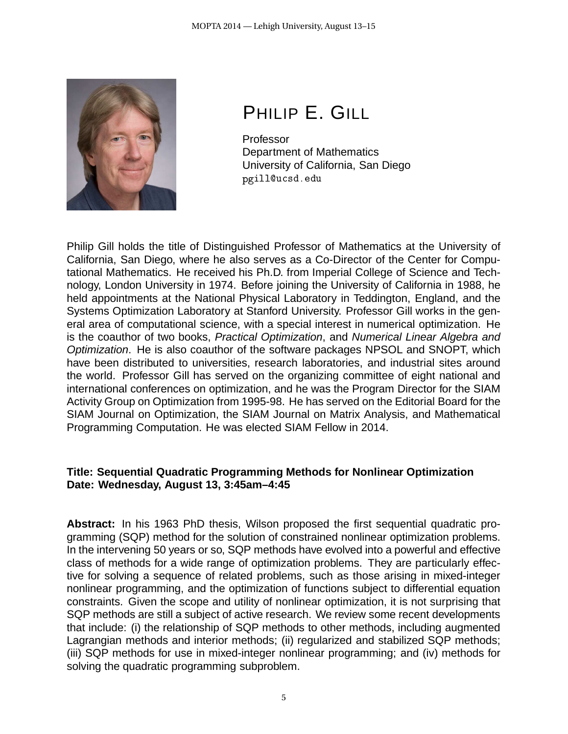# PHILIP E. GILL

Professor
Department of Mathematics
University of California, San Diego
pgill@ucsd.edu

Philip Gill holds the title of Distinguished Professor of Mathematics at the University of California, San Diego, where he also serves as a Co-Director of the Center for Computational Mathematics. He received his Ph.D. from Imperial College of Science and Technology, London University in 1974. Before joining the University of California in 1988, he held appointments at the National Physical Laboratory in Teddington, England, and the Systems Optimization Laboratory at Stanford University. Professor Gill works in the general area of computational science, with a special interest in numerical optimization. He is the coauthor of two books, *Practical Optimization*, and *Numerical Linear Algebra and Optimization*. He is also coauthor of the software packages NPSOL and SNOPT, which have been distributed to universities, research laboratories, and industrial sites around the world. Professor Gill has served on the organizing committee of eight national and international conferences on optimization, and he was the Program Director for the SIAM Activity Group on Optimization from 1995-98. He has served on the Editorial Board for the SIAM Journal on Optimization, the SIAM Journal on Matrix Analysis, and Mathematical Programming Computation. He was elected SIAM Fellow in 2014.

**Title: Sequential Quadratic Programming Methods for Nonlinear Optimization**
**Date: Wednesday, August 13, 3:45am–4:45**

**Abstract:** In his 1963 PhD thesis, Wilson proposed the first sequential quadratic programming (SQP) method for the solution of constrained nonlinear optimization problems. In the intervening 50 years or so, SQP methods have evolved into a powerful and effective class of methods for a wide range of optimization problems. They are particularly effective for solving a sequence of related problems, such as those arising in mixed-integer nonlinear programming, and the optimization of functions subject to differential equation constraints. Given the scope and utility of nonlinear optimization, it is not surprising that SQP methods are still a subject of active research. We review some recent developments that include: (i) the relationship of SQP methods to other methods, including augmented Lagrangian methods and interior methods; (ii) regularized and stabilized SQP methods; (iii) SQP methods for use in mixed-integer nonlinear programming; and (iv) methods for solving the quadratic programming subproblem.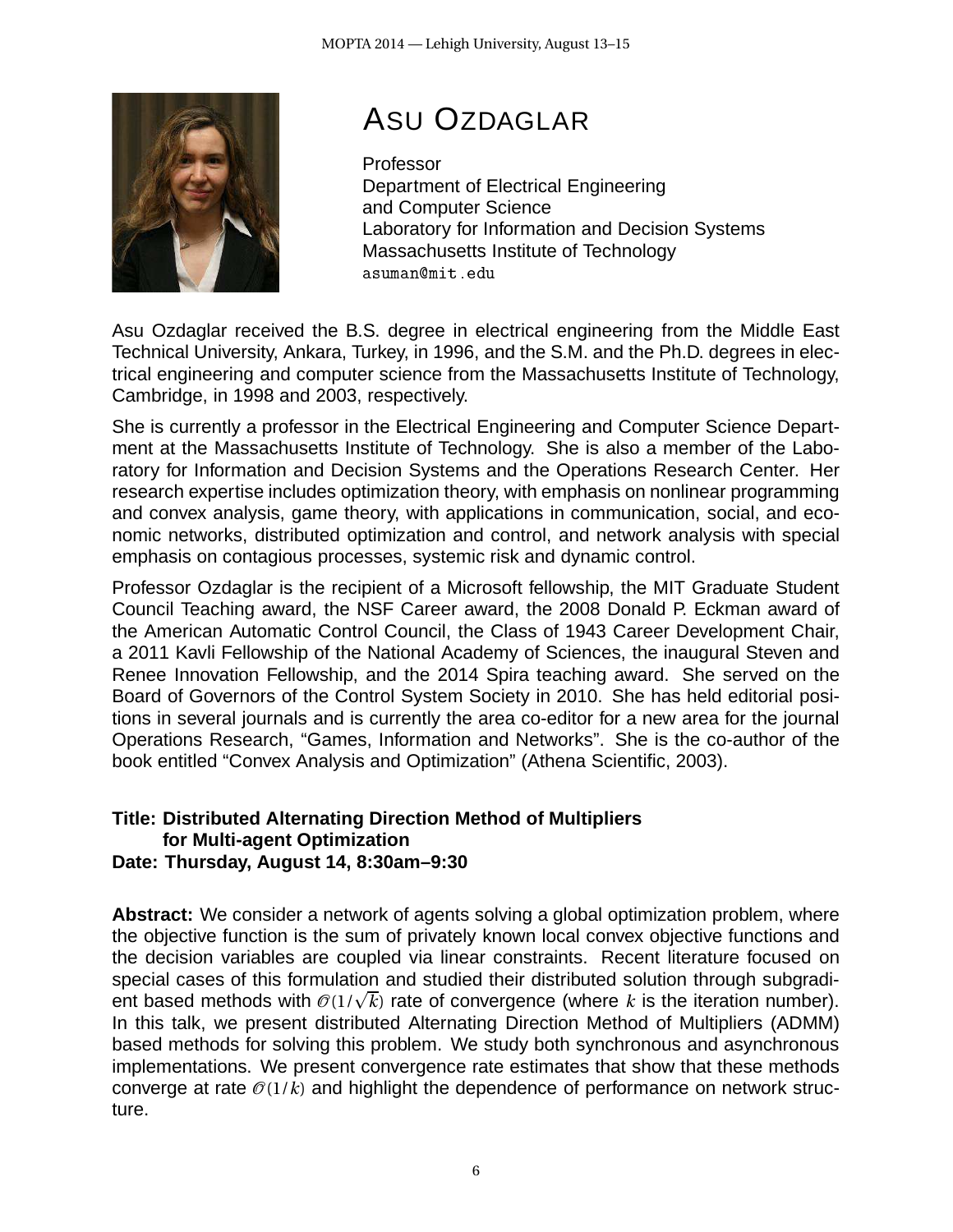# ASU OZDAGLAR

Professor
Department of Electrical Engineering
and Computer Science
Laboratory for Information and Decision Systems
Massachusetts Institute of Technology
asuman@mit.edu

Asu Ozdaglar received the B.S. degree in electrical engineering from the Middle East Technical University, Ankara, Turkey, in 1996, and the S.M. and the Ph.D. degrees in electrical engineering and computer science from the Massachusetts Institute of Technology, Cambridge, in 1998 and 2003, respectively.

She is currently a professor in the Electrical Engineering and Computer Science Department at the Massachusetts Institute of Technology. She is also a member of the Laboratory for Information and Decision Systems and the Operations Research Center. Her research expertise includes optimization theory, with emphasis on nonlinear programming and convex analysis, game theory, with applications in communication, social, and economic networks, distributed optimization and control, and network analysis with special emphasis on contagious processes, systemic risk and dynamic control.

Professor Ozdaglar is the recipient of a Microsoft fellowship, the MIT Graduate Student Council Teaching award, the NSF Career award, the 2008 Donald P. Eckman award of the American Automatic Control Council, the Class of 1943 Career Development Chair, a 2011 Kavli Fellowship of the National Academy of Sciences, the inaugural Steven and Renee Innovation Fellowship, and the 2014 Spira teaching award. She served on the Board of Governors of the Control System Society in 2010. She has held editorial positions in several journals and is currently the area co-editor for a new area for the journal Operations Research, “Games, Information and Networks”. She is the co-author of the book entitled “Convex Analysis and Optimization” (Athena Scientific, 2003).

**Title: Distributed Alternating Direction Method of Multipliers for Multi-agent Optimization**
**Date: Thursday, August 14, 8:30am–9:30**

**Abstract:** We consider a network of agents solving a global optimization problem, where the objective function is the sum of privately known local convex objective functions and the decision variables are coupled via linear constraints. Recent literature focused on special cases of this formulation and studied their distributed solution through subgradient based methods with $\mathcal{O}(1/\sqrt{k})$ rate of convergence (where $k$ is the iteration number). In this talk, we present distributed Alternating Direction Method of Multipliers (ADMM) based methods for solving this problem. We study both synchronous and asynchronous implementations. We present convergence rate estimates that show that these methods converge at rate $\mathcal{O}(1/k)$ and highlight the dependence of performance on network structure.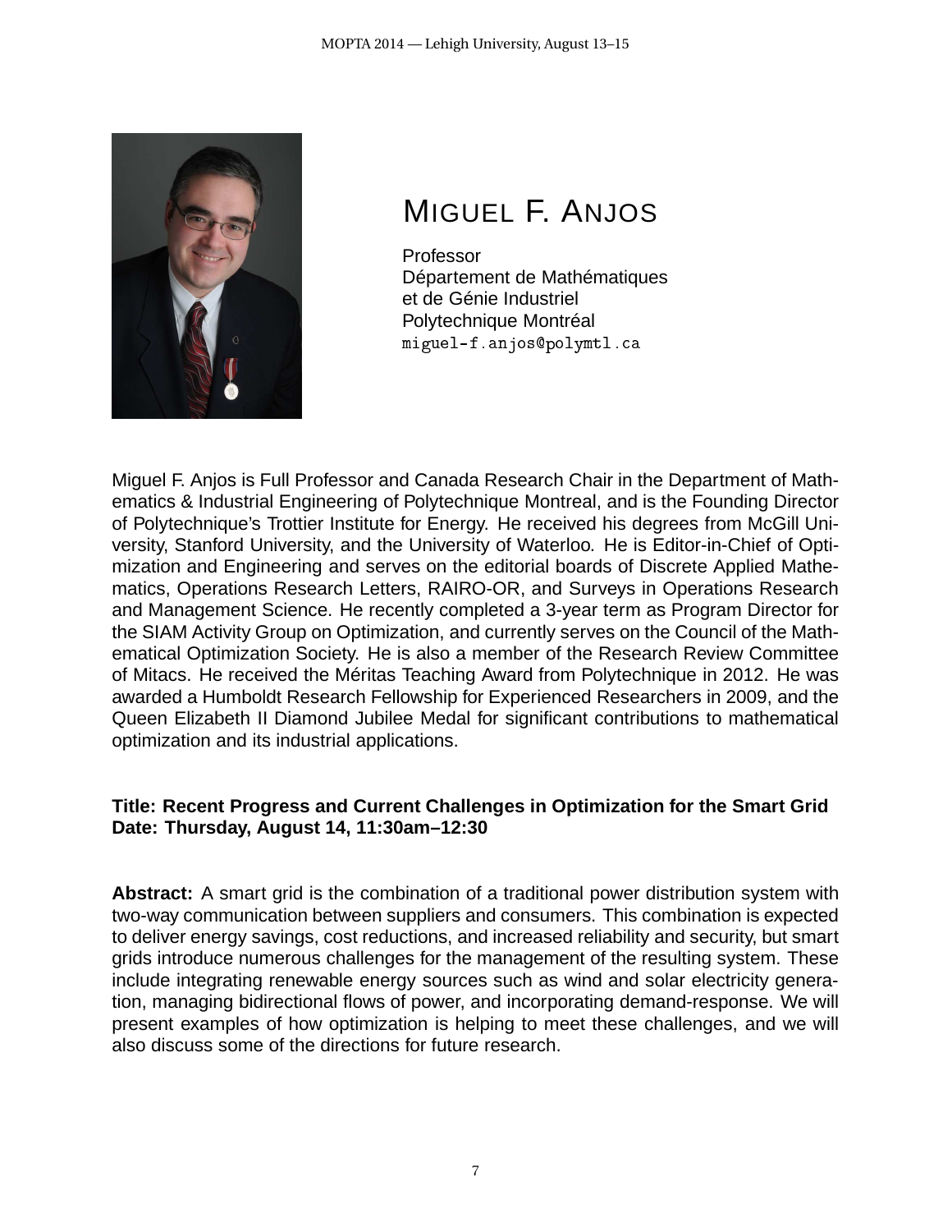# Miguel F. Anjos

Professor
Département de Mathématiques
et de Génie Industriel
Polytechnique Montréal
miguel-f.anjos@polymtl.ca

Miguel F. Anjos is Full Professor and Canada Research Chair in the Department of Mathematics & Industrial Engineering of Polytechnique Montreal, and is the Founding Director of Polytechnique's Trottier Institute for Energy. He received his degrees from McGill University, Stanford University, and the University of Waterloo. He is Editor-in-Chief of Optimization and Engineering and serves on the editorial boards of Discrete Applied Mathematics, Operations Research Letters, RAIRO-OR, and Surveys in Operations Research and Management Science. He recently completed a 3-year term as Program Director for the SIAM Activity Group on Optimization, and currently serves on the Council of the Mathematical Optimization Society. He is also a member of the Research Review Committee of Mitacs. He received the Méritas Teaching Award from Polytechnique in 2012. He was awarded a Humboldt Research Fellowship for Experienced Researchers in 2009, and the Queen Elizabeth II Diamond Jubilee Medal for significant contributions to mathematical optimization and its industrial applications.

**Title: Recent Progress and Current Challenges in Optimization for the Smart Grid**
**Date: Thursday, August 14, 11:30am–12:30**

**Abstract:** A smart grid is the combination of a traditional power distribution system with two-way communication between suppliers and consumers. This combination is expected to deliver energy savings, cost reductions, and increased reliability and security, but smart grids introduce numerous challenges for the management of the resulting system. These include integrating renewable energy sources such as wind and solar electricity generation, managing bidirectional flows of power, and incorporating demand-response. We will present examples of how optimization is helping to meet these challenges, and we will also discuss some of the directions for future research.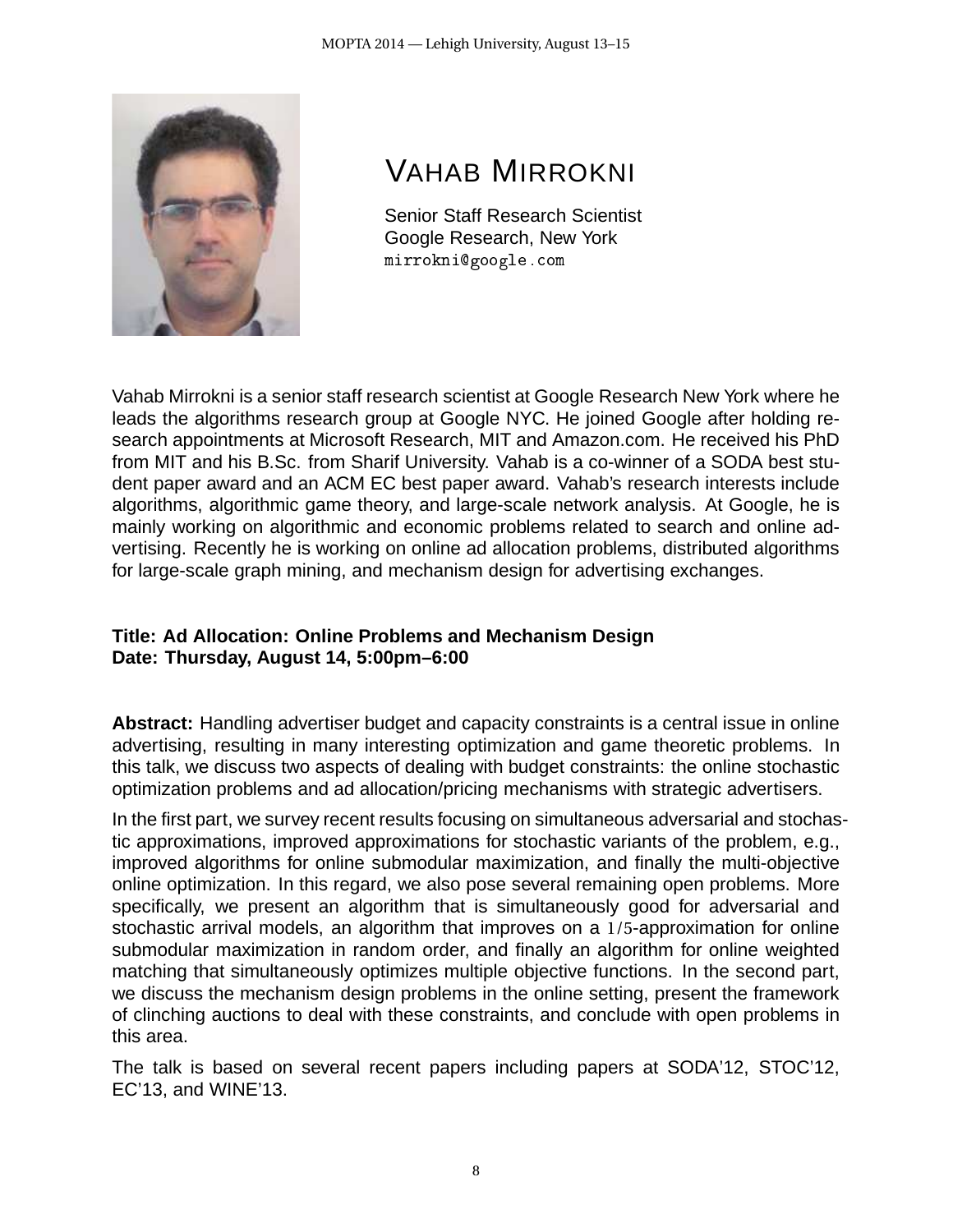# Vahab Mirrokni

Senior Staff Research Scientist
Google Research, New York
mirrokni@google.com

Vahab Mirrokni is a senior staff research scientist at Google Research New York where he leads the algorithms research group at Google NYC. He joined Google after holding research appointments at Microsoft Research, MIT and Amazon.com. He received his PhD from MIT and his B.Sc. from Sharif University. Vahab is a co-winner of a SODA best student paper award and an ACM EC best paper award. Vahab's research interests include algorithms, algorithmic game theory, and large-scale network analysis. At Google, he is mainly working on algorithmic and economic problems related to search and online advertising. Recently he is working on online ad allocation problems, distributed algorithms for large-scale graph mining, and mechanism design for advertising exchanges.

**Title: Ad Allocation: Online Problems and Mechanism Design**
**Date: Thursday, August 14, 5:00pm–6:00**

**Abstract:** Handling advertiser budget and capacity constraints is a central issue in online advertising, resulting in many interesting optimization and game theoretic problems. In this talk, we discuss two aspects of dealing with budget constraints: the online stochastic optimization problems and ad allocation/pricing mechanisms with strategic advertisers.

In the first part, we survey recent results focusing on simultaneous adversarial and stochastic approximations, improved approximations for stochastic variants of the problem, e.g., improved algorithms for online submodular maximization, and finally the multi-objective online optimization. In this regard, we also pose several remaining open problems. More specifically, we present an algorithm that is simultaneously good for adversarial and stochastic arrival models, an algorithm that improves on a $1/5$-approximation for online submodular maximization in random order, and finally an algorithm for online weighted matching that simultaneously optimizes multiple objective functions. In the second part, we discuss the mechanism design problems in the online setting, present the framework of clinching auctions to deal with these constraints, and conclude with open problems in this area.

The talk is based on several recent papers including papers at SODA'12, STOC'12, EC'13, and WINE'13.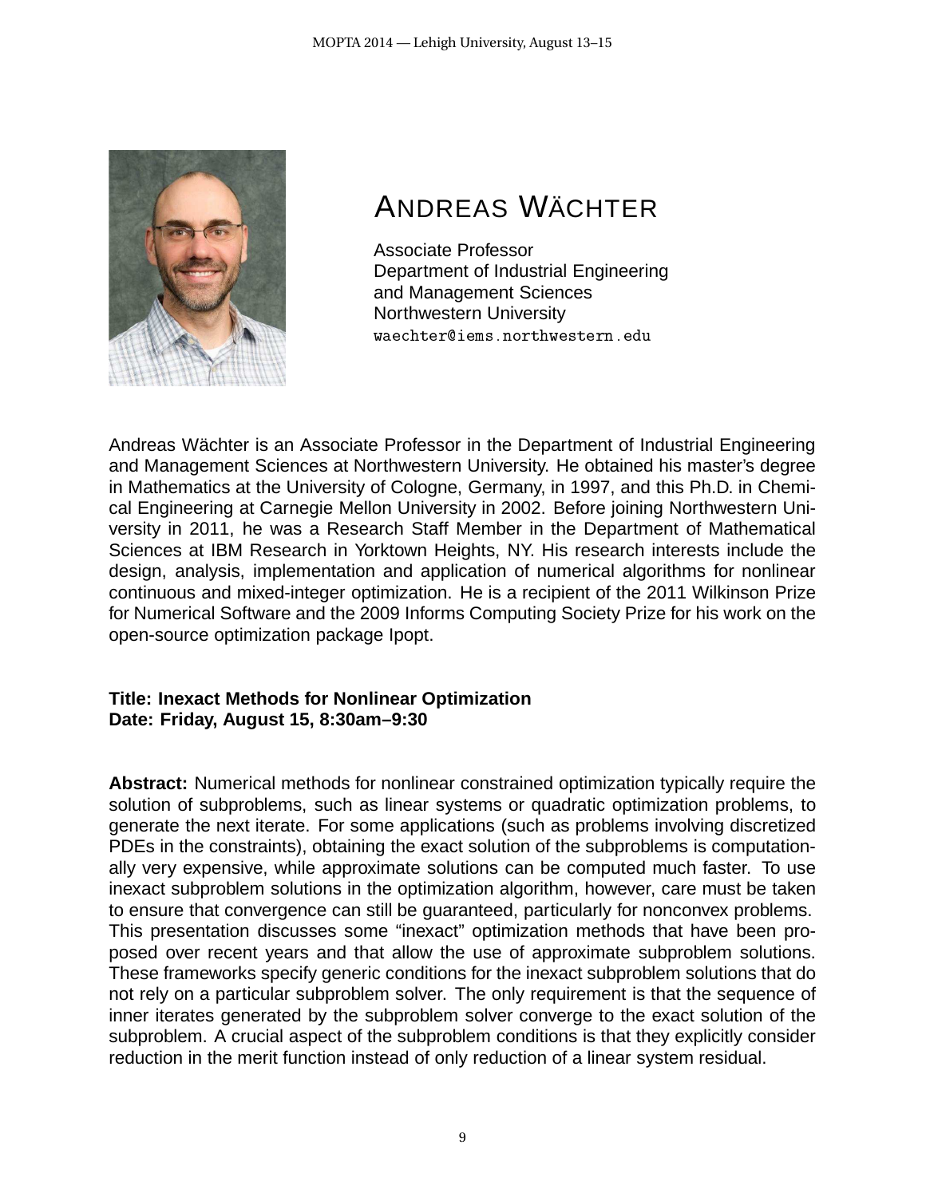# ANDREAS WÄCHTER

Associate Professor
Department of Industrial Engineering
and Management Sciences
Northwestern University
waechter@iems.northwestern.edu

Andreas Wächter is an Associate Professor in the Department of Industrial Engineering and Management Sciences at Northwestern University. He obtained his master's degree in Mathematics at the University of Cologne, Germany, in 1997, and this Ph.D. in Chemical Engineering at Carnegie Mellon University in 2002. Before joining Northwestern University in 2011, he was a Research Staff Member in the Department of Mathematical Sciences at IBM Research in Yorktown Heights, NY. His research interests include the design, analysis, implementation and application of numerical algorithms for nonlinear continuous and mixed-integer optimization. He is a recipient of the 2011 Wilkinson Prize for Numerical Software and the 2009 Informs Computing Society Prize for his work on the open-source optimization package Ipopt.

**Title: Inexact Methods for Nonlinear Optimization**
**Date: Friday, August 15, 8:30am–9:30**

**Abstract:** Numerical methods for nonlinear constrained optimization typically require the solution of subproblems, such as linear systems or quadratic optimization problems, to generate the next iterate. For some applications (such as problems involving discretized PDEs in the constraints), obtaining the exact solution of the subproblems is computationally very expensive, while approximate solutions can be computed much faster. To use inexact subproblem solutions in the optimization algorithm, however, care must be taken to ensure that convergence can still be guaranteed, particularly for nonconvex problems. This presentation discusses some "inexact" optimization methods that have been proposed over recent years and that allow the use of approximate subproblem solutions. These frameworks specify generic conditions for the inexact subproblem solutions that do not rely on a particular subproblem solver. The only requirement is that the sequence of inner iterates generated by the subproblem solver converge to the exact solution of the subproblem. A crucial aspect of the subproblem conditions is that they explicitly consider reduction in the merit function instead of only reduction of a linear system residual.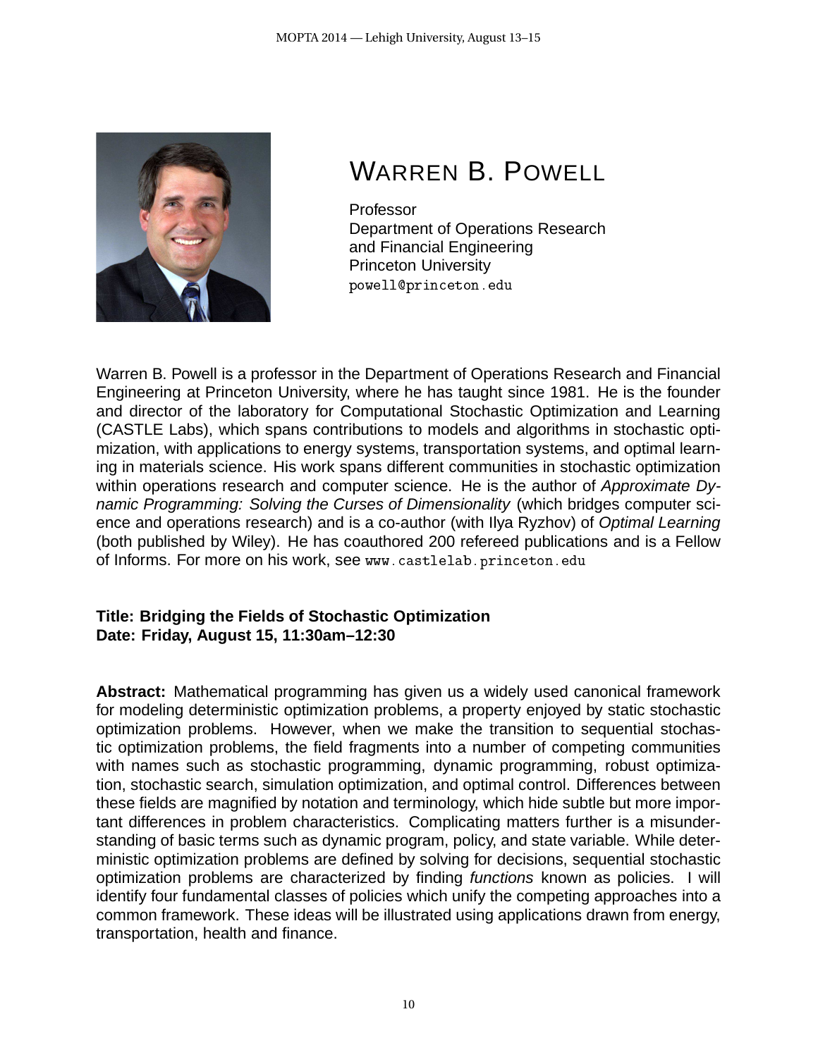# WARREN B. POWELL

Professor
Department of Operations Research
and Financial Engineering
Princeton University
powell@princeton.edu

Warren B. Powell is a professor in the Department of Operations Research and Financial Engineering at Princeton University, where he has taught since 1981. He is the founder and director of the laboratory for Computational Stochastic Optimization and Learning (CASTLE Labs), which spans contributions to models and algorithms in stochastic optimization, with applications to energy systems, transportation systems, and optimal learning in materials science. His work spans different communities in stochastic optimization within operations research and computer science. He is the author of *Approximate Dynamic Programming: Solving the Curses of Dimensionality* (which bridges computer science and operations research) and is a co-author (with Ilya Ryzhov) of *Optimal Learning* (both published by Wiley). He has coauthored 200 refereed publications and is a Fellow of Informs. For more on his work, see www.castlelab.princeton.edu

**Title: Bridging the Fields of Stochastic Optimization**
**Date: Friday, August 15, 11:30am–12:30**

**Abstract:** Mathematical programming has given us a widely used canonical framework for modeling deterministic optimization problems, a property enjoyed by static stochastic optimization problems. However, when we make the transition to sequential stochastic optimization problems, the field fragments into a number of competing communities with names such as stochastic programming, dynamic programming, robust optimization, stochastic search, simulation optimization, and optimal control. Differences between these fields are magnified by notation and terminology, which hide subtle but more important differences in problem characteristics. Complicating matters further is a misunderstanding of basic terms such as dynamic program, policy, and state variable. While deterministic optimization problems are defined by solving for decisions, sequential stochastic optimization problems are characterized by finding *functions* known as policies. I will identify four fundamental classes of policies which unify the competing approaches into a common framework. These ideas will be illustrated using applications drawn from energy, transportation, health and finance.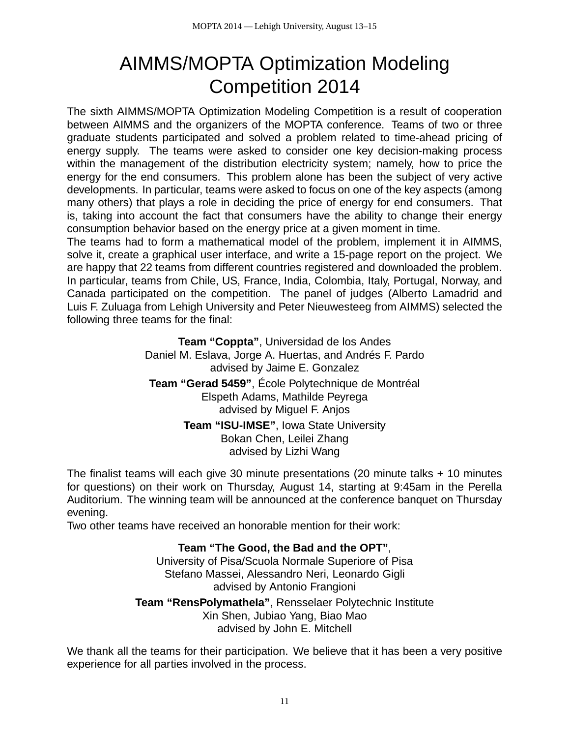# AIMMS/MOPTA Optimization Modeling Competition 2014

The sixth AIMMS/MOPTA Optimization Modeling Competition is a result of cooperation between AIMMS and the organizers of the MOPTA conference. Teams of two or three graduate students participated and solved a problem related to time-ahead pricing of energy supply. The teams were asked to consider one key decision-making process within the management of the distribution electricity system; namely, how to price the energy for the end consumers. This problem alone has been the subject of very active developments. In particular, teams were asked to focus on one of the key aspects (among many others) that plays a role in deciding the price of energy for end consumers. That is, taking into account the fact that consumers have the ability to change their energy consumption behavior based on the energy price at a given moment in time.

The teams had to form a mathematical model of the problem, implement it in AIMMS, solve it, create a graphical user interface, and write a 15-page report on the project. We are happy that 22 teams from different countries registered and downloaded the problem. In particular, teams from Chile, US, France, India, Colombia, Italy, Portugal, Norway, and Canada participated on the competition. The panel of judges (Alberto Lamadrid and Luis F. Zuluaga from Lehigh University and Peter Nieuwesteeg from AIMMS) selected the following three teams for the final:

**Team "Coppta"**, Universidad de los Andes
Daniel M. Eslava, Jorge A. Huertas, and Andrés F. Pardo
advised by Jaime E. Gonzalez

**Team "Gerad 5459"**, École Polytechnique de Montréal
Elspeth Adams, Mathilde Peyrega
advised by Miguel F. Anjos

**Team "ISU-IMSE"**, Iowa State University
Bokan Chen, Leilei Zhang
advised by Lizhi Wang

The finalist teams will each give 30 minute presentations (20 minute talks + 10 minutes for questions) on their work on Thursday, August 14, starting at 9:45am in the Perella Auditorium. The winning team will be announced at the conference banquet on Thursday evening.

Two other teams have received an honorable mention for their work:

**Team "The Good, the Bad and the OPT"**,
University of Pisa/Scuola Normale Superiore of Pisa
Stefano Massei, Alessandro Neri, Leonardo Gigli
advised by Antonio Frangioni

**Team "RensPolymathela"**, Rensselaer Polytechnic Institute
Xin Shen, Jubiao Yang, Biao Mao
advised by John E. Mitchell

We thank all the teams for their participation. We believe that it has been a very positive experience for all parties involved in the process.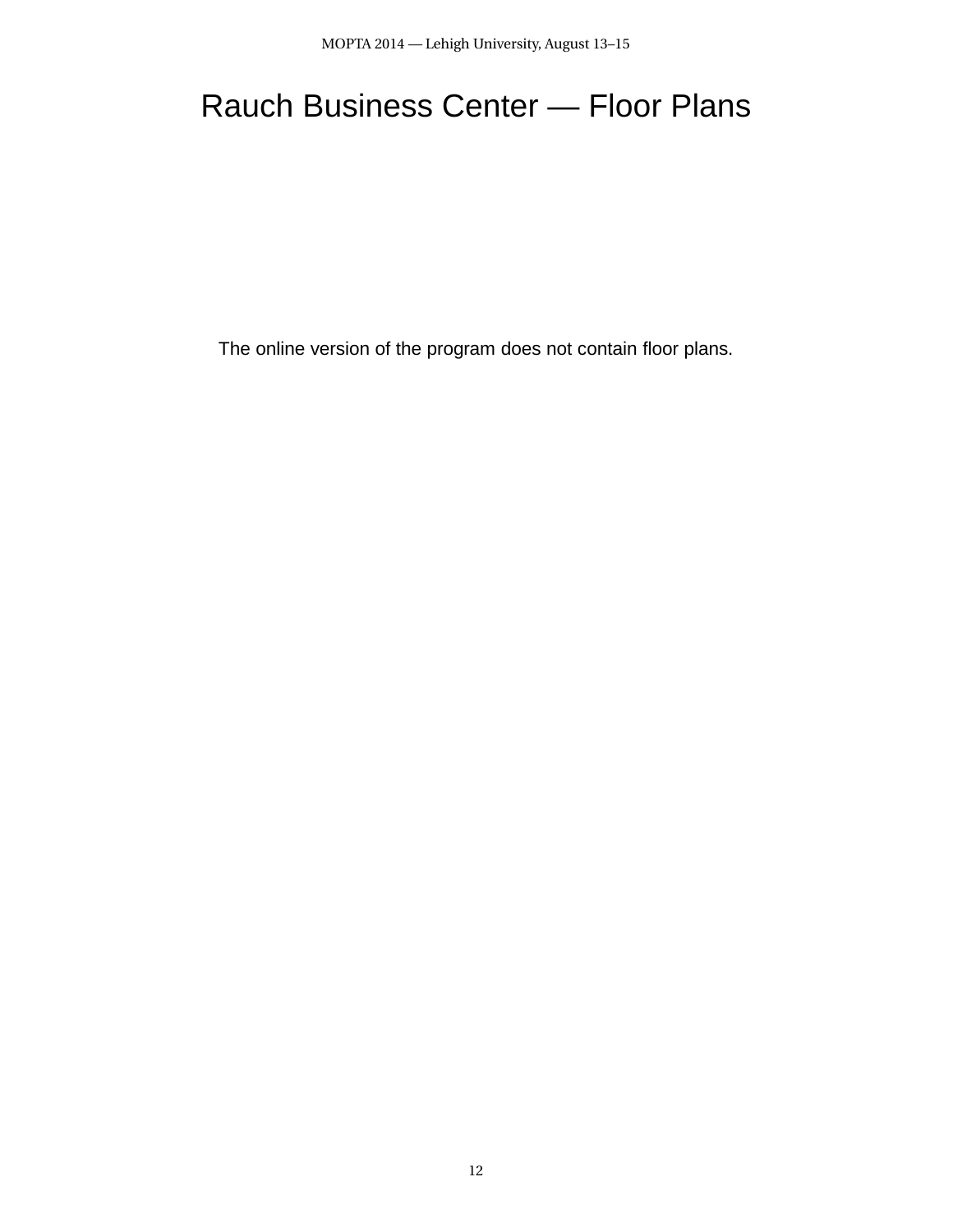# Rauch Business Center — Floor Plans

The online version of the program does not contain floor plans.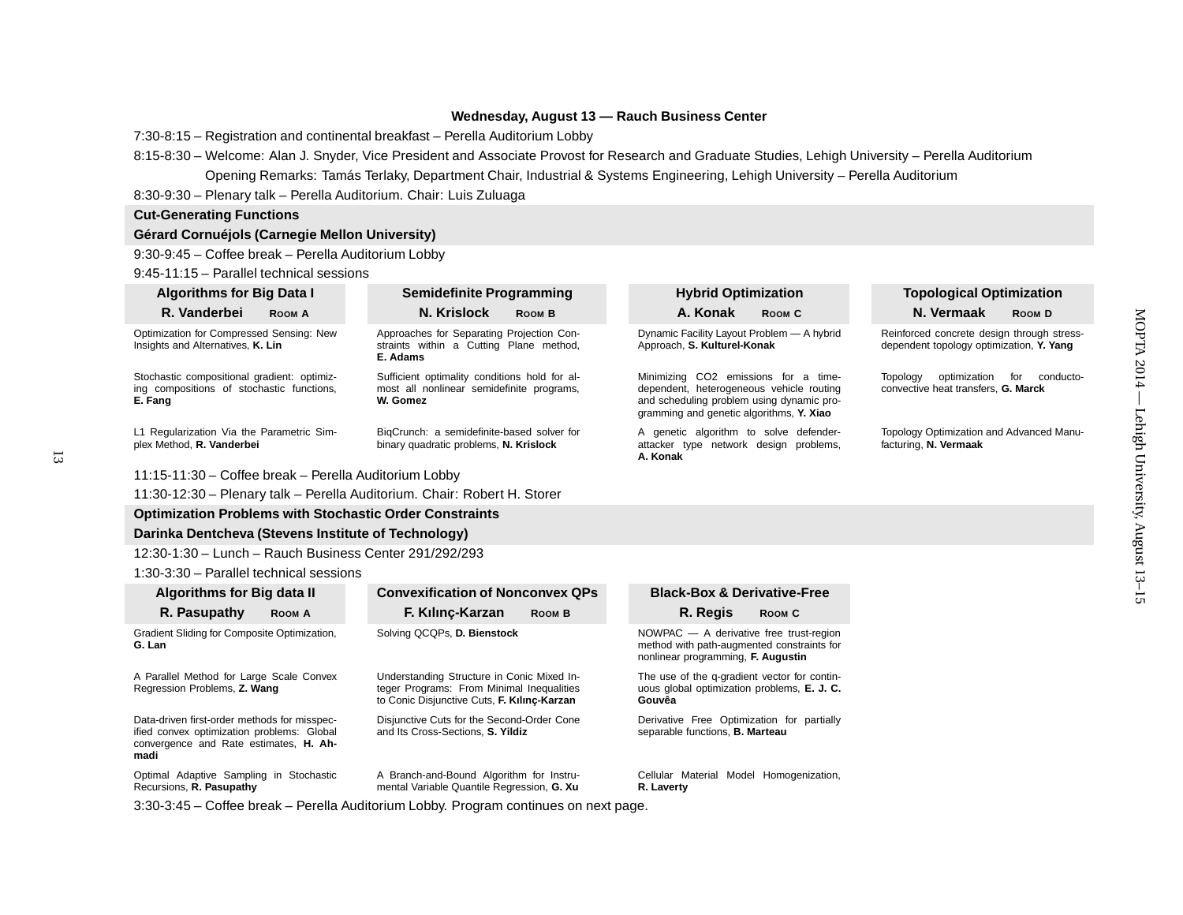## Wednesday, August 13 — Rauch Business Center

7:30-8:15 – Registration and continental breakfast – Perella Auditorium Lobby

8:15-8:30 – Welcome: Alan J. Snyder, Vice President and Associate Provost for Research and Graduate Studies, Lehigh University – Perella Auditorium

Opening Remarks: Tamás Terlaky, Department Chair, Industrial & Systems Engineering, Lehigh University – Perella Auditorium

8:30-9:30 – Plenary talk – Perella Auditorium. Chair: Luis Zuluaga

**Cut-Generating Functions**

**Gérard Cornuéjols (Carnegie Mellon University)**

9:30-9:45 – Coffee break – Perella Auditorium Lobby

9:45-11:15 – Parallel technical sessions

| **Algorithms for Big Data I** | **Semidefinite Programming** | **Hybrid Optimization** | **Topological Optimization** |
|---|---|---|---|
| **R. Vanderbei** Room A | **N. Krislock** Room B | **A. Konak** Room C | **N. Vermaak** Room D |
| Optimization for Compressed Sensing: New Insights and Alternatives, **K. Lin** | Approaches for Separating Projection Constraints within a Cutting Plane method, **E. Adams** | Dynamic Facility Layout Problem — A hybrid Approach, **S. Kulturel-Konak** | Reinforced concrete design through stress-dependent topology optimization, **Y. Yang** |
| Stochastic compositional gradient: optimizing compositions of stochastic functions, **E. Fang** | Sufficient optimality conditions hold for almost all nonlinear semidefinite programs, **W. Gomez** | Minimizing CO2 emissions for a time-dependent, heterogeneous vehicle routing and scheduling problem using dynamic programming and genetic algorithms, **Y. Xiao** | Topology optimization for conducto-convective heat transfers, **G. Marck** |
| L1 Regularization Via the Parametric Simplex Method, **R. Vanderbei** | BiqCrunch: a semidefinite-based solver for binary quadratic problems, **N. Krislock** | A genetic algorithm to solve defender-attacker type network design problems, **A. Konak** | Topology Optimization and Advanced Manufacturing, **N. Vermaak** |

11:15-11:30 – Coffee break – Perella Auditorium Lobby

11:30-12:30 – Plenary talk – Perella Auditorium. Chair: Robert H. Storer

**Optimization Problems with Stochastic Order Constraints**

**Darinka Dentcheva (Stevens Institute of Technology)**

12:30-1:30 – Lunch – Rauch Business Center 291/292/293

1:30-3:30 – Parallel technical sessions

| **Algorithms for Big data II** | **Convexification of Nonconvex QPs** | **Black-Box & Derivative-Free** |
|---|---|---|
| **R. Pasupathy** Room A | **F. Kılınç-Karzan** Room B | **R. Regis** Room C |
| Gradient Sliding for Composite Optimization, **G. Lan** | Solving QCQPs, **D. Bienstock** | NOWPAC — A derivative free trust-region method with path-augmented constraints for nonlinear programming, **F. Augustin** |
| A Parallel Method for Large Scale Convex Regression Problems, **Z. Wang** | Understanding Structure in Conic Mixed Integer Programs: From Minimal Inequalities to Conic Disjunctive Cuts, **F. Kılınç-Karzan** | The use of the q-gradient vector for continuous global optimization problems, **E. J. C. Gouvêa** |
| Data-driven first-order methods for misspecified convex optimization problems: Global convergence and Rate estimates, **H. Ahmadi** | Disjunctive Cuts for the Second-Order Cone and Its Cross-Sections, **S. Yildiz** | Derivative Free Optimization for partially separable functions, **B. Marteau** |
| Optimal Adaptive Sampling in Stochastic Recursions, **R. Pasupathy** | A Branch-and-Bound Algorithm for Instrumental Variable Quantile Regression, **G. Xu** | Cellular Material Model Homogenization, **R. Laverty** |

3:30-3:45 – Coffee break – Perella Auditorium Lobby. Program continues on next page.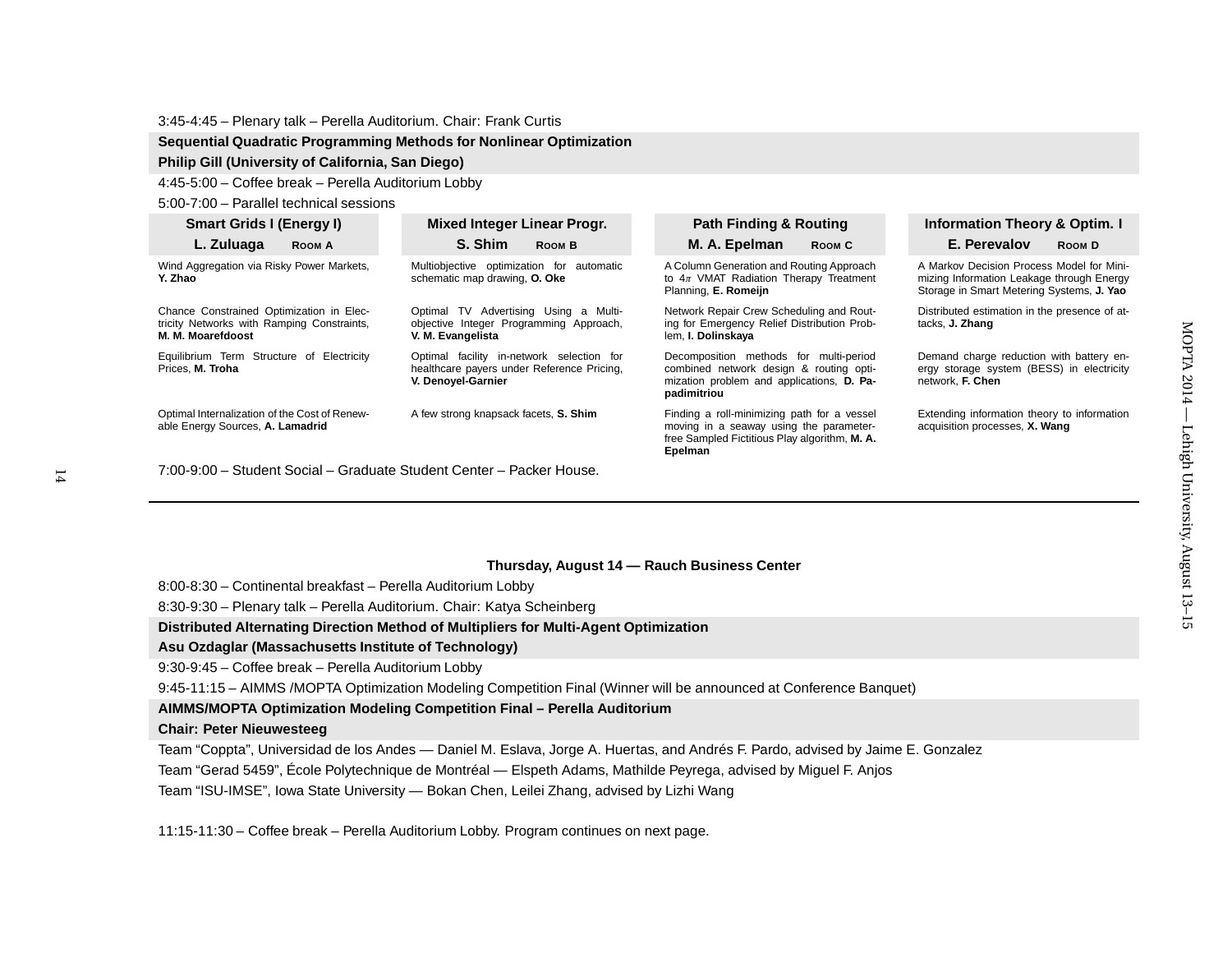3:45-4:45 – Plenary talk – Perella Auditorium. Chair: Frank Curtis

**Sequential Quadratic Programming Methods for Nonlinear Optimization**
**Philip Gill (University of California, San Diego)**

4:45-5:00 – Coffee break – Perella Auditorium Lobby

5:00-7:00 – Parallel technical sessions

| Smart Grids I (Energy I) L. Zuluaga ROOM A | Mixed Integer Linear Progr. S. Shim ROOM B | Path Finding & Routing M. A. Epelman ROOM C | Information Theory & Optim. I E. Perevalov ROOM D |
|---|---|---|---|
| Wind Aggregation via Risky Power Markets, **Y. Zhao** | Multiobjective optimization for automatic schematic map drawing, **O. Oke** | A Column Generation and Routing Approach to $4\pi$ VMAT Radiation Therapy Treatment Planning, **E. Romeijn** | A Markov Decision Process Model for Minimizing Information Leakage through Energy Storage in Smart Metering Systems, **J. Yao** |
| Chance Constrained Optimization in Electricity Networks with Ramping Constraints, **M. M. Moarefdoost** | Optimal TV Advertising Using a Multi-objective Integer Programming Approach, **V. M. Evangelista** | Network Repair Crew Scheduling and Routing for Emergency Relief Distribution Problem, **I. Dolinskaya** | Distributed estimation in the presence of attacks, **J. Zhang** |
| Equilibrium Term Structure of Electricity Prices, **M. Troha** | Optimal facility in-network selection for healthcare payers under Reference Pricing, **V. Denoyel-Garnier** | Decomposition methods for multi-period combined network design & routing optimization problem and applications, **D. Papadimitriou** | Demand charge reduction with battery energy storage system (BESS) in electricity network, **F. Chen** |
| Optimal Internalization of the Cost of Renewable Energy Sources, **A. Lamadrid** | A few strong knapsack facets, **S. Shim** | Finding a roll-minimizing path for a vessel moving in a seaway using the parameter-free Sampled Fictitious Play algorithm, **M. A. Epelman** | Extending information theory to information acquisition processes, **X. Wang** |

7:00-9:00 – Student Social – Graduate Student Center – Packer House.

---

### Thursday, August 14 — Rauch Business Center

8:00-8:30 – Continental breakfast – Perella Auditorium Lobby

8:30-9:30 – Plenary talk – Perella Auditorium. Chair: Katya Scheinberg

**Distributed Alternating Direction Method of Multipliers for Multi-Agent Optimization**
**Asu Ozdaglar (Massachusetts Institute of Technology)**

9:30-9:45 – Coffee break – Perella Auditorium Lobby

9:45-11:15 – AIMMS /MOPTA Optimization Modeling Competition Final (Winner will be announced at Conference Banquet)

**AIMMS/MOPTA Optimization Modeling Competition Final – Perella Auditorium**
**Chair: Peter Nieuwesteeg**

Team “Coppta”, Universidad de los Andes — Daniel M. Eslava, Jorge A. Huertas, and Andrés F. Pardo, advised by Jaime E. Gonzalez

Team “Gerad 5459”, École Polytechnique de Montréal — Elspeth Adams, Mathilde Peyrega, advised by Miguel F. Anjos

Team “ISU-IMSE”, Iowa State University — Bokan Chen, Leilei Zhang, advised by Lizhi Wang

11:15-11:30 – Coffee break – Perella Auditorium Lobby. Program continues on next page.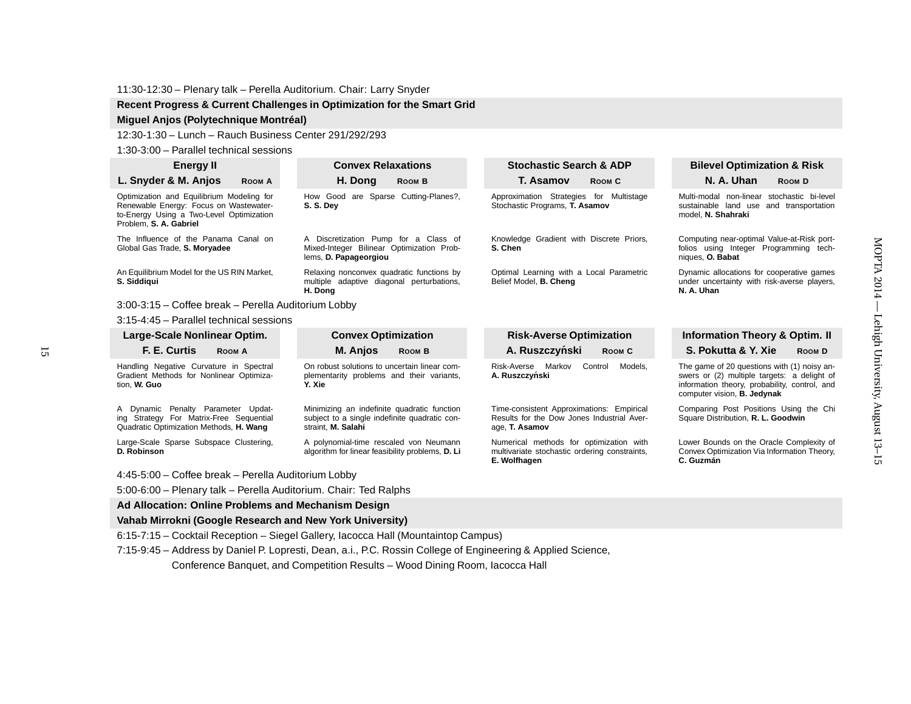11:30-12:30 – Plenary talk – Perella Auditorium. Chair: Larry Snyder

**Recent Progress & Current Challenges in Optimization for the Smart Grid**
**Miguel Anjos (Polytechnique Montréal)**

12:30-1:30 – Lunch – Rauch Business Center 291/292/293

1:30-3:00 – Parallel technical sessions

| **Energy II**<br>**L. Snyder & M. Anjos** Room A | **Convex Relaxations**<br>**H. Dong** Room B | **Stochastic Search & ADP**<br>**T. Asamov** Room C | **Bilevel Optimization & Risk**<br>**N. A. Uhan** Room D |
|---|---|---|---|
| Optimization and Equilibrium Modeling for Renewable Energy: Focus on Wastewater-to-Energy Using a Two-Level Optimization Problem, **S. A. Gabriel** | How Good are Sparse Cutting-Planes?, **S. S. Dey** | Approximation Strategies for Multistage Stochastic Programs, **T. Asamov** | Multi-modal non-linear stochastic bi-level sustainable land use and transportation model, **N. Shahraki** |
| The Influence of the Panama Canal on Global Gas Trade, **S. Moryadee** | A Discretization Pump for a Class of Mixed-Integer Bilinear Optimization Problems, **D. Papageorgiou** | Knowledge Gradient with Discrete Priors, **S. Chen** | Computing near-optimal Value-at-Risk portfolios using Integer Programming techniques, **O. Babat** |
| An Equilibrium Model for the US RIN Market, **S. Siddiqui** | Relaxing nonconvex quadratic functions by multiple adaptive diagonal perturbations, **H. Dong** | Optimal Learning with a Local Parametric Belief Model, **B. Cheng** | Dynamic allocations for cooperative games under uncertainty with risk-averse players, **N. A. Uhan** |

3:00-3:15 – Coffee break – Perella Auditorium Lobby

3:15-4:45 – Parallel technical sessions

| **Large-Scale Nonlinear Optim.**<br>**F. E. Curtis** Room A | **Convex Optimization**<br>**M. Anjos** Room B | **Risk-Averse Optimization**<br>**A. Ruszczyński** Room C | **Information Theory & Optim. II**<br>**S. Pokutta & Y. Xie** Room D |
|---|---|---|---|
| Handling Negative Curvature in Spectral Gradient Methods for Nonlinear Optimization, **W. Guo** | On robust solutions to uncertain linear complementarity problems and their variants, **Y. Xie** | Risk-Averse Markov Control Models, **A. Ruszczyński** | The game of 20 questions with (1) noisy answers or (2) multiple targets: a delight of information theory, probability, control, and computer vision, **B. Jedynak** |
| A Dynamic Penalty Parameter Updating Strategy For Matrix-Free Sequential Quadratic Optimization Methods, **H. Wang** | Minimizing an indefinite quadratic function subject to a single indefinite quadratic constraint, **M. Salahi** | Time-consistent Approximations: Empirical Results for the Dow Jones Industrial Average, **T. Asamov** | Comparing Post Positions Using the Chi Square Distribution, **R. L. Goodwin** |
| Large-Scale Sparse Subspace Clustering, **D. Robinson** | A polynomial-time rescaled von Neumann algorithm for linear feasibility problems, **D. Li** | Numerical methods for optimization with multivariate stochastic ordering constraints, **E. Wolfhagen** | Lower Bounds on the Oracle Complexity of Convex Optimization Via Information Theory, **C. Guzmán** |

4:45-5:00 – Coffee break – Perella Auditorium Lobby

5:00-6:00 – Plenary talk – Perella Auditorium. Chair: Ted Ralphs

**Ad Allocation: Online Problems and Mechanism Design**
**Vahab Mirrokni (Google Research and New York University)**

6:15-7:15 – Cocktail Reception – Siegel Gallery, Iacocca Hall (Mountaintop Campus)

7:15-9:45 – Address by Daniel P. Lopresti, Dean, a.i., P.C. Rossin College of Engineering & Applied Science, Conference Banquet, and Competition Results – Wood Dining Room, Iacocca Hall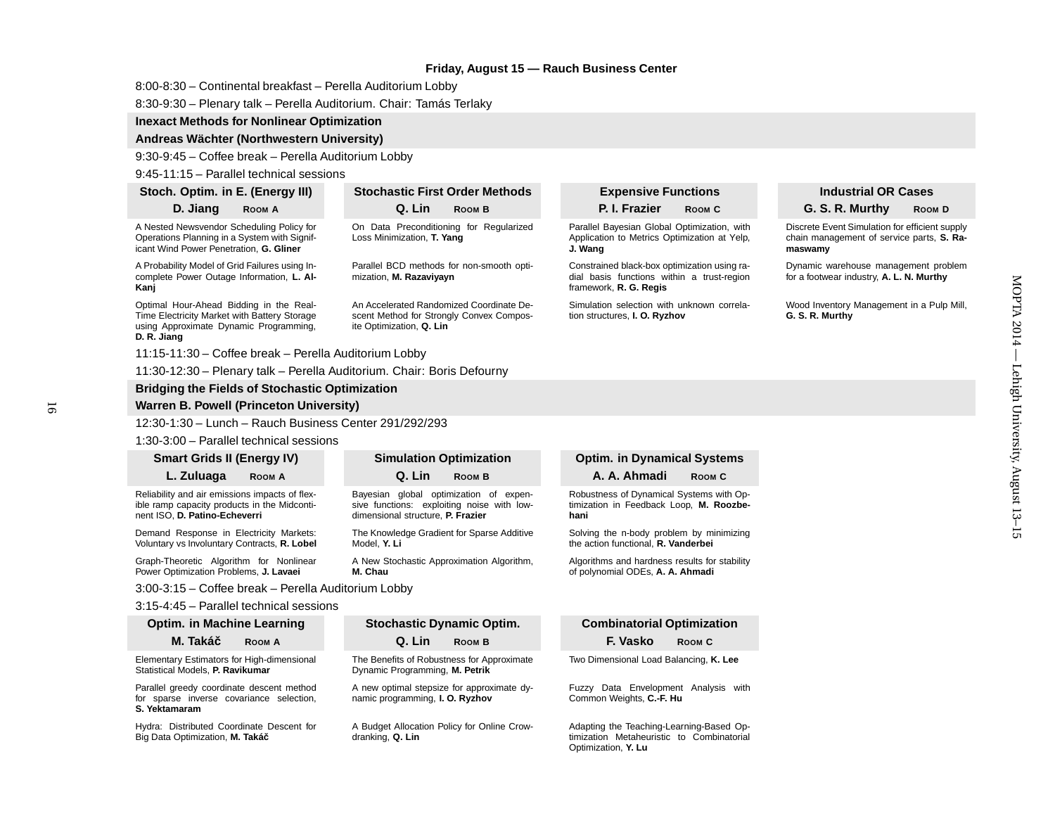## Friday, August 15 — Rauch Business Center

8:00-8:30 – Continental breakfast – Perella Auditorium Lobby

8:30-9:30 – Plenary talk – Perella Auditorium. Chair: Tamás Terlaky

**Inexact Methods for Nonlinear Optimization**

**Andreas Wächter (Northwestern University)**

9:30-9:45 – Coffee break – Perella Auditorium Lobby

9:45-11:15 – Parallel technical sessions

| Stoch. Optim. in E. (Energy III) — D. Jiang, ROOM A | Stochastic First Order Methods — Q. Lin, ROOM B | Expensive Functions — P. I. Frazier, ROOM C | Industrial OR Cases — G. S. R. Murthy, ROOM D |
|---|---|---|---|
| A Nested Newsvendor Scheduling Policy for Operations Planning in a System with Significant Wind Power Penetration, **G. Gliner** | On Data Preconditioning for Regularized Loss Minimization, **T. Yang** | Parallel Bayesian Global Optimization, with Application to Metrics Optimization at Yelp, **J. Wang** | Discrete Event Simulation for efficient supply chain management of service parts, **S. Ramaswamy** |
| A Probability Model of Grid Failures using Incomplete Power Outage Information, **L. Al-Kanj** | Parallel BCD methods for non-smooth optimization, **M. Razaviyayn** | Constrained black-box optimization using radial basis functions within a trust-region framework, **R. G. Regis** | Dynamic warehouse management problem for a footwear industry, **A. L. N. Murthy** |
| Optimal Hour-Ahead Bidding in the Real-Time Electricity Market with Battery Storage using Approximate Dynamic Programming, **D. R. Jiang** | An Accelerated Randomized Coordinate Descent Method for Strongly Convex Composite Optimization, **Q. Lin** | Simulation selection with unknown correlation structures, **I. O. Ryzhov** | Wood Inventory Management in a Pulp Mill, **G. S. R. Murthy** |

11:15-11:30 – Coffee break – Perella Auditorium Lobby

11:30-12:30 – Plenary talk – Perella Auditorium. Chair: Boris Defourny

**Bridging the Fields of Stochastic Optimization**

**Warren B. Powell (Princeton University)**

12:30-1:30 – Lunch – Rauch Business Center 291/292/293

1:30-3:00 – Parallel technical sessions

| Smart Grids II (Energy IV) — L. Zuluaga, ROOM A | Simulation Optimization — Q. Lin, ROOM B | Optim. in Dynamical Systems — A. A. Ahmadi, ROOM C |
|---|---|---|
| Reliability and air emissions impacts of flexible ramp capacity products in the Midcontinent ISO, **D. Patino-Echeverri** | Bayesian global optimization of expensive functions: exploiting noise with low-dimensional structure, **P. Frazier** | Robustness of Dynamical Systems with Optimization in Feedback Loop, **M. Roozbehani** |
| Demand Response in Electricity Markets: Voluntary vs Involuntary Contracts, **R. Lobel** | The Knowledge Gradient for Sparse Additive Model, **Y. Li** | Solving the n-body problem by minimizing the action functional, **R. Vanderbei** |
| Graph-Theoretic Algorithm for Nonlinear Power Optimization Problems, **J. Lavaei** | A New Stochastic Approximation Algorithm, **M. Chau** | Algorithms and hardness results for stability of polynomial ODEs, **A. A. Ahmadi** |

3:00-3:15 – Coffee break – Perella Auditorium Lobby

3:15-4:45 – Parallel technical sessions

| Optim. in Machine Learning — M. Takáč, ROOM A | Stochastic Dynamic Optim. — Q. Lin, ROOM B | Combinatorial Optimization — F. Vasko, ROOM C |
|---|---|---|
| Elementary Estimators for High-dimensional Statistical Models, **P. Ravikumar** | The Benefits of Robustness for Approximate Dynamic Programming, **M. Petrik** | Two Dimensional Load Balancing, **K. Lee** |
| Parallel greedy coordinate descent method for sparse inverse covariance selection, **S. Yektamaram** | A new optimal stepsize for approximate dynamic programming, **I. O. Ryzhov** | Fuzzy Data Envelopment Analysis with Common Weights, **C.-F. Hu** |
| Hydra: Distributed Coordinate Descent for Big Data Optimization, **M. Takáč** | A Budget Allocation Policy for Online Crowdranking, **Q. Lin** | Adapting the Teaching-Learning-Based Optimization Metaheuristic to Combinatorial Optimization, **Y. Lu** |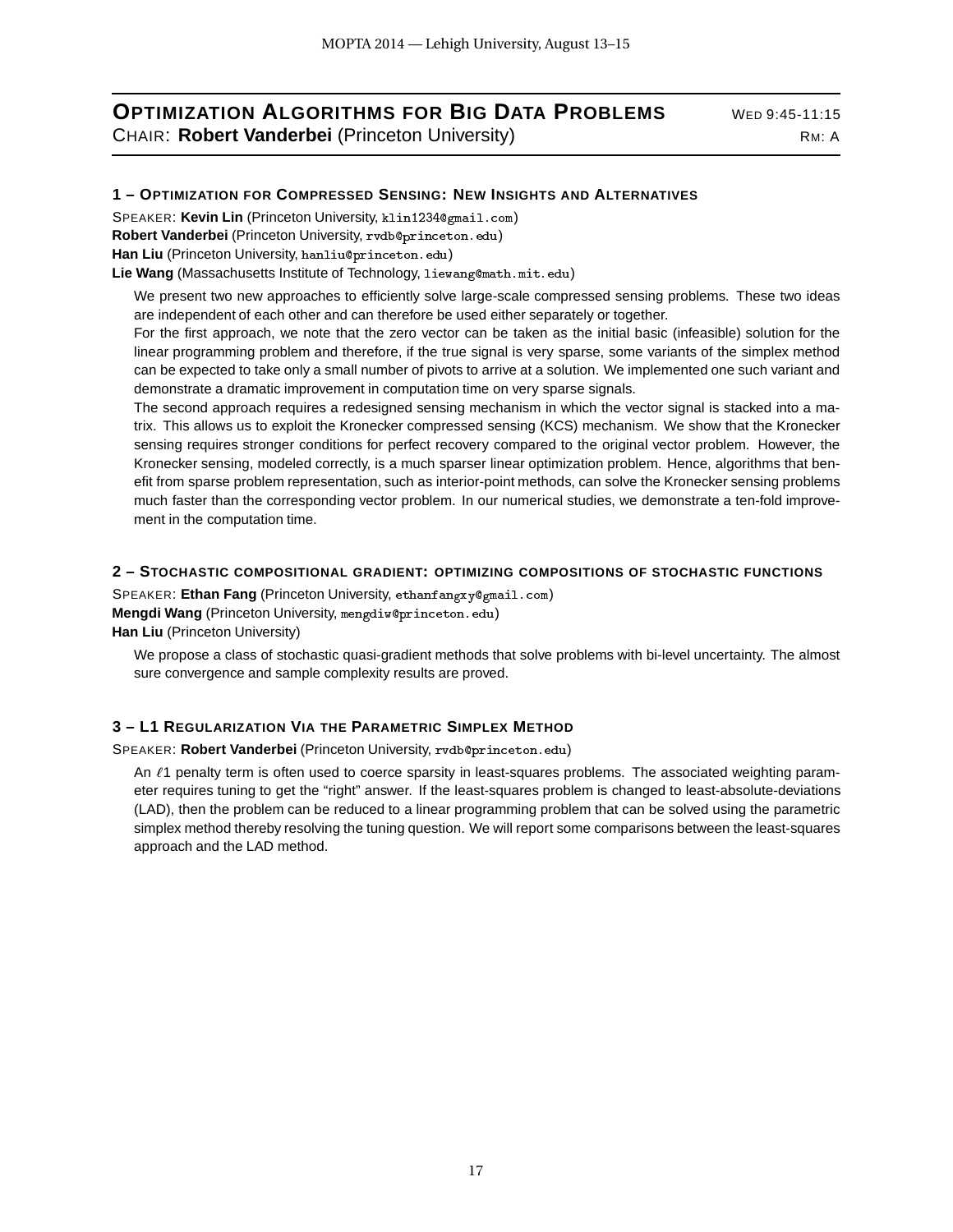## Optimization Algorithms for Big Data Problems

Wed 9:45-11:15

Chair: **Robert Vanderbei** (Princeton University)

Rm: A

### 1 – Optimization for Compressed Sensing: New Insights and Alternatives

Speaker: **Kevin Lin** (Princeton University, klin1234@gmail.com)
**Robert Vanderbei** (Princeton University, rvdb@princeton.edu)
**Han Liu** (Princeton University, hanliu@princeton.edu)
**Lie Wang** (Massachusetts Institute of Technology, liewang@math.mit.edu)

We present two new approaches to efficiently solve large-scale compressed sensing problems. These two ideas are independent of each other and can therefore be used either separately or together.

For the first approach, we note that the zero vector can be taken as the initial basic (infeasible) solution for the linear programming problem and therefore, if the true signal is very sparse, some variants of the simplex method can be expected to take only a small number of pivots to arrive at a solution. We implemented one such variant and demonstrate a dramatic improvement in computation time on very sparse signals.

The second approach requires a redesigned sensing mechanism in which the vector signal is stacked into a matrix. This allows us to exploit the Kronecker compressed sensing (KCS) mechanism. We show that the Kronecker sensing requires stronger conditions for perfect recovery compared to the original vector problem. However, the Kronecker sensing, modeled correctly, is a much sparser linear optimization problem. Hence, algorithms that benefit from sparse problem representation, such as interior-point methods, can solve the Kronecker sensing problems much faster than the corresponding vector problem. In our numerical studies, we demonstrate a ten-fold improvement in the computation time.

### 2 – Stochastic compositional gradient: optimizing compositions of stochastic functions

Speaker: **Ethan Fang** (Princeton University, ethanfangxy@gmail.com)
**Mengdi Wang** (Princeton University, mengdiw@princeton.edu)
**Han Liu** (Princeton University)

We propose a class of stochastic quasi-gradient methods that solve problems with bi-level uncertainty. The almost sure convergence and sample complexity results are proved.

### 3 – L1 Regularization Via the Parametric Simplex Method

Speaker: **Robert Vanderbei** (Princeton University, rvdb@princeton.edu)

An $\ell 1$ penalty term is often used to coerce sparsity in least-squares problems. The associated weighting parameter requires tuning to get the "right" answer. If the least-squares problem is changed to least-absolute-deviations (LAD), then the problem can be reduced to a linear programming problem that can be solved using the parametric simplex method thereby resolving the tuning question. We will report some comparisons between the least-squares approach and the LAD method.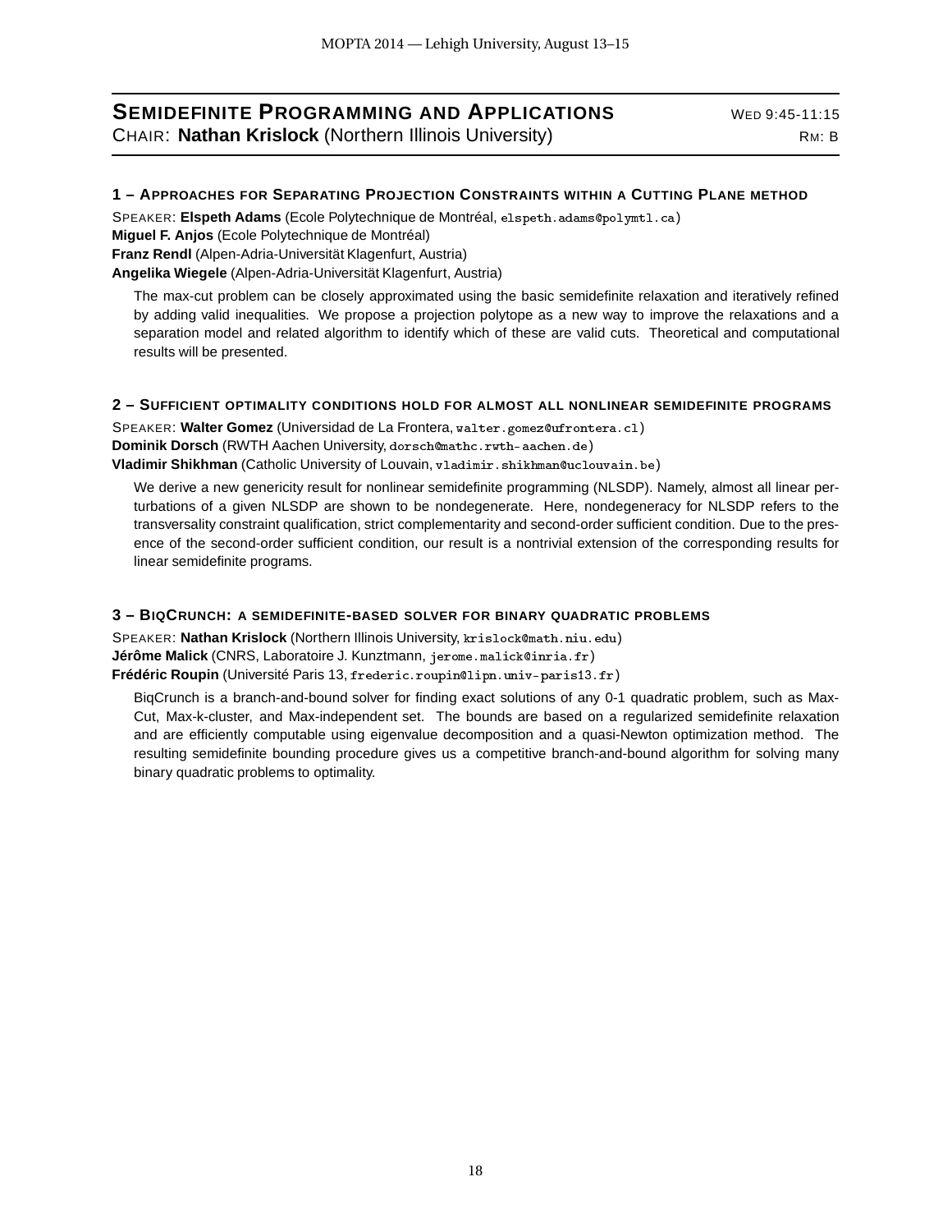## Semidefinite Programming and Applications

Wed 9:45-11:15

Chair: **Nathan Krislock** (Northern Illinois University)

Rm: B

### 1 – Approaches for Separating Projection Constraints within a Cutting Plane method

Speaker: **Elspeth Adams** (Ecole Polytechnique de Montréal, `elspeth.adams@polymtl.ca`)
**Miguel F. Anjos** (Ecole Polytechnique de Montréal)
**Franz Rendl** (Alpen-Adria-Universität Klagenfurt, Austria)
**Angelika Wiegele** (Alpen-Adria-Universität Klagenfurt, Austria)

The max-cut problem can be closely approximated using the basic semidefinite relaxation and iteratively refined by adding valid inequalities. We propose a projection polytope as a new way to improve the relaxations and a separation model and related algorithm to identify which of these are valid cuts. Theoretical and computational results will be presented.

### 2 – Sufficient optimality conditions hold for almost all nonlinear semidefinite programs

Speaker: **Walter Gomez** (Universidad de La Frontera, `walter.gomez@ufrontera.cl`)
**Dominik Dorsch** (RWTH Aachen University, `dorsch@mathc.rwth-aachen.de`)
**Vladimir Shikhman** (Catholic University of Louvain, `vladimir.shikhman@uclouvain.be`)

We derive a new genericity result for nonlinear semidefinite programming (NLSDP). Namely, almost all linear perturbations of a given NLSDP are shown to be nondegenerate. Here, nondegeneracy for NLSDP refers to the transversality constraint qualification, strict complementarity and second-order sufficient condition. Due to the presence of the second-order sufficient condition, our result is a nontrivial extension of the corresponding results for linear semidefinite programs.

### 3 – BiqCrunch: a semidefinite-based solver for binary quadratic problems

Speaker: **Nathan Krislock** (Northern Illinois University, `krislock@math.niu.edu`)
**Jérôme Malick** (CNRS, Laboratoire J. Kunztmann, `jerome.malick@inria.fr`)
**Frédéric Roupin** (Université Paris 13, `frederic.roupin@lipn.univ-paris13.fr`)

BiqCrunch is a branch-and-bound solver for finding exact solutions of any 0-1 quadratic problem, such as Max-Cut, Max-k-cluster, and Max-independent set. The bounds are based on a regularized semidefinite relaxation and are efficiently computable using eigenvalue decomposition and a quasi-Newton optimization method. The resulting semidefinite bounding procedure gives us a competitive branch-and-bound algorithm for solving many binary quadratic problems to optimality.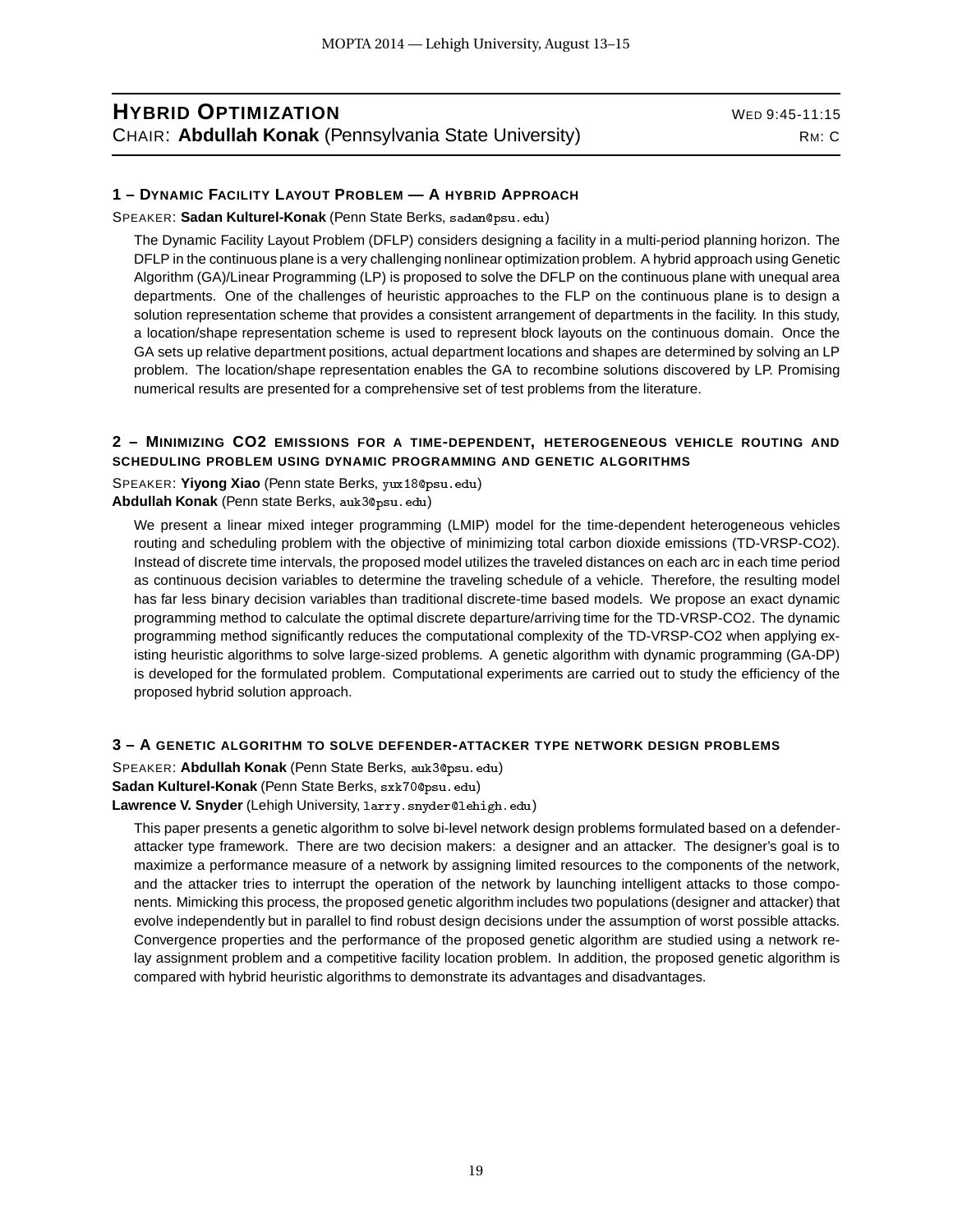## HYBRID OPTIMIZATION

WED 9:45-11:15

CHAIR: **Abdullah Konak** (Pennsylvania State University)

RM: C

### 1 – DYNAMIC FACILITY LAYOUT PROBLEM — A HYBRID APPROACH

SPEAKER: **Sadan Kulturel-Konak** (Penn State Berks, sadan@psu.edu)

The Dynamic Facility Layout Problem (DFLP) considers designing a facility in a multi-period planning horizon. The DFLP in the continuous plane is a very challenging nonlinear optimization problem. A hybrid approach using Genetic Algorithm (GA)/Linear Programming (LP) is proposed to solve the DFLP on the continuous plane with unequal area departments. One of the challenges of heuristic approaches to the FLP on the continuous plane is to design a solution representation scheme that provides a consistent arrangement of departments in the facility. In this study, a location/shape representation scheme is used to represent block layouts on the continuous domain. Once the GA sets up relative department positions, actual department locations and shapes are determined by solving an LP problem. The location/shape representation enables the GA to recombine solutions discovered by LP. Promising numerical results are presented for a comprehensive set of test problems from the literature.

### 2 – MINIMIZING CO2 EMISSIONS FOR A TIME-DEPENDENT, HETEROGENEOUS VEHICLE ROUTING AND SCHEDULING PROBLEM USING DYNAMIC PROGRAMMING AND GENETIC ALGORITHMS

SPEAKER: **Yiyong Xiao** (Penn state Berks, yux18@psu.edu)
**Abdullah Konak** (Penn state Berks, auk3@psu.edu)

We present a linear mixed integer programming (LMIP) model for the time-dependent heterogeneous vehicles routing and scheduling problem with the objective of minimizing total carbon dioxide emissions (TD-VRSP-CO2). Instead of discrete time intervals, the proposed model utilizes the traveled distances on each arc in each time period as continuous decision variables to determine the traveling schedule of a vehicle. Therefore, the resulting model has far less binary decision variables than traditional discrete-time based models. We propose an exact dynamic programming method to calculate the optimal discrete departure/arriving time for the TD-VRSP-CO2. The dynamic programming method significantly reduces the computational complexity of the TD-VRSP-CO2 when applying existing heuristic algorithms to solve large-sized problems. A genetic algorithm with dynamic programming (GA-DP) is developed for the formulated problem. Computational experiments are carried out to study the efficiency of the proposed hybrid solution approach.

### 3 – A GENETIC ALGORITHM TO SOLVE DEFENDER-ATTACKER TYPE NETWORK DESIGN PROBLEMS

SPEAKER: **Abdullah Konak** (Penn State Berks, auk3@psu.edu)
**Sadan Kulturel-Konak** (Penn State Berks, sxk70@psu.edu)
**Lawrence V. Snyder** (Lehigh University, larry.snyder@lehigh.edu)

This paper presents a genetic algorithm to solve bi-level network design problems formulated based on a defender-attacker type framework. There are two decision makers: a designer and an attacker. The designer's goal is to maximize a performance measure of a network by assigning limited resources to the components of the network, and the attacker tries to interrupt the operation of the network by launching intelligent attacks to those components. Mimicking this process, the proposed genetic algorithm includes two populations (designer and attacker) that evolve independently but in parallel to find robust design decisions under the assumption of worst possible attacks. Convergence properties and the performance of the proposed genetic algorithm are studied using a network relay assignment problem and a competitive facility location problem. In addition, the proposed genetic algorithm is compared with hybrid heuristic algorithms to demonstrate its advantages and disadvantages.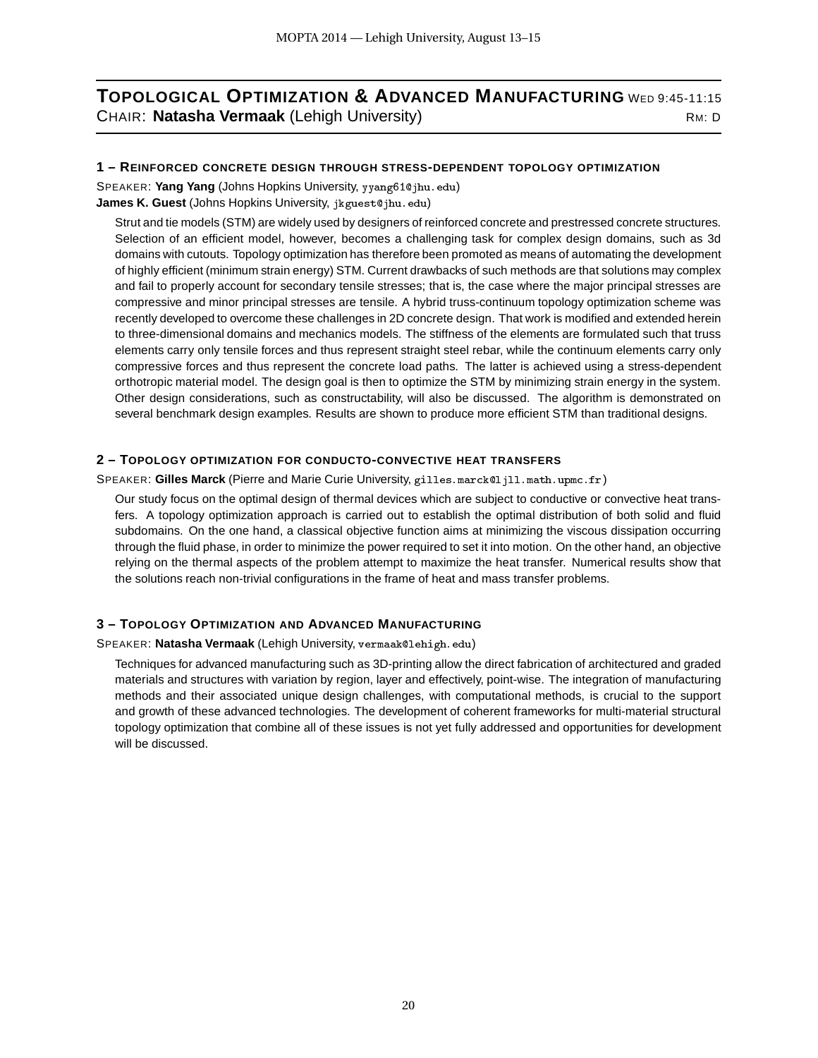## Topological Optimization & Advanced Manufacturing Wed 9:45-11:15

Chair: **Natasha Vermaak** (Lehigh University) Rm: D

### 1 – Reinforced concrete design through stress-dependent topology optimization

Speaker: **Yang Yang** (Johns Hopkins University, yyang61@jhu.edu)
**James K. Guest** (Johns Hopkins University, jkguest@jhu.edu)

Strut and tie models (STM) are widely used by designers of reinforced concrete and prestressed concrete structures. Selection of an efficient model, however, becomes a challenging task for complex design domains, such as 3d domains with cutouts. Topology optimization has therefore been promoted as means of automating the development of highly efficient (minimum strain energy) STM. Current drawbacks of such methods are that solutions may complex and fail to properly account for secondary tensile stresses; that is, the case where the major principal stresses are compressive and minor principal stresses are tensile. A hybrid truss-continuum topology optimization scheme was recently developed to overcome these challenges in 2D concrete design. That work is modified and extended herein to three-dimensional domains and mechanics models. The stiffness of the elements are formulated such that truss elements carry only tensile forces and thus represent straight steel rebar, while the continuum elements carry only compressive forces and thus represent the concrete load paths. The latter is achieved using a stress-dependent orthotropic material model. The design goal is then to optimize the STM by minimizing strain energy in the system. Other design considerations, such as constructability, will also be discussed. The algorithm is demonstrated on several benchmark design examples. Results are shown to produce more efficient STM than traditional designs.

### 2 – Topology optimization for conducto-convective heat transfers

Speaker: **Gilles Marck** (Pierre and Marie Curie University, gilles.marck@ljll.math.upmc.fr)

Our study focus on the optimal design of thermal devices which are subject to conductive or convective heat transfers. A topology optimization approach is carried out to establish the optimal distribution of both solid and fluid subdomains. On the one hand, a classical objective function aims at minimizing the viscous dissipation occurring through the fluid phase, in order to minimize the power required to set it into motion. On the other hand, an objective relying on the thermal aspects of the problem attempt to maximize the heat transfer. Numerical results show that the solutions reach non-trivial configurations in the frame of heat and mass transfer problems.

### 3 – Topology Optimization and Advanced Manufacturing

Speaker: **Natasha Vermaak** (Lehigh University, vermaak@lehigh.edu)

Techniques for advanced manufacturing such as 3D-printing allow the direct fabrication of architectured and graded materials and structures with variation by region, layer and effectively, point-wise. The integration of manufacturing methods and their associated unique design challenges, with computational methods, is crucial to the support and growth of these advanced technologies. The development of coherent frameworks for multi-material structural topology optimization that combine all of these issues is not yet fully addressed and opportunities for development will be discussed.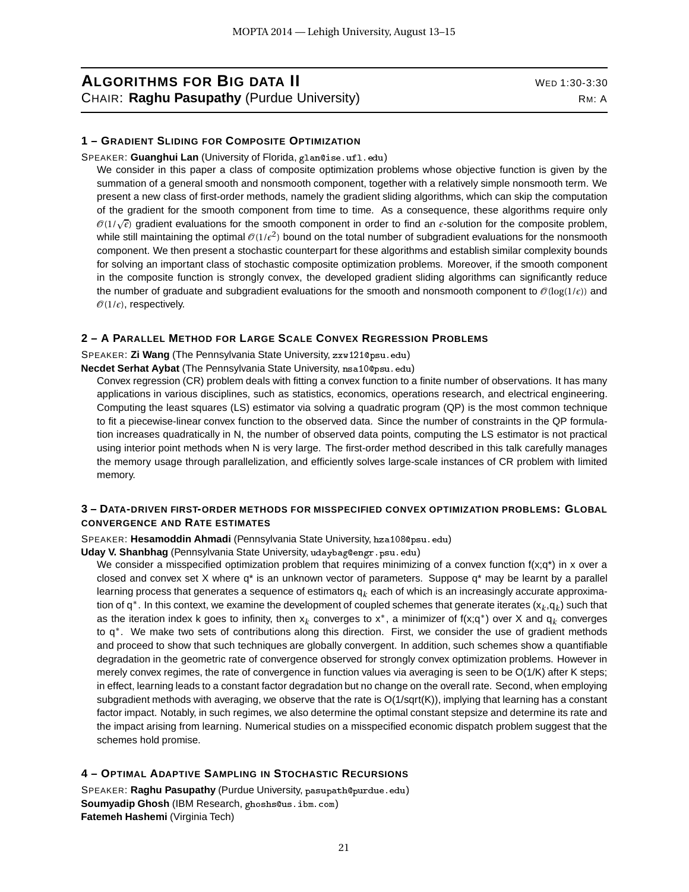## ALGORITHMS FOR BIG DATA II

WED 1:30-3:30

CHAIR: **Raghu Pasupathy** (Purdue University)

RM: A

### 1 – GRADIENT SLIDING FOR COMPOSITE OPTIMIZATION

SPEAKER: **Guanghui Lan** (University of Florida, glan@ise.ufl.edu)

We consider in this paper a class of composite optimization problems whose objective function is given by the summation of a general smooth and nonsmooth component, together with a relatively simple nonsmooth term. We present a new class of first-order methods, namely the gradient sliding algorithms, which can skip the computation of the gradient for the smooth component from time to time. As a consequence, these algorithms require only $\mathcal{O}(1/\sqrt{\epsilon})$ gradient evaluations for the smooth component in order to find an $\epsilon$-solution for the composite problem, while still maintaining the optimal $\mathcal{O}(1/\epsilon^2)$ bound on the total number of subgradient evaluations for the nonsmooth component. We then present a stochastic counterpart for these algorithms and establish similar complexity bounds for solving an important class of stochastic composite optimization problems. Moreover, if the smooth component in the composite function is strongly convex, the developed gradient sliding algorithms can significantly reduce the number of graduate and subgradient evaluations for the smooth and nonsmooth component to $\mathcal{O}(\log(1/\epsilon))$ and $\mathcal{O}(1/\epsilon)$, respectively.

### 2 – A PARALLEL METHOD FOR LARGE SCALE CONVEX REGRESSION PROBLEMS

SPEAKER: **Zi Wang** (The Pennsylvania State University, zxw121@psu.edu)
**Necdet Serhat Aybat** (The Pennsylvania State University, nsa10@psu.edu)

Convex regression (CR) problem deals with fitting a convex function to a finite number of observations. It has many applications in various disciplines, such as statistics, economics, operations research, and electrical engineering. Computing the least squares (LS) estimator via solving a quadratic program (QP) is the most common technique to fit a piecewise-linear convex function to the observed data. Since the number of constraints in the QP formulation increases quadratically in N, the number of observed data points, computing the LS estimator is not practical using interior point methods when N is very large. The first-order method described in this talk carefully manages the memory usage through parallelization, and efficiently solves large-scale instances of CR problem with limited memory.

### 3 – DATA-DRIVEN FIRST-ORDER METHODS FOR MISSPECIFIED CONVEX OPTIMIZATION PROBLEMS: GLOBAL CONVERGENCE AND RATE ESTIMATES

SPEAKER: **Hesamoddin Ahmadi** (Pennsylvania State University, hza108@psu.edu)
**Uday V. Shanbhag** (Pennsylvania State University, udaybag@engr.psu.edu)

We consider a misspecified optimization problem that requires minimizing of a convex function f(x;q*) in x over a closed and convex set X where q* is an unknown vector of parameters. Suppose q* may be learnt by a parallel learning process that generates a sequence of estimators $q_k$ each of which is an increasingly accurate approximation of $q^*$. In this context, we examine the development of coupled schemes that generate iterates $(x_k, q_k)$ such that as the iteration index k goes to infinity, then $x_k$ converges to $x^*$, a minimizer of $f(x;q^*)$ over X and $q_k$ converges to $q^*$. We make two sets of contributions along this direction. First, we consider the use of gradient methods and proceed to show that such techniques are globally convergent. In addition, such schemes show a quantifiable degradation in the geometric rate of convergence observed for strongly convex optimization problems. However in merely convex regimes, the rate of convergence in function values via averaging is seen to be O(1/K) after K steps; in effect, learning leads to a constant factor degradation but no change on the overall rate. Second, when employing subgradient methods with averaging, we observe that the rate is O(1/sqrt(K)), implying that learning has a constant factor impact. Notably, in such regimes, we also determine the optimal constant stepsize and determine its rate and the impact arising from learning. Numerical studies on a misspecified economic dispatch problem suggest that the schemes hold promise.

### 4 – OPTIMAL ADAPTIVE SAMPLING IN STOCHASTIC RECURSIONS

SPEAKER: **Raghu Pasupathy** (Purdue University, pasupath@purdue.edu)
**Soumyadip Ghosh** (IBM Research, ghoshs@us.ibm.com)
**Fatemeh Hashemi** (Virginia Tech)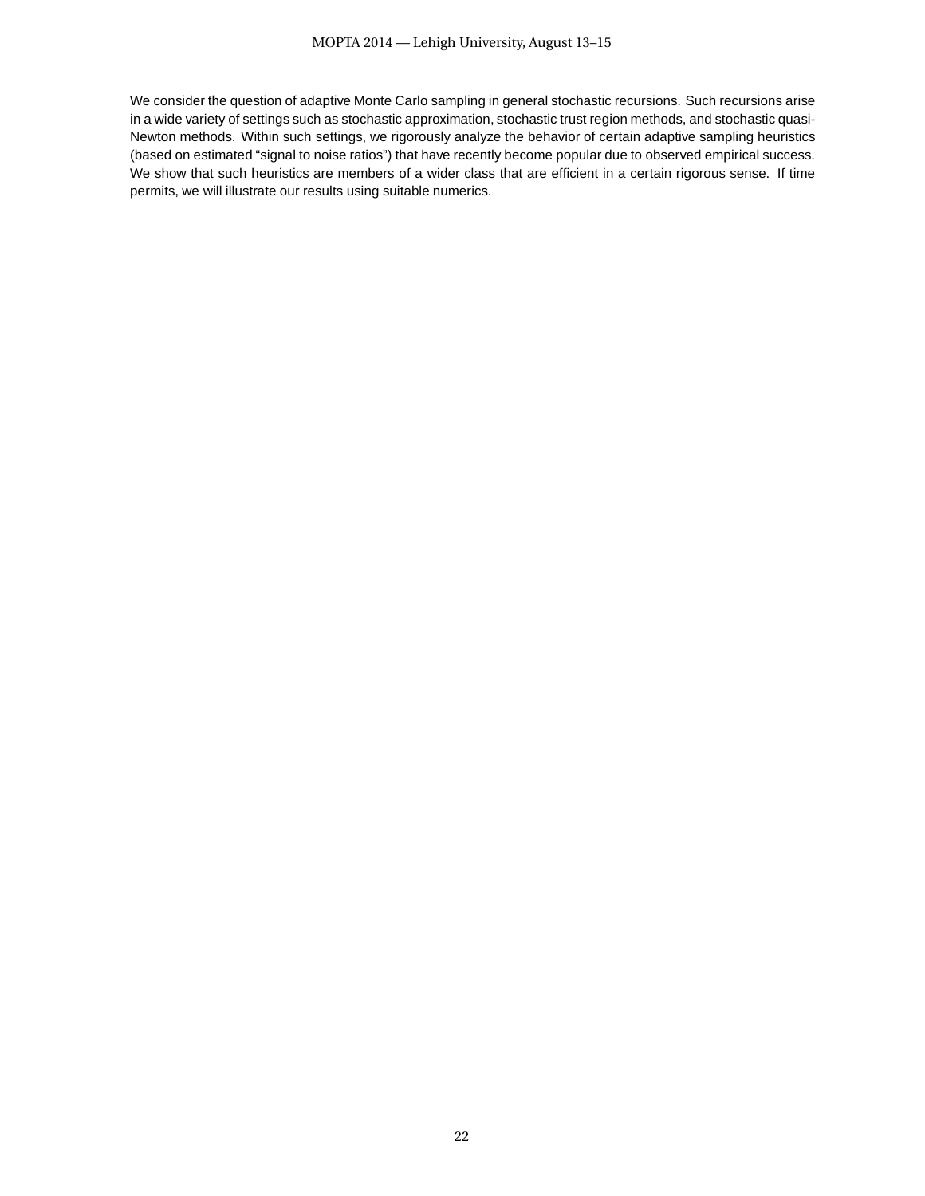We consider the question of adaptive Monte Carlo sampling in general stochastic recursions. Such recursions arise in a wide variety of settings such as stochastic approximation, stochastic trust region methods, and stochastic quasi-Newton methods. Within such settings, we rigorously analyze the behavior of certain adaptive sampling heuristics (based on estimated "signal to noise ratios") that have recently become popular due to observed empirical success. We show that such heuristics are members of a wider class that are efficient in a certain rigorous sense. If time permits, we will illustrate our results using suitable numerics.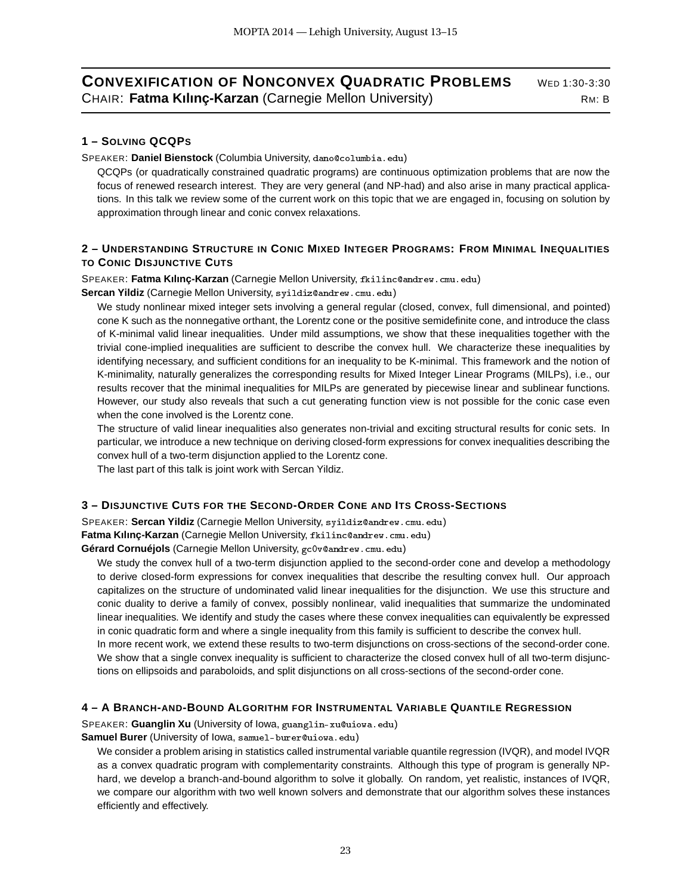## Convexification of Nonconvex Quadratic Problems

Wed 1:30-3:30

Chair: **Fatma Kılınç-Karzan** (Carnegie Mellon University)

Rm: B

### 1 – Solving QCQPs

Speaker: **Daniel Bienstock** (Columbia University, dano@columbia.edu)

QCQPs (or quadratically constrained quadratic programs) are continuous optimization problems that are now the focus of renewed research interest. They are very general (and NP-had) and also arise in many practical applications. In this talk we review some of the current work on this topic that we are engaged in, focusing on solution by approximation through linear and conic convex relaxations.

### 2 – Understanding Structure in Conic Mixed Integer Programs: From Minimal Inequalities to Conic Disjunctive Cuts

Speaker: **Fatma Kılınç-Karzan** (Carnegie Mellon University, fkilinc@andrew.cmu.edu)

**Sercan Yildiz** (Carnegie Mellon University, syildiz@andrew.cmu.edu)

We study nonlinear mixed integer sets involving a general regular (closed, convex, full dimensional, and pointed) cone K such as the nonnegative orthant, the Lorentz cone or the positive semidefinite cone, and introduce the class of K-minimal valid linear inequalities. Under mild assumptions, we show that these inequalities together with the trivial cone-implied inequalities are sufficient to describe the convex hull. We characterize these inequalities by identifying necessary, and sufficient conditions for an inequality to be K-minimal. This framework and the notion of K-minimality, naturally generalizes the corresponding results for Mixed Integer Linear Programs (MILPs), i.e., our results recover that the minimal inequalities for MILPs are generated by piecewise linear and sublinear functions. However, our study also reveals that such a cut generating function view is not possible for the conic case even when the cone involved is the Lorentz cone.

The structure of valid linear inequalities also generates non-trivial and exciting structural results for conic sets. In particular, we introduce a new technique on deriving closed-form expressions for convex inequalities describing the convex hull of a two-term disjunction applied to the Lorentz cone.

The last part of this talk is joint work with Sercan Yildiz.

### 3 – Disjunctive Cuts for the Second-Order Cone and Its Cross-Sections

Speaker: **Sercan Yildiz** (Carnegie Mellon University, syildiz@andrew.cmu.edu)

**Fatma Kılınç-Karzan** (Carnegie Mellon University, fkilinc@andrew.cmu.edu)

**Gérard Cornuéjols** (Carnegie Mellon University, gc0v@andrew.cmu.edu)

We study the convex hull of a two-term disjunction applied to the second-order cone and develop a methodology to derive closed-form expressions for convex inequalities that describe the resulting convex hull. Our approach capitalizes on the structure of undominated valid linear inequalities for the disjunction. We use this structure and conic duality to derive a family of convex, possibly nonlinear, valid inequalities that summarize the undominated linear inequalities. We identify and study the cases where these convex inequalities can equivalently be expressed in conic quadratic form and where a single inequality from this family is sufficient to describe the convex hull.

In more recent work, we extend these results to two-term disjunctions on cross-sections of the second-order cone. We show that a single convex inequality is sufficient to characterize the closed convex hull of all two-term disjunctions on ellipsoids and paraboloids, and split disjunctions on all cross-sections of the second-order cone.

### 4 – A Branch-and-Bound Algorithm for Instrumental Variable Quantile Regression

Speaker: **Guanglin Xu** (University of Iowa, guanglin-xu@uiowa.edu)

**Samuel Burer** (University of Iowa, samuel-burer@uiowa.edu)

We consider a problem arising in statistics called instrumental variable quantile regression (IVQR), and model IVQR as a convex quadratic program with complementarity constraints. Although this type of program is generally NP-hard, we develop a branch-and-bound algorithm to solve it globally. On random, yet realistic, instances of IVQR, we compare our algorithm with two well known solvers and demonstrate that our algorithm solves these instances efficiently and effectively.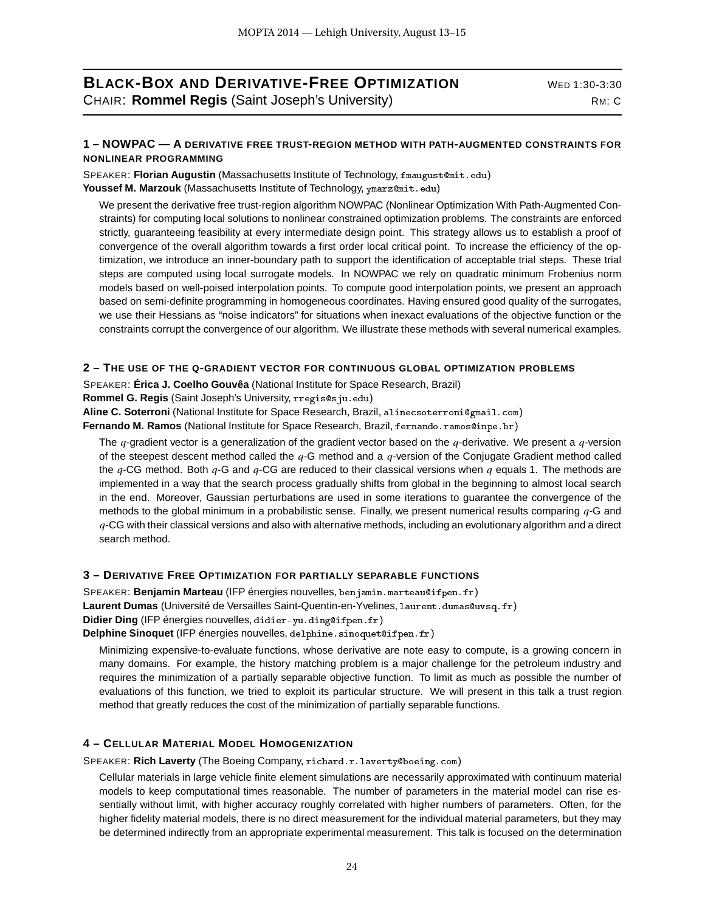## BLACK-BOX AND DERIVATIVE-FREE OPTIMIZATION

WED 1:30-3:30

CHAIR: **Rommel Regis** (Saint Joseph's University)

RM: C

### 1 – NOWPAC — A DERIVATIVE FREE TRUST-REGION METHOD WITH PATH-AUGMENTED CONSTRAINTS FOR NONLINEAR PROGRAMMING

SPEAKER: **Florian Augustin** (Massachusetts Institute of Technology, fmaugust@mit.edu)
**Youssef M. Marzouk** (Massachusetts Institute of Technology, ymarz@mit.edu)

We present the derivative free trust-region algorithm NOWPAC (Nonlinear Optimization With Path-Augmented Constraints) for computing local solutions to nonlinear constrained optimization problems. The constraints are enforced strictly, guaranteeing feasibility at every intermediate design point. This strategy allows us to establish a proof of convergence of the overall algorithm towards a first order local critical point. To increase the efficiency of the optimization, we introduce an inner-boundary path to support the identification of acceptable trial steps. These trial steps are computed using local surrogate models. In NOWPAC we rely on quadratic minimum Frobenius norm models based on well-poised interpolation points. To compute good interpolation points, we present an approach based on semi-definite programming in homogeneous coordinates. Having ensured good quality of the surrogates, we use their Hessians as "noise indicators" for situations when inexact evaluations of the objective function or the constraints corrupt the convergence of our algorithm. We illustrate these methods with several numerical examples.

### 2 – THE USE OF THE Q-GRADIENT VECTOR FOR CONTINUOUS GLOBAL OPTIMIZATION PROBLEMS

SPEAKER: **Érica J. Coelho Gouvêa** (National Institute for Space Research, Brazil)
**Rommel G. Regis** (Saint Joseph's University, rregis@sju.edu)
**Aline C. Soterroni** (National Institute for Space Research, Brazil, alinecsoterroni@gmail.com)
**Fernando M. Ramos** (National Institute for Space Research, Brazil, fernando.ramos@inpe.br)

The $q$-gradient vector is a generalization of the gradient vector based on the $q$-derivative. We present a $q$-version of the steepest descent method called the $q$-G method and a $q$-version of the Conjugate Gradient method called the $q$-CG method. Both $q$-G and $q$-CG are reduced to their classical versions when $q$ equals 1. The methods are implemented in a way that the search process gradually shifts from global in the beginning to almost local search in the end. Moreover, Gaussian perturbations are used in some iterations to guarantee the convergence of the methods to the global minimum in a probabilistic sense. Finally, we present numerical results comparing $q$-G and $q$-CG with their classical versions and also with alternative methods, including an evolutionary algorithm and a direct search method.

### 3 – DERIVATIVE FREE OPTIMIZATION FOR PARTIALLY SEPARABLE FUNCTIONS

SPEAKER: **Benjamin Marteau** (IFP énergies nouvelles, benjamin.marteau@ifpen.fr)
**Laurent Dumas** (Université de Versailles Saint-Quentin-en-Yvelines, laurent.dumas@uvsq.fr)
**Didier Ding** (IFP énergies nouvelles, didier-yu.ding@ifpen.fr)
**Delphine Sinoquet** (IFP énergies nouvelles, delphine.sinoquet@ifpen.fr)

Minimizing expensive-to-evaluate functions, whose derivative are note easy to compute, is a growing concern in many domains. For example, the history matching problem is a major challenge for the petroleum industry and requires the minimization of a partially separable objective function. To limit as much as possible the number of evaluations of this function, we tried to exploit its particular structure. We will present in this talk a trust region method that greatly reduces the cost of the minimization of partially separable functions.

### 4 – CELLULAR MATERIAL MODEL HOMOGENIZATION

SPEAKER: **Rich Laverty** (The Boeing Company, richard.r.laverty@boeing.com)

Cellular materials in large vehicle finite element simulations are necessarily approximated with continuum material models to keep computational times reasonable. The number of parameters in the material model can rise essentially without limit, with higher accuracy roughly correlated with higher numbers of parameters. Often, for the higher fidelity material models, there is no direct measurement for the individual material parameters, but they may be determined indirectly from an appropriate experimental measurement. This talk is focused on the determination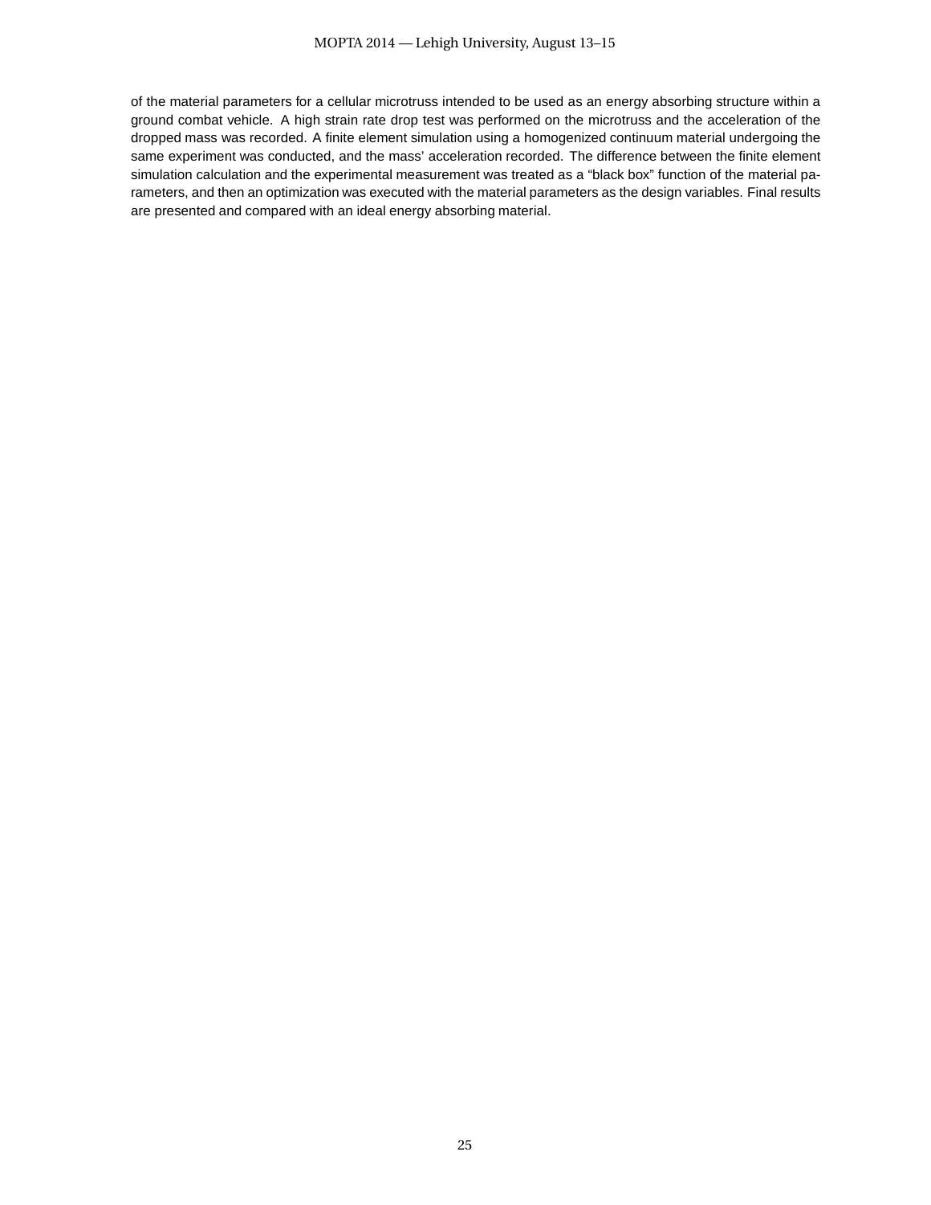of the material parameters for a cellular microtruss intended to be used as an energy absorbing structure within a ground combat vehicle. A high strain rate drop test was performed on the microtruss and the acceleration of the dropped mass was recorded. A finite element simulation using a homogenized continuum material undergoing the same experiment was conducted, and the mass' acceleration recorded. The difference between the finite element simulation calculation and the experimental measurement was treated as a "black box" function of the material parameters, and then an optimization was executed with the material parameters as the design variables. Final results are presented and compared with an ideal energy absorbing material.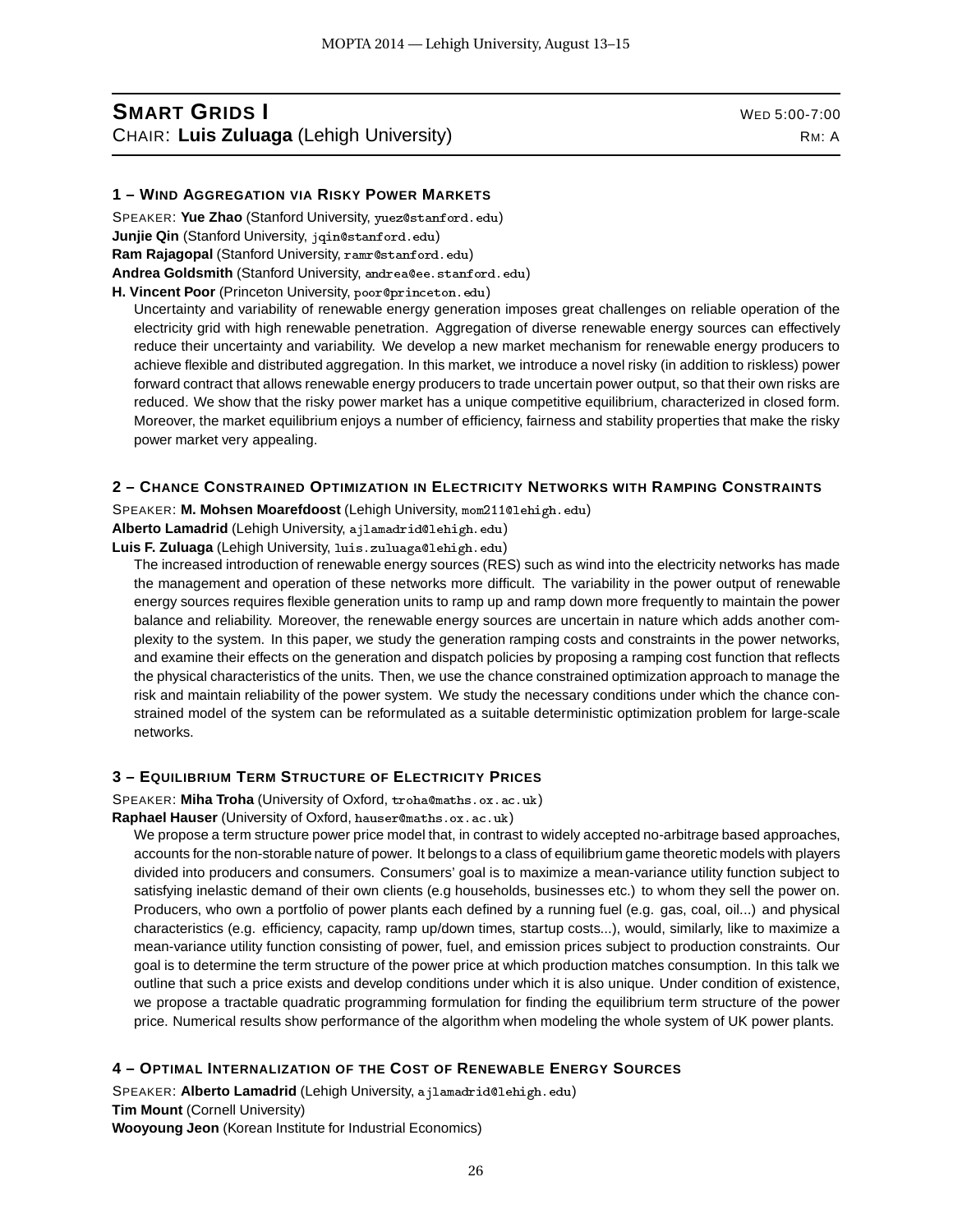## SMART GRIDS I

WED 5:00-7:00

CHAIR: **Luis Zuluaga** (Lehigh University)

RM: A

### 1 – WIND AGGREGATION VIA RISKY POWER MARKETS

SPEAKER: **Yue Zhao** (Stanford University, yuez@stanford.edu)
**Junjie Qin** (Stanford University, jqin@stanford.edu)
**Ram Rajagopal** (Stanford University, ramr@stanford.edu)
**Andrea Goldsmith** (Stanford University, andrea@ee.stanford.edu)
**H. Vincent Poor** (Princeton University, poor@princeton.edu)

Uncertainty and variability of renewable energy generation imposes great challenges on reliable operation of the electricity grid with high renewable penetration. Aggregation of diverse renewable energy sources can effectively reduce their uncertainty and variability. We develop a new market mechanism for renewable energy producers to achieve flexible and distributed aggregation. In this market, we introduce a novel risky (in addition to riskless) power forward contract that allows renewable energy producers to trade uncertain power output, so that their own risks are reduced. We show that the risky power market has a unique competitive equilibrium, characterized in closed form. Moreover, the market equilibrium enjoys a number of efficiency, fairness and stability properties that make the risky power market very appealing.

### 2 – CHANCE CONSTRAINED OPTIMIZATION IN ELECTRICITY NETWORKS WITH RAMPING CONSTRAINTS

SPEAKER: **M. Mohsen Moarefdoost** (Lehigh University, mom211@lehigh.edu)
**Alberto Lamadrid** (Lehigh University, ajlamadrid@lehigh.edu)
**Luis F. Zuluaga** (Lehigh University, luis.zuluaga@lehigh.edu)

The increased introduction of renewable energy sources (RES) such as wind into the electricity networks has made the management and operation of these networks more difficult. The variability in the power output of renewable energy sources requires flexible generation units to ramp up and ramp down more frequently to maintain the power balance and reliability. Moreover, the renewable energy sources are uncertain in nature which adds another complexity to the system. In this paper, we study the generation ramping costs and constraints in the power networks, and examine their effects on the generation and dispatch policies by proposing a ramping cost function that reflects the physical characteristics of the units. Then, we use the chance constrained optimization approach to manage the risk and maintain reliability of the power system. We study the necessary conditions under which the chance constrained model of the system can be reformulated as a suitable deterministic optimization problem for large-scale networks.

### 3 – EQUILIBRIUM TERM STRUCTURE OF ELECTRICITY PRICES

SPEAKER: **Miha Troha** (University of Oxford, troha@maths.ox.ac.uk)
**Raphael Hauser** (University of Oxford, hauser@maths.ox.ac.uk)

We propose a term structure power price model that, in contrast to widely accepted no-arbitrage based approaches, accounts for the non-storable nature of power. It belongs to a class of equilibrium game theoretic models with players divided into producers and consumers. Consumers' goal is to maximize a mean-variance utility function subject to satisfying inelastic demand of their own clients (e.g households, businesses etc.) to whom they sell the power on. Producers, who own a portfolio of power plants each defined by a running fuel (e.g. gas, coal, oil...) and physical characteristics (e.g. efficiency, capacity, ramp up/down times, startup costs...), would, similarly, like to maximize a mean-variance utility function consisting of power, fuel, and emission prices subject to production constraints. Our goal is to determine the term structure of the power price at which production matches consumption. In this talk we outline that such a price exists and develop conditions under which it is also unique. Under condition of existence, we propose a tractable quadratic programming formulation for finding the equilibrium term structure of the power price. Numerical results show performance of the algorithm when modeling the whole system of UK power plants.

### 4 – OPTIMAL INTERNALIZATION OF THE COST OF RENEWABLE ENERGY SOURCES

SPEAKER: **Alberto Lamadrid** (Lehigh University, ajlamadrid@lehigh.edu)
**Tim Mount** (Cornell University)
**Wooyoung Jeon** (Korean Institute for Industrial Economics)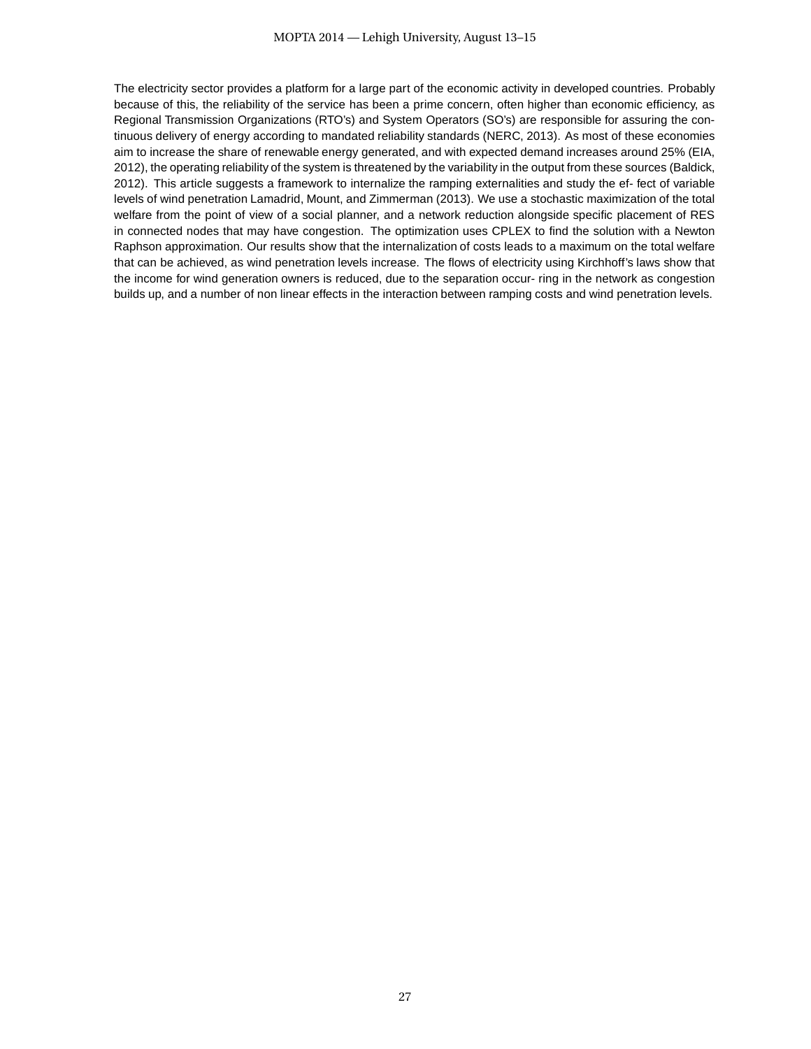The electricity sector provides a platform for a large part of the economic activity in developed countries. Probably because of this, the reliability of the service has been a prime concern, often higher than economic efficiency, as Regional Transmission Organizations (RTO's) and System Operators (SO's) are responsible for assuring the continuous delivery of energy according to mandated reliability standards (NERC, 2013). As most of these economies aim to increase the share of renewable energy generated, and with expected demand increases around 25% (EIA, 2012), the operating reliability of the system is threatened by the variability in the output from these sources (Baldick, 2012). This article suggests a framework to internalize the ramping externalities and study the ef- fect of variable levels of wind penetration Lamadrid, Mount, and Zimmerman (2013). We use a stochastic maximization of the total welfare from the point of view of a social planner, and a network reduction alongside specific placement of RES in connected nodes that may have congestion. The optimization uses CPLEX to find the solution with a Newton Raphson approximation. Our results show that the internalization of costs leads to a maximum on the total welfare that can be achieved, as wind penetration levels increase. The flows of electricity using Kirchhoff's laws show that the income for wind generation owners is reduced, due to the separation occur- ring in the network as congestion builds up, and a number of non linear effects in the interaction between ramping costs and wind penetration levels.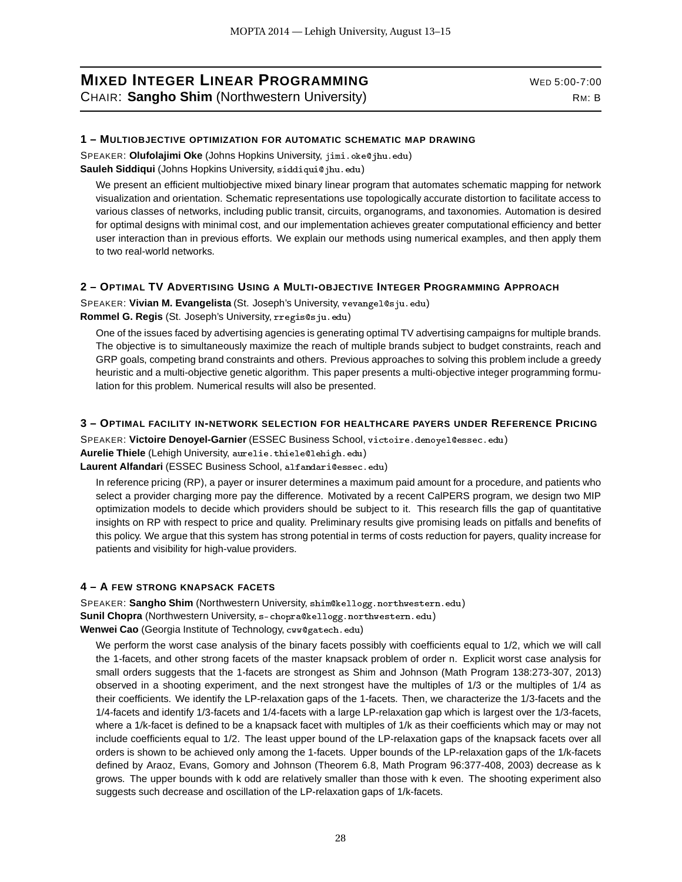## MIXED INTEGER LINEAR PROGRAMMING

WED 5:00-7:00

CHAIR: **Sangho Shim** (Northwestern University)

RM: B

### 1 – MULTIOBJECTIVE OPTIMIZATION FOR AUTOMATIC SCHEMATIC MAP DRAWING

SPEAKER: **Olufolajimi Oke** (Johns Hopkins University, jimi.oke@jhu.edu)
**Sauleh Siddiqui** (Johns Hopkins University, siddiqui@jhu.edu)

We present an efficient multiobjective mixed binary linear program that automates schematic mapping for network visualization and orientation. Schematic representations use topologically accurate distortion to facilitate access to various classes of networks, including public transit, circuits, organograms, and taxonomies. Automation is desired for optimal designs with minimal cost, and our implementation achieves greater computational efficiency and better user interaction than in previous efforts. We explain our methods using numerical examples, and then apply them to two real-world networks.

### 2 – OPTIMAL TV ADVERTISING USING A MULTI-OBJECTIVE INTEGER PROGRAMMING APPROACH

SPEAKER: **Vivian M. Evangelista** (St. Joseph's University, vevangel@sju.edu)
**Rommel G. Regis** (St. Joseph's University, rregis@sju.edu)

One of the issues faced by advertising agencies is generating optimal TV advertising campaigns for multiple brands. The objective is to simultaneously maximize the reach of multiple brands subject to budget constraints, reach and GRP goals, competing brand constraints and others. Previous approaches to solving this problem include a greedy heuristic and a multi-objective genetic algorithm. This paper presents a multi-objective integer programming formulation for this problem. Numerical results will also be presented.

### 3 – OPTIMAL FACILITY IN-NETWORK SELECTION FOR HEALTHCARE PAYERS UNDER REFERENCE PRICING

SPEAKER: **Victoire Denoyel-Garnier** (ESSEC Business School, victoire.denoyel@essec.edu)
**Aurelie Thiele** (Lehigh University, aurelie.thiele@lehigh.edu)
**Laurent Alfandari** (ESSEC Business School, alfandari@essec.edu)

In reference pricing (RP), a payer or insurer determines a maximum paid amount for a procedure, and patients who select a provider charging more pay the difference. Motivated by a recent CalPERS program, we design two MIP optimization models to decide which providers should be subject to it. This research fills the gap of quantitative insights on RP with respect to price and quality. Preliminary results give promising leads on pitfalls and benefits of this policy. We argue that this system has strong potential in terms of costs reduction for payers, quality increase for patients and visibility for high-value providers.

### 4 – A FEW STRONG KNAPSACK FACETS

SPEAKER: **Sangho Shim** (Northwestern University, shim@kellogg.northwestern.edu)
**Sunil Chopra** (Northwestern University, s-chopra@kellogg.northwestern.edu)
**Wenwei Cao** (Georgia Institute of Technology, cww@gatech.edu)

We perform the worst case analysis of the binary facets possibly with coefficients equal to 1/2, which we will call the 1-facets, and other strong facets of the master knapsack problem of order n. Explicit worst case analysis for small orders suggests that the 1-facets are strongest as Shim and Johnson (Math Program 138:273-307, 2013) observed in a shooting experiment, and the next strongest have the multiples of 1/3 or the multiples of 1/4 as their coefficients. We identify the LP-relaxation gaps of the 1-facets. Then, we characterize the 1/3-facets and the 1/4-facets and identify 1/3-facets and 1/4-facets with a large LP-relaxation gap which is largest over the 1/3-facets, where a 1/k-facet is defined to be a knapsack facet with multiples of 1/k as their coefficients which may or may not include coefficients equal to 1/2. The least upper bound of the LP-relaxation gaps of the knapsack facets over all orders is shown to be achieved only among the 1-facets. Upper bounds of the LP-relaxation gaps of the 1/k-facets defined by Araoz, Evans, Gomory and Johnson (Theorem 6.8, Math Program 96:377-408, 2003) decrease as k grows. The upper bounds with k odd are relatively smaller than those with k even. The shooting experiment also suggests such decrease and oscillation of the LP-relaxation gaps of 1/k-facets.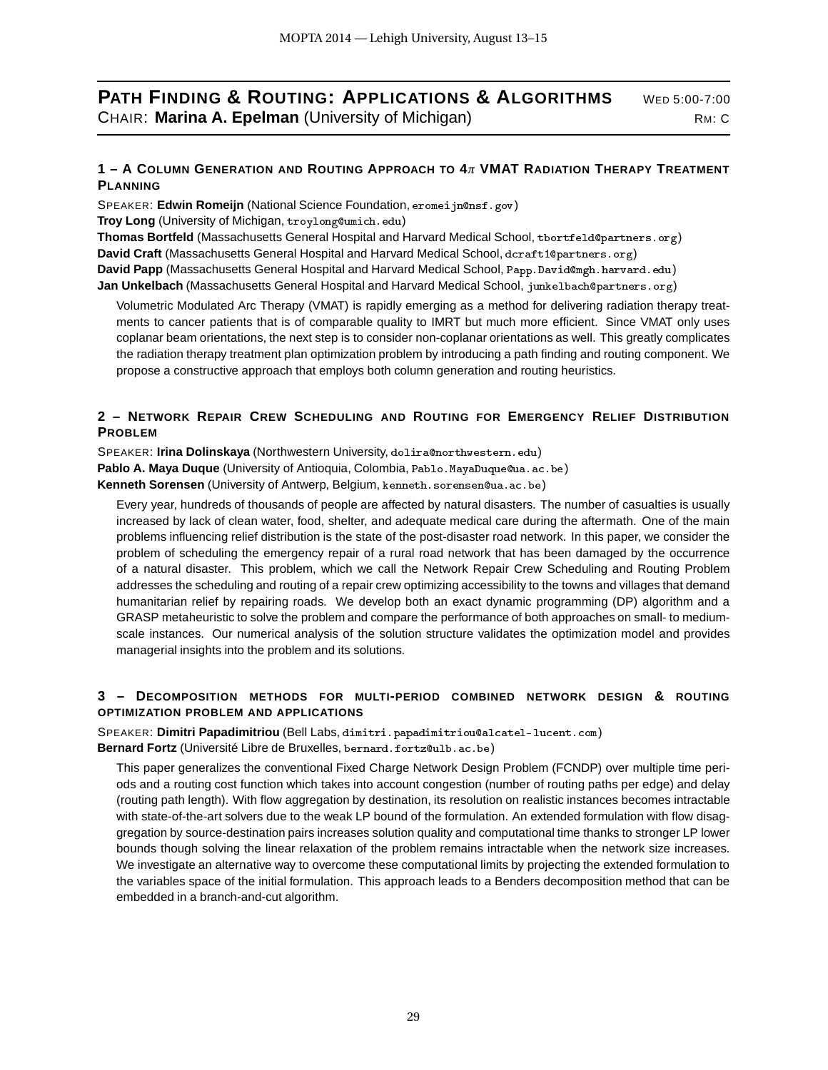## Path Finding & Routing: Applications & Algorithms

Wed 5:00-7:00

Chair: **Marina A. Epelman** (University of Michigan)

Rm: C

### 1 – A Column Generation and Routing Approach to 4$\pi$ VMAT Radiation Therapy Treatment Planning

Speaker: **Edwin Romeijn** (National Science Foundation, eromeijn@nsf.gov)
**Troy Long** (University of Michigan, troylong@umich.edu)
**Thomas Bortfeld** (Massachusetts General Hospital and Harvard Medical School, tbortfeld@partners.org)
**David Craft** (Massachusetts General Hospital and Harvard Medical School, dcraft1@partners.org)
**David Papp** (Massachusetts General Hospital and Harvard Medical School, Papp.David@mgh.harvard.edu)
**Jan Unkelbach** (Massachusetts General Hospital and Harvard Medical School, junkelbach@partners.org)

Volumetric Modulated Arc Therapy (VMAT) is rapidly emerging as a method for delivering radiation therapy treatments to cancer patients that is of comparable quality to IMRT but much more efficient. Since VMAT only uses coplanar beam orientations, the next step is to consider non-coplanar orientations as well. This greatly complicates the radiation therapy treatment plan optimization problem by introducing a path finding and routing component. We propose a constructive approach that employs both column generation and routing heuristics.

### 2 – Network Repair Crew Scheduling and Routing for Emergency Relief Distribution Problem

Speaker: **Irina Dolinskaya** (Northwestern University, dolira@northwestern.edu)
**Pablo A. Maya Duque** (University of Antioquia, Colombia, Pablo.MayaDuque@ua.ac.be)
**Kenneth Sorensen** (University of Antwerp, Belgium, kenneth.sorensen@ua.ac.be)

Every year, hundreds of thousands of people are affected by natural disasters. The number of casualties is usually increased by lack of clean water, food, shelter, and adequate medical care during the aftermath. One of the main problems influencing relief distribution is the state of the post-disaster road network. In this paper, we consider the problem of scheduling the emergency repair of a rural road network that has been damaged by the occurrence of a natural disaster. This problem, which we call the Network Repair Crew Scheduling and Routing Problem addresses the scheduling and routing of a repair crew optimizing accessibility to the towns and villages that demand humanitarian relief by repairing roads. We develop both an exact dynamic programming (DP) algorithm and a GRASP metaheuristic to solve the problem and compare the performance of both approaches on small- to medium-scale instances. Our numerical analysis of the solution structure validates the optimization model and provides managerial insights into the problem and its solutions.

### 3 – Decomposition methods for multi-period combined network design & routing optimization problem and applications

Speaker: **Dimitri Papadimitriou** (Bell Labs, dimitri.papadimitriou@alcatel-lucent.com)
**Bernard Fortz** (Université Libre de Bruxelles, bernard.fortz@ulb.ac.be)

This paper generalizes the conventional Fixed Charge Network Design Problem (FCNDP) over multiple time periods and a routing cost function which takes into account congestion (number of routing paths per edge) and delay (routing path length). With flow aggregation by destination, its resolution on realistic instances becomes intractable with state-of-the-art solvers due to the weak LP bound of the formulation. An extended formulation with flow disaggregation by source-destination pairs increases solution quality and computational time thanks to stronger LP lower bounds though solving the linear relaxation of the problem remains intractable when the network size increases. We investigate an alternative way to overcome these computational limits by projecting the extended formulation to the variables space of the initial formulation. This approach leads to a Benders decomposition method that can be embedded in a branch-and-cut algorithm.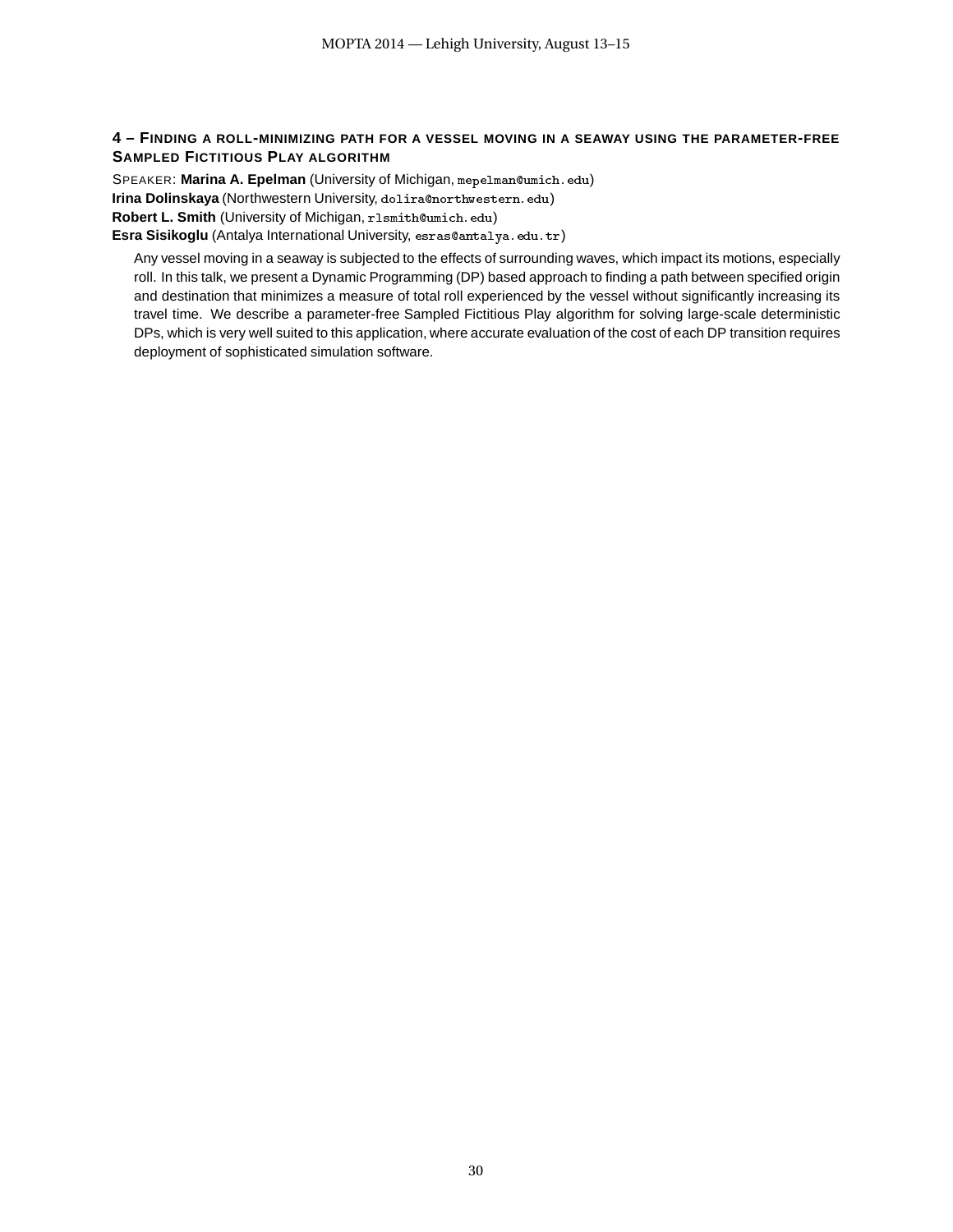### 4 – Finding a roll-minimizing path for a vessel moving in a seaway using the parameter-free Sampled Fictitious Play algorithm

Speaker: **Marina A. Epelman** (University of Michigan, mepelman@umich.edu)
**Irina Dolinskaya** (Northwestern University, dolira@northwestern.edu)
**Robert L. Smith** (University of Michigan, rlsmith@umich.edu)
**Esra Sisikoglu** (Antalya International University, esras@antalya.edu.tr)

Any vessel moving in a seaway is subjected to the effects of surrounding waves, which impact its motions, especially roll. In this talk, we present a Dynamic Programming (DP) based approach to finding a path between specified origin and destination that minimizes a measure of total roll experienced by the vessel without significantly increasing its travel time. We describe a parameter-free Sampled Fictitious Play algorithm for solving large-scale deterministic DPs, which is very well suited to this application, where accurate evaluation of the cost of each DP transition requires deployment of sophisticated simulation software.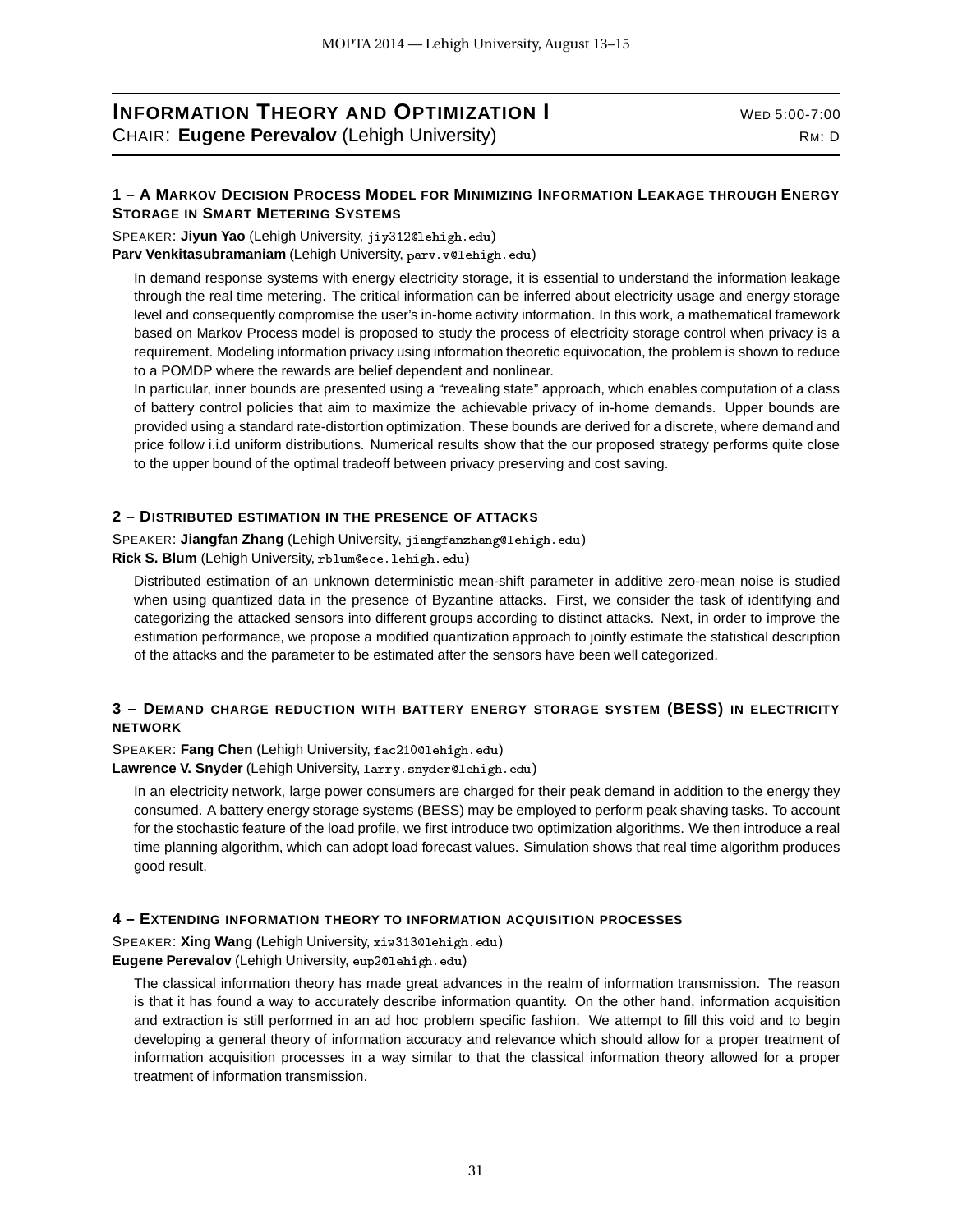## Information Theory and Optimization I

Wed 5:00-7:00

Chair: **Eugene Perevalov** (Lehigh University)

Rm: D

### 1 – A Markov Decision Process Model for Minimizing Information Leakage through Energy Storage in Smart Metering Systems

Speaker: **Jiyun Yao** (Lehigh University, jiy312@lehigh.edu)
**Parv Venkitasubramaniam** (Lehigh University, parv.v@lehigh.edu)

In demand response systems with energy electricity storage, it is essential to understand the information leakage through the real time metering. The critical information can be inferred about electricity usage and energy storage level and consequently compromise the user's in-home activity information. In this work, a mathematical framework based on Markov Process model is proposed to study the process of electricity storage control when privacy is a requirement. Modeling information privacy using information theoretic equivocation, the problem is shown to reduce to a POMDP where the rewards are belief dependent and nonlinear.

In particular, inner bounds are presented using a "revealing state" approach, which enables computation of a class of battery control policies that aim to maximize the achievable privacy of in-home demands. Upper bounds are provided using a standard rate-distortion optimization. These bounds are derived for a discrete, where demand and price follow i.i.d uniform distributions. Numerical results show that the our proposed strategy performs quite close to the upper bound of the optimal tradeoff between privacy preserving and cost saving.

### 2 – Distributed estimation in the presence of attacks

Speaker: **Jiangfan Zhang** (Lehigh University, jiangfanzhang@lehigh.edu)
**Rick S. Blum** (Lehigh University, rblum@ece.lehigh.edu)

Distributed estimation of an unknown deterministic mean-shift parameter in additive zero-mean noise is studied when using quantized data in the presence of Byzantine attacks. First, we consider the task of identifying and categorizing the attacked sensors into different groups according to distinct attacks. Next, in order to improve the estimation performance, we propose a modified quantization approach to jointly estimate the statistical description of the attacks and the parameter to be estimated after the sensors have been well categorized.

### 3 – Demand charge reduction with battery energy storage system (BESS) in electricity network

Speaker: **Fang Chen** (Lehigh University, fac210@lehigh.edu)
**Lawrence V. Snyder** (Lehigh University, larry.snyder@lehigh.edu)

In an electricity network, large power consumers are charged for their peak demand in addition to the energy they consumed. A battery energy storage systems (BESS) may be employed to perform peak shaving tasks. To account for the stochastic feature of the load profile, we first introduce two optimization algorithms. We then introduce a real time planning algorithm, which can adopt load forecast values. Simulation shows that real time algorithm produces good result.

### 4 – Extending information theory to information acquisition processes

Speaker: **Xing Wang** (Lehigh University, xiw313@lehigh.edu)
**Eugene Perevalov** (Lehigh University, eup2@lehigh.edu)

The classical information theory has made great advances in the realm of information transmission. The reason is that it has found a way to accurately describe information quantity. On the other hand, information acquisition and extraction is still performed in an ad hoc problem specific fashion. We attempt to fill this void and to begin developing a general theory of information accuracy and relevance which should allow for a proper treatment of information acquisition processes in a way similar to that the classical information theory allowed for a proper treatment of information transmission.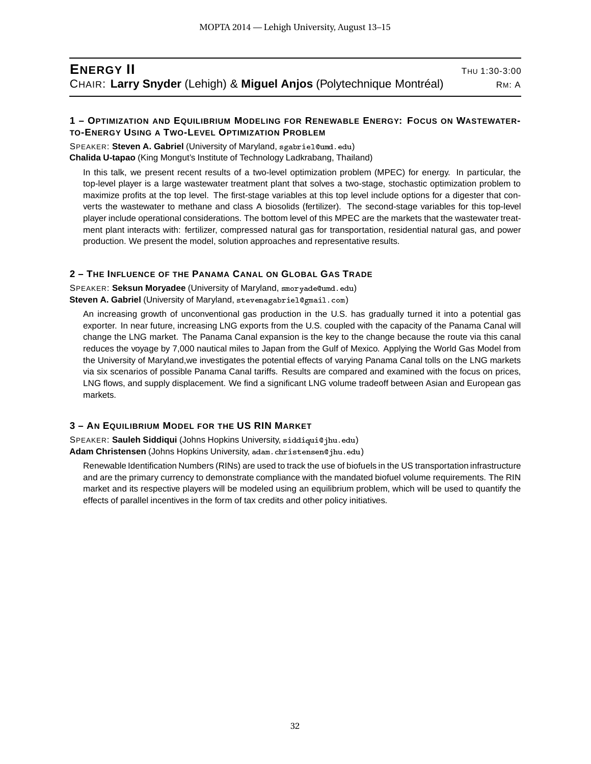## ENERGY II

THU 1:30-3:00

CHAIR: **Larry Snyder** (Lehigh) & **Miguel Anjos** (Polytechnique Montréal)

RM: A

### 1 – OPTIMIZATION AND EQUILIBRIUM MODELING FOR RENEWABLE ENERGY: FOCUS ON WASTEWATER-TO-ENERGY USING A TWO-LEVEL OPTIMIZATION PROBLEM

SPEAKER: **Steven A. Gabriel** (University of Maryland, sgabriel@umd.edu)
**Chalida U-tapao** (King Mongut's Institute of Technology Ladkrabang, Thailand)

In this talk, we present recent results of a two-level optimization problem (MPEC) for energy. In particular, the top-level player is a large wastewater treatment plant that solves a two-stage, stochastic optimization problem to maximize profits at the top level. The first-stage variables at this top level include options for a digester that converts the wastewater to methane and class A biosolids (fertilizer). The second-stage variables for this top-level player include operational considerations. The bottom level of this MPEC are the markets that the wastewater treatment plant interacts with: fertilizer, compressed natural gas for transportation, residential natural gas, and power production. We present the model, solution approaches and representative results.

### 2 – THE INFLUENCE OF THE PANAMA CANAL ON GLOBAL GAS TRADE

SPEAKER: **Seksun Moryadee** (University of Maryland, smoryade@umd.edu)
**Steven A. Gabriel** (University of Maryland, stevenagabriel@gmail.com)

An increasing growth of unconventional gas production in the U.S. has gradually turned it into a potential gas exporter. In near future, increasing LNG exports from the U.S. coupled with the capacity of the Panama Canal will change the LNG market. The Panama Canal expansion is the key to the change because the route via this canal reduces the voyage by 7,000 nautical miles to Japan from the Gulf of Mexico. Applying the World Gas Model from the University of Maryland,we investigates the potential effects of varying Panama Canal tolls on the LNG markets via six scenarios of possible Panama Canal tariffs. Results are compared and examined with the focus on prices, LNG flows, and supply displacement. We find a significant LNG volume tradeoff between Asian and European gas markets.

### 3 – AN EQUILIBRIUM MODEL FOR THE US RIN MARKET

SPEAKER: **Sauleh Siddiqui** (Johns Hopkins University, siddiqui@jhu.edu)
**Adam Christensen** (Johns Hopkins University, adam.christensen@jhu.edu)

Renewable Identification Numbers (RINs) are used to track the use of biofuels in the US transportation infrastructure and are the primary currency to demonstrate compliance with the mandated biofuel volume requirements. The RIN market and its respective players will be modeled using an equilibrium problem, which will be used to quantify the effects of parallel incentives in the form of tax credits and other policy initiatives.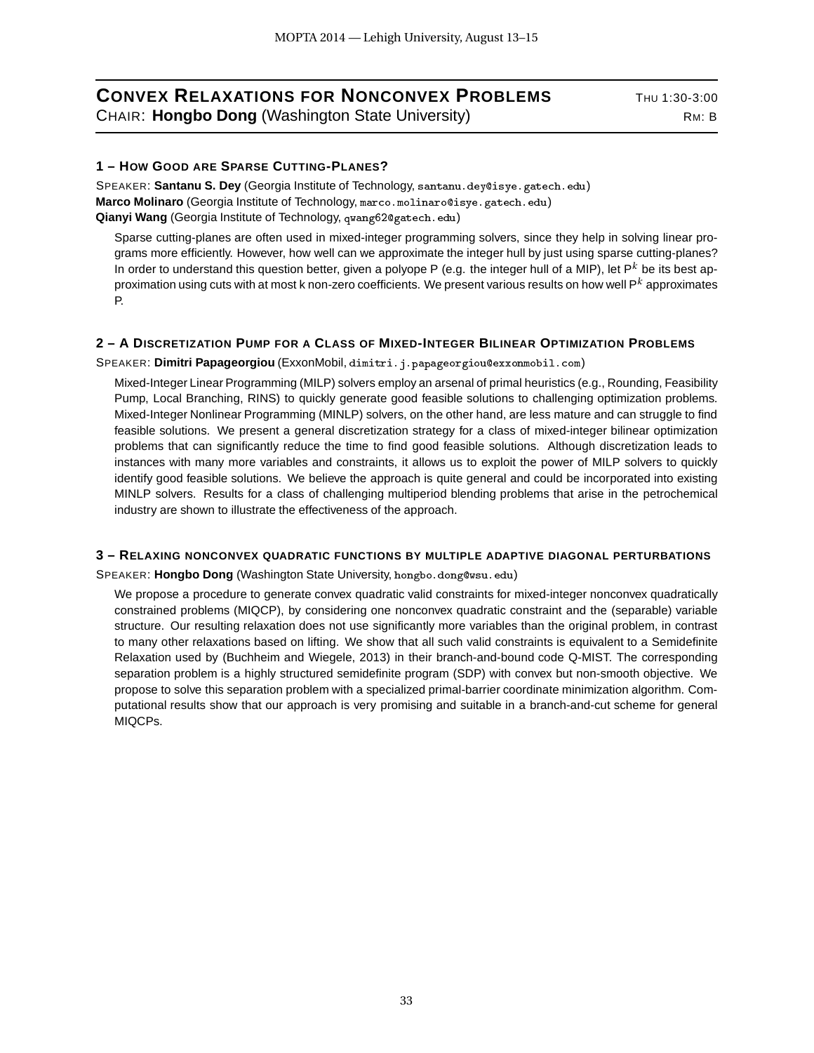## CONVEX RELAXATIONS FOR NONCONVEX PROBLEMS

THU 1:30-3:00

CHAIR: **Hongbo Dong** (Washington State University)

RM: B

### 1 – HOW GOOD ARE SPARSE CUTTING-PLANES?

SPEAKER: **Santanu S. Dey** (Georgia Institute of Technology, santanu.dey@isye.gatech.edu)
**Marco Molinaro** (Georgia Institute of Technology, marco.molinaro@isye.gatech.edu)
**Qianyi Wang** (Georgia Institute of Technology, qwang62@gatech.edu)

Sparse cutting-planes are often used in mixed-integer programming solvers, since they help in solving linear programs more efficiently. However, how well can we approximate the integer hull by just using sparse cutting-planes? In order to understand this question better, given a polyope P (e.g. the integer hull of a MIP), let $P^k$ be its best approximation using cuts with at most k non-zero coefficients. We present various results on how well $P^k$ approximates P.

### 2 – A DISCRETIZATION PUMP FOR A CLASS OF MIXED-INTEGER BILINEAR OPTIMIZATION PROBLEMS

SPEAKER: **Dimitri Papageorgiou** (ExxonMobil, dimitri.j.papageorgiou@exxonmobil.com)

Mixed-Integer Linear Programming (MILP) solvers employ an arsenal of primal heuristics (e.g., Rounding, Feasibility Pump, Local Branching, RINS) to quickly generate good feasible solutions to challenging optimization problems. Mixed-Integer Nonlinear Programming (MINLP) solvers, on the other hand, are less mature and can struggle to find feasible solutions. We present a general discretization strategy for a class of mixed-integer bilinear optimization problems that can significantly reduce the time to find good feasible solutions. Although discretization leads to instances with many more variables and constraints, it allows us to exploit the power of MILP solvers to quickly identify good feasible solutions. We believe the approach is quite general and could be incorporated into existing MINLP solvers. Results for a class of challenging multiperiod blending problems that arise in the petrochemical industry are shown to illustrate the effectiveness of the approach.

### 3 – RELAXING NONCONVEX QUADRATIC FUNCTIONS BY MULTIPLE ADAPTIVE DIAGONAL PERTURBATIONS

SPEAKER: **Hongbo Dong** (Washington State University, hongbo.dong@wsu.edu)

We propose a procedure to generate convex quadratic valid constraints for mixed-integer nonconvex quadratically constrained problems (MIQCP), by considering one nonconvex quadratic constraint and the (separable) variable structure. Our resulting relaxation does not use significantly more variables than the original problem, in contrast to many other relaxations based on lifting. We show that all such valid constraints is equivalent to a Semidefinite Relaxation used by (Buchheim and Wiegele, 2013) in their branch-and-bound code Q-MIST. The corresponding separation problem is a highly structured semidefinite program (SDP) with convex but non-smooth objective. We propose to solve this separation problem with a specialized primal-barrier coordinate minimization algorithm. Computational results show that our approach is very promising and suitable in a branch-and-cut scheme for general MIQCPs.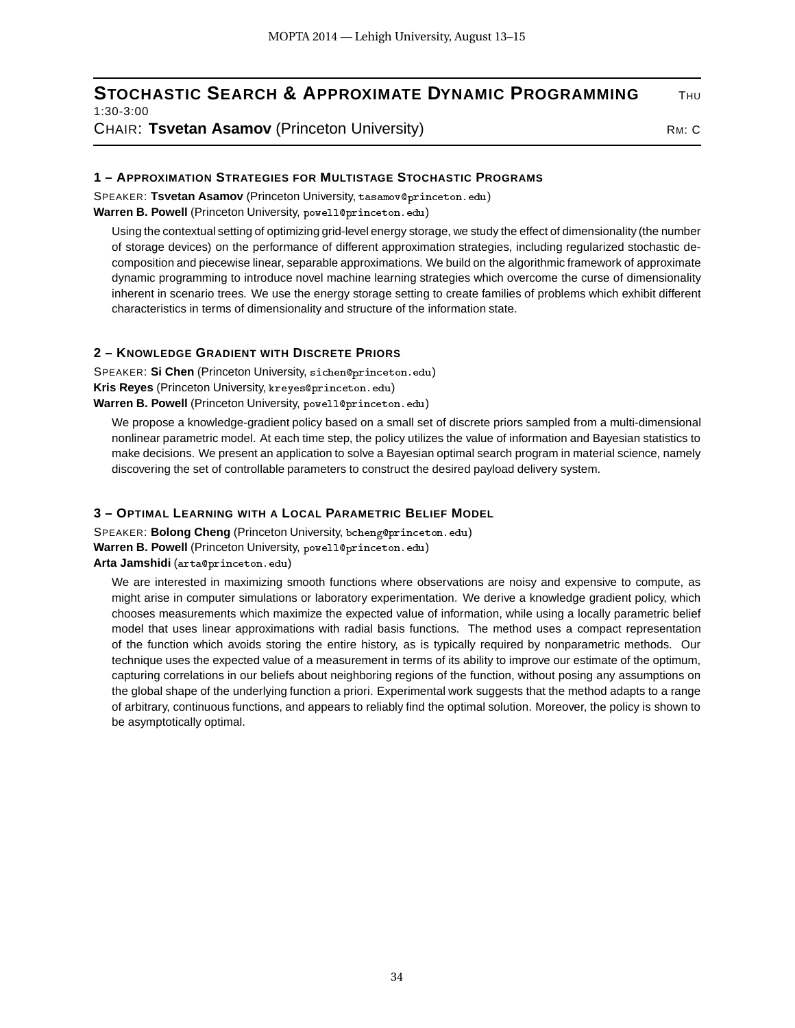## Stochastic Search & Approximate Dynamic Programming

Thu 1:30-3:00

Chair: **Tsvetan Asamov** (Princeton University)

Rm: C

### 1 – Approximation Strategies for Multistage Stochastic Programs

Speaker: **Tsvetan Asamov** (Princeton University, tasamov@princeton.edu)
**Warren B. Powell** (Princeton University, powell@princeton.edu)

Using the contextual setting of optimizing grid-level energy storage, we study the effect of dimensionality (the number of storage devices) on the performance of different approximation strategies, including regularized stochastic decomposition and piecewise linear, separable approximations. We build on the algorithmic framework of approximate dynamic programming to introduce novel machine learning strategies which overcome the curse of dimensionality inherent in scenario trees. We use the energy storage setting to create families of problems which exhibit different characteristics in terms of dimensionality and structure of the information state.

### 2 – Knowledge Gradient with Discrete Priors

Speaker: **Si Chen** (Princeton University, sichen@princeton.edu)
**Kris Reyes** (Princeton University, kreyes@princeton.edu)
**Warren B. Powell** (Princeton University, powell@princeton.edu)

We propose a knowledge-gradient policy based on a small set of discrete priors sampled from a multi-dimensional nonlinear parametric model. At each time step, the policy utilizes the value of information and Bayesian statistics to make decisions. We present an application to solve a Bayesian optimal search program in material science, namely discovering the set of controllable parameters to construct the desired payload delivery system.

### 3 – Optimal Learning with a Local Parametric Belief Model

Speaker: **Bolong Cheng** (Princeton University, bcheng@princeton.edu)
**Warren B. Powell** (Princeton University, powell@princeton.edu)
**Arta Jamshidi** (arta@princeton.edu)

We are interested in maximizing smooth functions where observations are noisy and expensive to compute, as might arise in computer simulations or laboratory experimentation. We derive a knowledge gradient policy, which chooses measurements which maximize the expected value of information, while using a locally parametric belief model that uses linear approximations with radial basis functions. The method uses a compact representation of the function which avoids storing the entire history, as is typically required by nonparametric methods. Our technique uses the expected value of a measurement in terms of its ability to improve our estimate of the optimum, capturing correlations in our beliefs about neighboring regions of the function, without posing any assumptions on the global shape of the underlying function a priori. Experimental work suggests that the method adapts to a range of arbitrary, continuous functions, and appears to reliably find the optimal solution. Moreover, the policy is shown to be asymptotically optimal.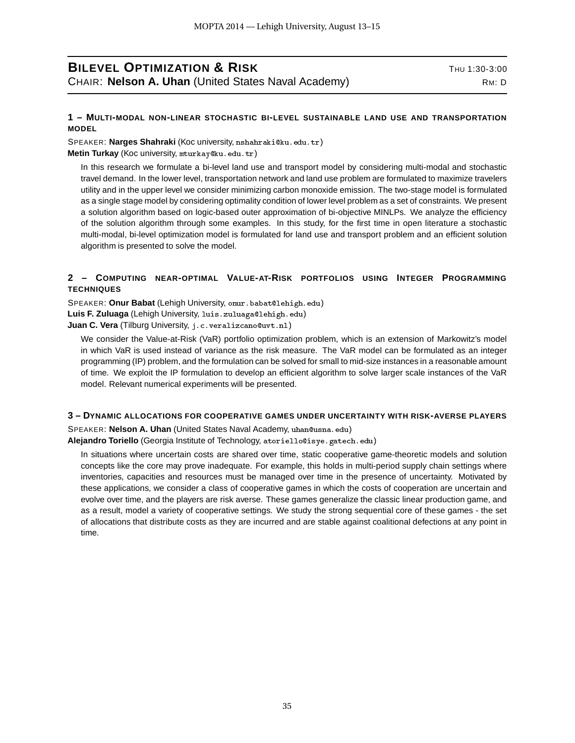## BILEVEL OPTIMIZATION & RISK

THU 1:30-3:00

CHAIR: **Nelson A. Uhan** (United States Naval Academy)

RM: D

### 1 – MULTI-MODAL NON-LINEAR STOCHASTIC BI-LEVEL SUSTAINABLE LAND USE AND TRANSPORTATION MODEL

SPEAKER: **Narges Shahraki** (Koc university, nshahraki@ku.edu.tr)
**Metin Turkay** (Koc university, mturkay@ku.edu.tr)

In this research we formulate a bi-level land use and transport model by considering multi-modal and stochastic travel demand. In the lower level, transportation network and land use problem are formulated to maximize travelers utility and in the upper level we consider minimizing carbon monoxide emission. The two-stage model is formulated as a single stage model by considering optimality condition of lower level problem as a set of constraints. We present a solution algorithm based on logic-based outer approximation of bi-objective MINLPs. We analyze the efficiency of the solution algorithm through some examples. In this study, for the first time in open literature a stochastic multi-modal, bi-level optimization model is formulated for land use and transport problem and an efficient solution algorithm is presented to solve the model.

### 2 – COMPUTING NEAR-OPTIMAL VALUE-AT-RISK PORTFOLIOS USING INTEGER PROGRAMMING TECHNIQUES

SPEAKER: **Onur Babat** (Lehigh University, onur.babat@lehigh.edu)
**Luis F. Zuluaga** (Lehigh University, luis.zuluaga@lehigh.edu)
**Juan C. Vera** (Tilburg University, j.c.veralizcano@uvt.nl)

We consider the Value-at-Risk (VaR) portfolio optimization problem, which is an extension of Markowitz's model in which VaR is used instead of variance as the risk measure. The VaR model can be formulated as an integer programming (IP) problem, and the formulation can be solved for small to mid-size instances in a reasonable amount of time. We exploit the IP formulation to develop an efficient algorithm to solve larger scale instances of the VaR model. Relevant numerical experiments will be presented.

### 3 – DYNAMIC ALLOCATIONS FOR COOPERATIVE GAMES UNDER UNCERTAINTY WITH RISK-AVERSE PLAYERS

SPEAKER: **Nelson A. Uhan** (United States Naval Academy, uhan@usna.edu)
**Alejandro Toriello** (Georgia Institute of Technology, atoriello@isye.gatech.edu)

In situations where uncertain costs are shared over time, static cooperative game-theoretic models and solution concepts like the core may prove inadequate. For example, this holds in multi-period supply chain settings where inventories, capacities and resources must be managed over time in the presence of uncertainty. Motivated by these applications, we consider a class of cooperative games in which the costs of cooperation are uncertain and evolve over time, and the players are risk averse. These games generalize the classic linear production game, and as a result, model a variety of cooperative settings. We study the strong sequential core of these games - the set of allocations that distribute costs as they are incurred and are stable against coalitional defections at any point in time.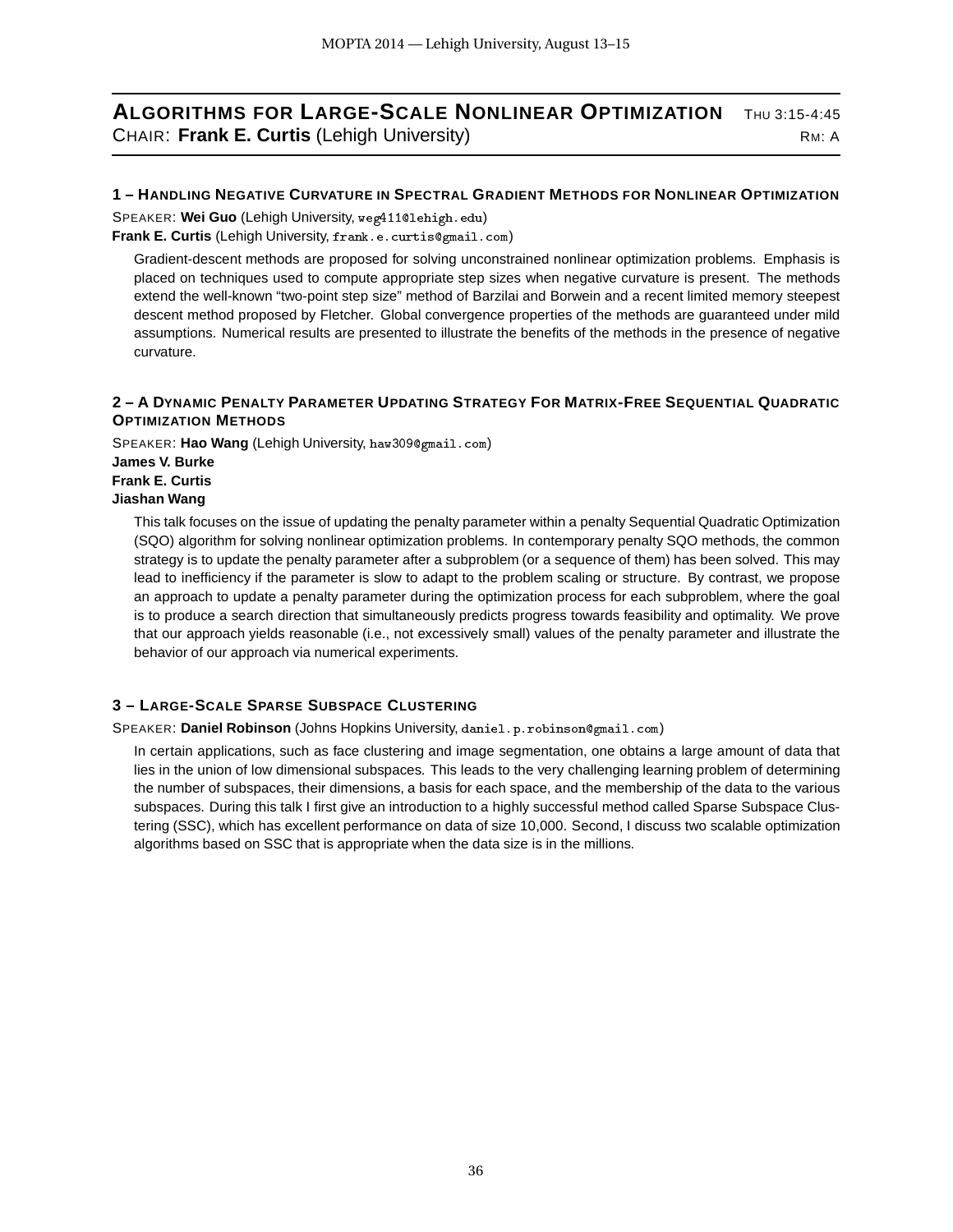## Algorithms for Large-Scale Nonlinear Optimization

Thu 3:15-4:45

Chair: **Frank E. Curtis** (Lehigh University)

Rm: A

### 1 – Handling Negative Curvature in Spectral Gradient Methods for Nonlinear Optimization

Speaker: **Wei Guo** (Lehigh University, weg411@lehigh.edu)
**Frank E. Curtis** (Lehigh University, frank.e.curtis@gmail.com)

Gradient-descent methods are proposed for solving unconstrained nonlinear optimization problems. Emphasis is placed on techniques used to compute appropriate step sizes when negative curvature is present. The methods extend the well-known "two-point step size" method of Barzilai and Borwein and a recent limited memory steepest descent method proposed by Fletcher. Global convergence properties of the methods are guaranteed under mild assumptions. Numerical results are presented to illustrate the benefits of the methods in the presence of negative curvature.

### 2 – A Dynamic Penalty Parameter Updating Strategy For Matrix-Free Sequential Quadratic Optimization Methods

Speaker: **Hao Wang** (Lehigh University, haw309@gmail.com)
**James V. Burke**
**Frank E. Curtis**
**Jiashan Wang**

This talk focuses on the issue of updating the penalty parameter within a penalty Sequential Quadratic Optimization (SQO) algorithm for solving nonlinear optimization problems. In contemporary penalty SQO methods, the common strategy is to update the penalty parameter after a subproblem (or a sequence of them) has been solved. This may lead to inefficiency if the parameter is slow to adapt to the problem scaling or structure. By contrast, we propose an approach to update a penalty parameter during the optimization process for each subproblem, where the goal is to produce a search direction that simultaneously predicts progress towards feasibility and optimality. We prove that our approach yields reasonable (i.e., not excessively small) values of the penalty parameter and illustrate the behavior of our approach via numerical experiments.

### 3 – Large-Scale Sparse Subspace Clustering

Speaker: **Daniel Robinson** (Johns Hopkins University, daniel.p.robinson@gmail.com)

In certain applications, such as face clustering and image segmentation, one obtains a large amount of data that lies in the union of low dimensional subspaces. This leads to the very challenging learning problem of determining the number of subspaces, their dimensions, a basis for each space, and the membership of the data to the various subspaces. During this talk I first give an introduction to a highly successful method called Sparse Subspace Clustering (SSC), which has excellent performance on data of size 10,000. Second, I discuss two scalable optimization algorithms based on SSC that is appropriate when the data size is in the millions.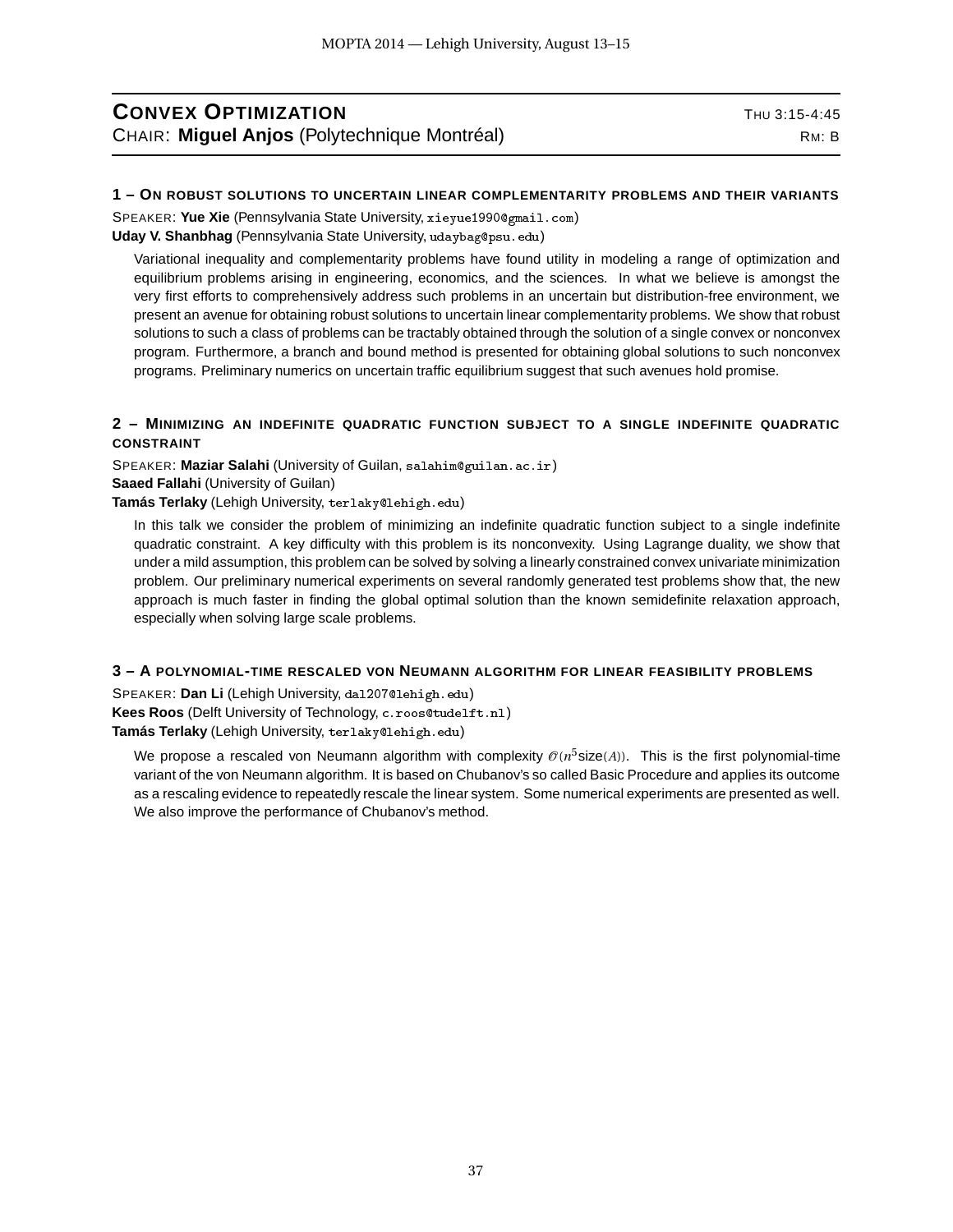## CONVEX OPTIMIZATION

THU 3:15-4:45

CHAIR: **Miguel Anjos** (Polytechnique Montréal)

RM: B

### 1 – ON ROBUST SOLUTIONS TO UNCERTAIN LINEAR COMPLEMENTARITY PROBLEMS AND THEIR VARIANTS

SPEAKER: **Yue Xie** (Pennsylvania State University, xieyue1990@gmail.com)
**Uday V. Shanbhag** (Pennsylvania State University, udaybag@psu.edu)

Variational inequality and complementarity problems have found utility in modeling a range of optimization and equilibrium problems arising in engineering, economics, and the sciences. In what we believe is amongst the very first efforts to comprehensively address such problems in an uncertain but distribution-free environment, we present an avenue for obtaining robust solutions to uncertain linear complementarity problems. We show that robust solutions to such a class of problems can be tractably obtained through the solution of a single convex or nonconvex program. Furthermore, a branch and bound method is presented for obtaining global solutions to such nonconvex programs. Preliminary numerics on uncertain traffic equilibrium suggest that such avenues hold promise.

### 2 – MINIMIZING AN INDEFINITE QUADRATIC FUNCTION SUBJECT TO A SINGLE INDEFINITE QUADRATIC CONSTRAINT

SPEAKER: **Maziar Salahi** (University of Guilan, salahim@guilan.ac.ir)
**Saaed Fallahi** (University of Guilan)
**Tamás Terlaky** (Lehigh University, terlaky@lehigh.edu)

In this talk we consider the problem of minimizing an indefinite quadratic function subject to a single indefinite quadratic constraint. A key difficulty with this problem is its nonconvexity. Using Lagrange duality, we show that under a mild assumption, this problem can be solved by solving a linearly constrained convex univariate minimization problem. Our preliminary numerical experiments on several randomly generated test problems show that, the new approach is much faster in finding the global optimal solution than the known semidefinite relaxation approach, especially when solving large scale problems.

### 3 – A POLYNOMIAL-TIME RESCALED VON NEUMANN ALGORITHM FOR LINEAR FEASIBILITY PROBLEMS

SPEAKER: **Dan Li** (Lehigh University, dal207@lehigh.edu)
**Kees Roos** (Delft University of Technology, c.roos@tudelft.nl)
**Tamás Terlaky** (Lehigh University, terlaky@lehigh.edu)

We propose a rescaled von Neumann algorithm with complexity $\mathcal{O}(n^5 \text{size}(A))$. This is the first polynomial-time variant of the von Neumann algorithm. It is based on Chubanov's so called Basic Procedure and applies its outcome as a rescaling evidence to repeatedly rescale the linear system. Some numerical experiments are presented as well. We also improve the performance of Chubanov's method.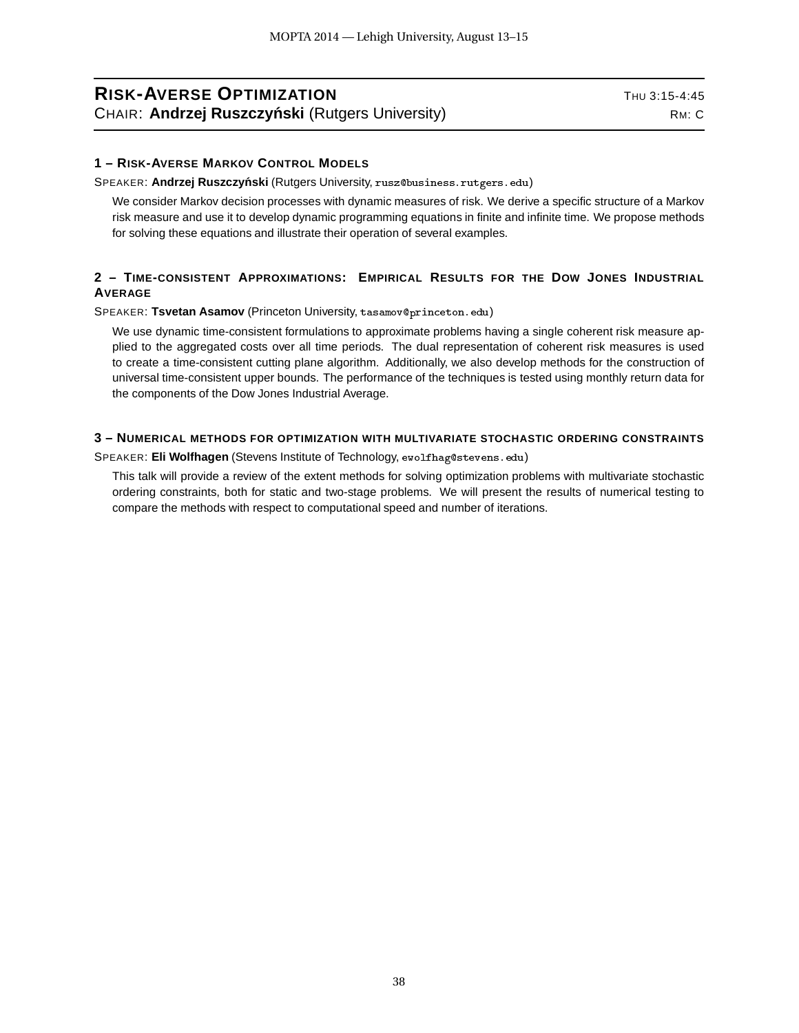## RISK-AVERSE OPTIMIZATION

THU 3:15-4:45

CHAIR: **Andrzej Ruszczyński** (Rutgers University)

RM: C

### 1 – RISK-AVERSE MARKOV CONTROL MODELS

SPEAKER: **Andrzej Ruszczyński** (Rutgers University, rusz@business.rutgers.edu)

We consider Markov decision processes with dynamic measures of risk. We derive a specific structure of a Markov risk measure and use it to develop dynamic programming equations in finite and infinite time. We propose methods for solving these equations and illustrate their operation of several examples.

### 2 – TIME-CONSISTENT APPROXIMATIONS: EMPIRICAL RESULTS FOR THE DOW JONES INDUSTRIAL AVERAGE

SPEAKER: **Tsvetan Asamov** (Princeton University, tasamov@princeton.edu)

We use dynamic time-consistent formulations to approximate problems having a single coherent risk measure applied to the aggregated costs over all time periods. The dual representation of coherent risk measures is used to create a time-consistent cutting plane algorithm. Additionally, we also develop methods for the construction of universal time-consistent upper bounds. The performance of the techniques is tested using monthly return data for the components of the Dow Jones Industrial Average.

### 3 – NUMERICAL METHODS FOR OPTIMIZATION WITH MULTIVARIATE STOCHASTIC ORDERING CONSTRAINTS

SPEAKER: **Eli Wolfhagen** (Stevens Institute of Technology, ewolfhag@stevens.edu)

This talk will provide a review of the extent methods for solving optimization problems with multivariate stochastic ordering constraints, both for static and two-stage problems. We will present the results of numerical testing to compare the methods with respect to computational speed and number of iterations.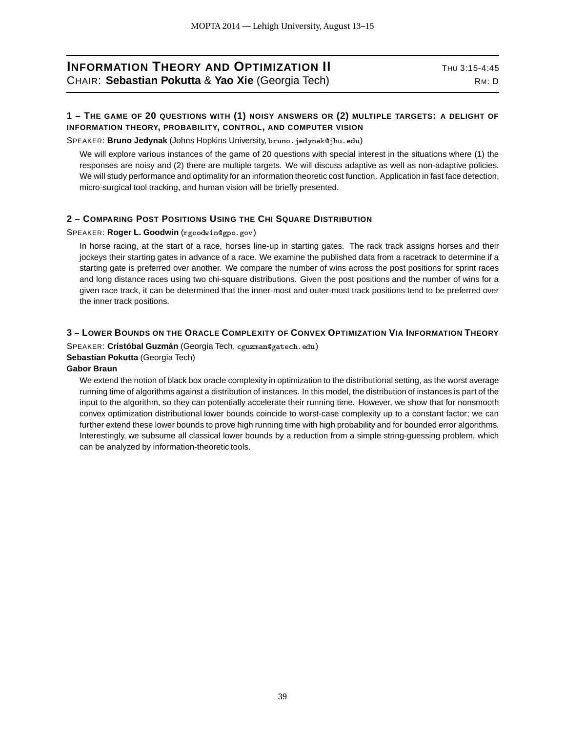## Information Theory and Optimization II

**Thu 3:15-4:45**

Chair: **Sebastian Pokutta** & **Yao Xie** (Georgia Tech)

**Rm: D**

### 1 – The game of 20 questions with (1) noisy answers or (2) multiple targets: a delight of information theory, probability, control, and computer vision

Speaker: **Bruno Jedynak** (Johns Hopkins University, bruno.jedynak@jhu.edu)

We will explore various instances of the game of 20 questions with special interest in the situations where (1) the responses are noisy and (2) there are multiple targets. We will discuss adaptive as well as non-adaptive policies. We will study performance and optimality for an information theoretic cost function. Application in fast face detection, micro-surgical tool tracking, and human vision will be briefly presented.

### 2 – Comparing Post Positions Using the Chi Square Distribution

Speaker: **Roger L. Goodwin** (rgoodwin@gpo.gov)

In horse racing, at the start of a race, horses line-up in starting gates. The rack track assigns horses and their jockeys their starting gates in advance of a race. We examine the published data from a racetrack to determine if a starting gate is preferred over another. We compare the number of wins across the post positions for sprint races and long distance races using two chi-square distributions. Given the post positions and the number of wins for a given race track, it can be determined that the inner-most and outer-most track positions tend to be preferred over the inner track positions.

### 3 – Lower Bounds on the Oracle Complexity of Convex Optimization Via Information Theory

Speaker: **Cristóbal Guzmán** (Georgia Tech, cguzman@gatech.edu)
**Sebastian Pokutta** (Georgia Tech)
**Gabor Braun**

We extend the notion of black box oracle complexity in optimization to the distributional setting, as the worst average running time of algorithms against a distribution of instances. In this model, the distribution of instances is part of the input to the algorithm, so they can potentially accelerate their running time. However, we show that for nonsmooth convex optimization distributional lower bounds coincide to worst-case complexity up to a constant factor; we can further extend these lower bounds to prove high running time with high probability and for bounded error algorithms. Interestingly, we subsume all classical lower bounds by a reduction from a simple string-guessing problem, which can be analyzed by information-theoretic tools.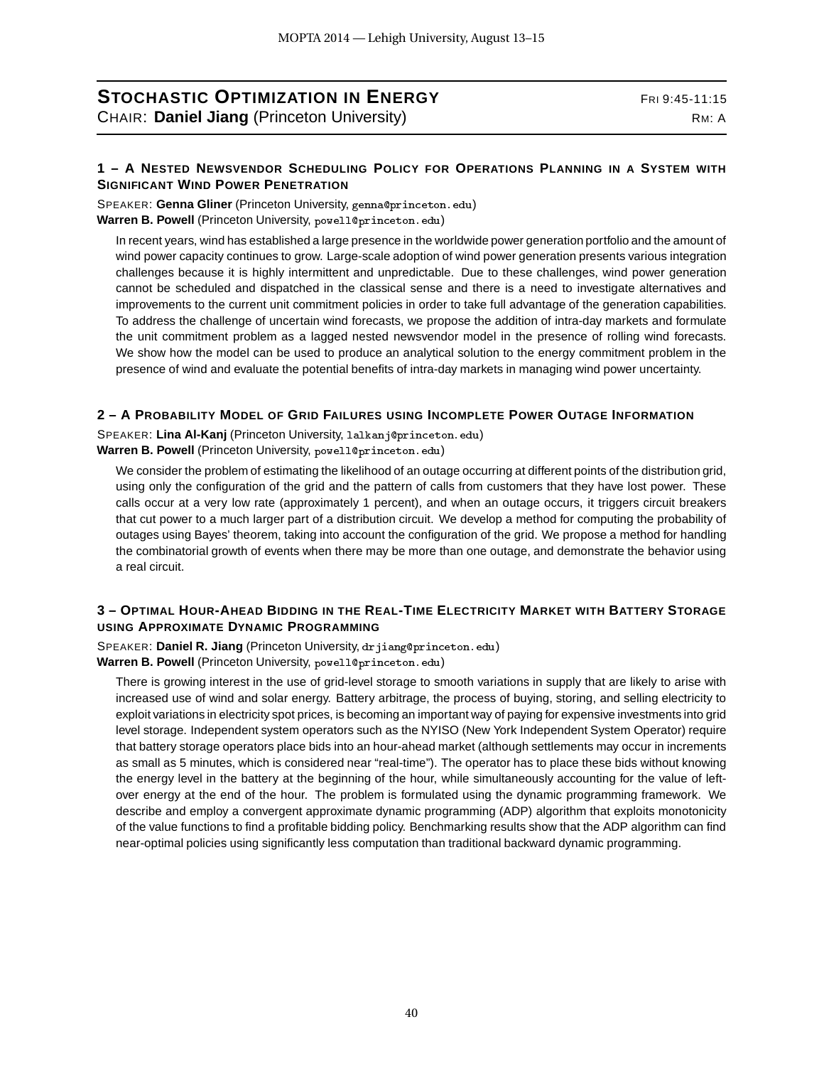## Stochastic Optimization in Energy

Fri 9:45-11:15

Chair: **Daniel Jiang** (Princeton University)

Rm: A

### 1 – A Nested Newsvendor Scheduling Policy for Operations Planning in a System with Significant Wind Power Penetration

Speaker: **Genna Gliner** (Princeton University, genna@princeton.edu)
**Warren B. Powell** (Princeton University, powell@princeton.edu)

In recent years, wind has established a large presence in the worldwide power generation portfolio and the amount of wind power capacity continues to grow. Large-scale adoption of wind power generation presents various integration challenges because it is highly intermittent and unpredictable. Due to these challenges, wind power generation cannot be scheduled and dispatched in the classical sense and there is a need to investigate alternatives and improvements to the current unit commitment policies in order to take full advantage of the generation capabilities. To address the challenge of uncertain wind forecasts, we propose the addition of intra-day markets and formulate the unit commitment problem as a lagged nested newsvendor model in the presence of rolling wind forecasts. We show how the model can be used to produce an analytical solution to the energy commitment problem in the presence of wind and evaluate the potential benefits of intra-day markets in managing wind power uncertainty.

### 2 – A Probability Model of Grid Failures using Incomplete Power Outage Information

Speaker: **Lina Al-Kanj** (Princeton University, lalkanj@princeton.edu)
**Warren B. Powell** (Princeton University, powell@princeton.edu)

We consider the problem of estimating the likelihood of an outage occurring at different points of the distribution grid, using only the configuration of the grid and the pattern of calls from customers that they have lost power. These calls occur at a very low rate (approximately 1 percent), and when an outage occurs, it triggers circuit breakers that cut power to a much larger part of a distribution circuit. We develop a method for computing the probability of outages using Bayes' theorem, taking into account the configuration of the grid. We propose a method for handling the combinatorial growth of events when there may be more than one outage, and demonstrate the behavior using a real circuit.

### 3 – Optimal Hour-Ahead Bidding in the Real-Time Electricity Market with Battery Storage using Approximate Dynamic Programming

Speaker: **Daniel R. Jiang** (Princeton University, drjiang@princeton.edu)
**Warren B. Powell** (Princeton University, powell@princeton.edu)

There is growing interest in the use of grid-level storage to smooth variations in supply that are likely to arise with increased use of wind and solar energy. Battery arbitrage, the process of buying, storing, and selling electricity to exploit variations in electricity spot prices, is becoming an important way of paying for expensive investments into grid level storage. Independent system operators such as the NYISO (New York Independent System Operator) require that battery storage operators place bids into an hour-ahead market (although settlements may occur in increments as small as 5 minutes, which is considered near "real-time"). The operator has to place these bids without knowing the energy level in the battery at the beginning of the hour, while simultaneously accounting for the value of left-over energy at the end of the hour. The problem is formulated using the dynamic programming framework. We describe and employ a convergent approximate dynamic programming (ADP) algorithm that exploits monotonicity of the value functions to find a profitable bidding policy. Benchmarking results show that the ADP algorithm can find near-optimal policies using significantly less computation than traditional backward dynamic programming.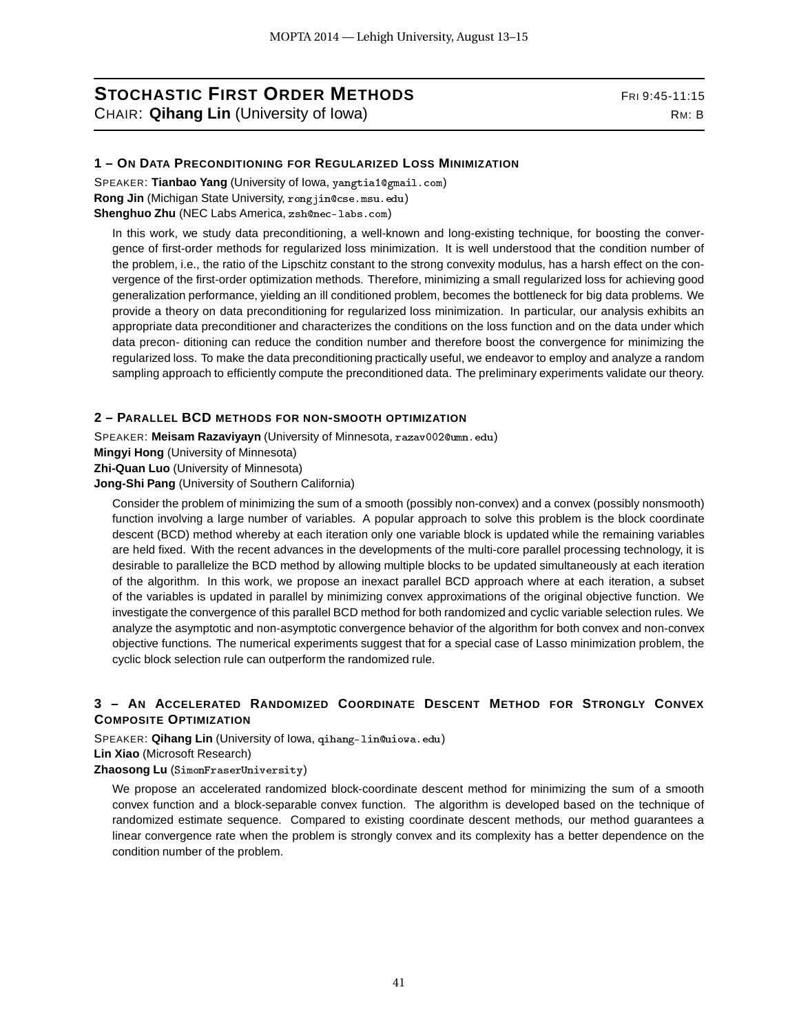## Stochastic First Order Methods

Fri 9:45-11:15

Chair: **Qihang Lin** (University of Iowa)

Rm: B

### 1 – On Data Preconditioning for Regularized Loss Minimization

Speaker: **Tianbao Yang** (University of Iowa, yangtia1@gmail.com)
**Rong Jin** (Michigan State University, rongjin@cse.msu.edu)
**Shenghuo Zhu** (NEC Labs America, zsh@nec-labs.com)

In this work, we study data preconditioning, a well-known and long-existing technique, for boosting the convergence of first-order methods for regularized loss minimization. It is well understood that the condition number of the problem, i.e., the ratio of the Lipschitz constant to the strong convexity modulus, has a harsh effect on the convergence of the first-order optimization methods. Therefore, minimizing a small regularized loss for achieving good generalization performance, yielding an ill conditioned problem, becomes the bottleneck for big data problems. We provide a theory on data preconditioning for regularized loss minimization. In particular, our analysis exhibits an appropriate data preconditioner and characterizes the conditions on the loss function and on the data under which data precon- ditioning can reduce the condition number and therefore boost the convergence for minimizing the regularized loss. To make the data preconditioning practically useful, we endeavor to employ and analyze a random sampling approach to efficiently compute the preconditioned data. The preliminary experiments validate our theory.

### 2 – Parallel BCD methods for non-smooth optimization

Speaker: **Meisam Razaviyayn** (University of Minnesota, razav002@umn.edu)
**Mingyi Hong** (University of Minnesota)
**Zhi-Quan Luo** (University of Minnesota)
**Jong-Shi Pang** (University of Southern California)

Consider the problem of minimizing the sum of a smooth (possibly non-convex) and a convex (possibly nonsmooth) function involving a large number of variables. A popular approach to solve this problem is the block coordinate descent (BCD) method whereby at each iteration only one variable block is updated while the remaining variables are held fixed. With the recent advances in the developments of the multi-core parallel processing technology, it is desirable to parallelize the BCD method by allowing multiple blocks to be updated simultaneously at each iteration of the algorithm. In this work, we propose an inexact parallel BCD approach where at each iteration, a subset of the variables is updated in parallel by minimizing convex approximations of the original objective function. We investigate the convergence of this parallel BCD method for both randomized and cyclic variable selection rules. We analyze the asymptotic and non-asymptotic convergence behavior of the algorithm for both convex and non-convex objective functions. The numerical experiments suggest that for a special case of Lasso minimization problem, the cyclic block selection rule can outperform the randomized rule.

### 3 – An Accelerated Randomized Coordinate Descent Method for Strongly Convex Composite Optimization

Speaker: **Qihang Lin** (University of Iowa, qihang-lin@uiowa.edu)
**Lin Xiao** (Microsoft Research)
**Zhaosong Lu** (SimonFraserUniversity)

We propose an accelerated randomized block-coordinate descent method for minimizing the sum of a smooth convex function and a block-separable convex function. The algorithm is developed based on the technique of randomized estimate sequence. Compared to existing coordinate descent methods, our method guarantees a linear convergence rate when the problem is strongly convex and its complexity has a better dependence on the condition number of the problem.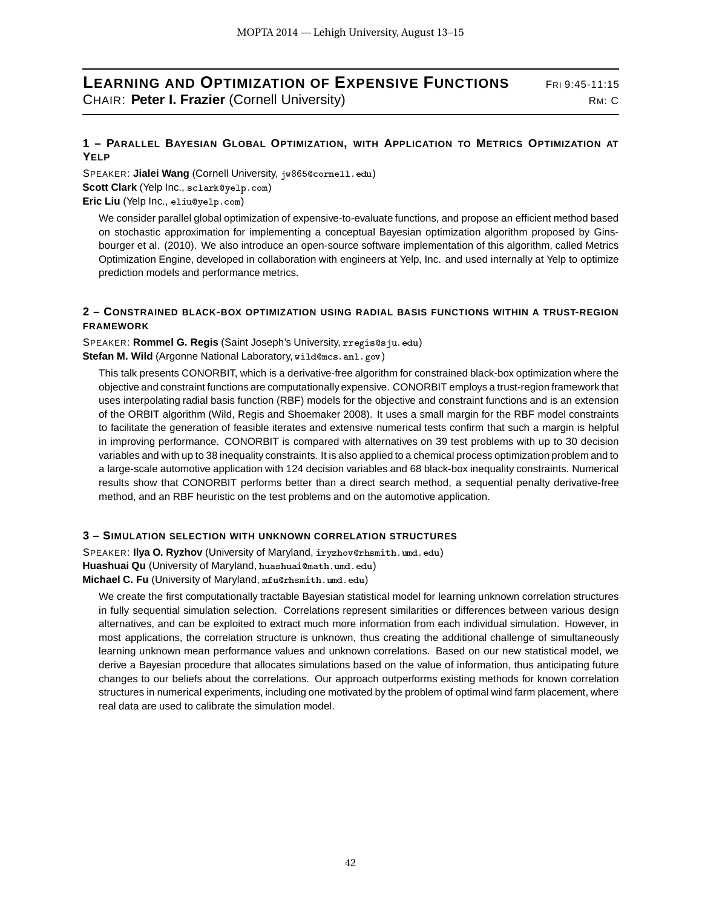## Learning and Optimization of Expensive Functions

Fri 9:45-11:15

Chair: **Peter I. Frazier** (Cornell University)

Rm: C

### 1 – Parallel Bayesian Global Optimization, with Application to Metrics Optimization at Yelp

Speaker: **Jialei Wang** (Cornell University, jw865@cornell.edu)
**Scott Clark** (Yelp Inc., sclark@yelp.com)
**Eric Liu** (Yelp Inc., eliu@yelp.com)

We consider parallel global optimization of expensive-to-evaluate functions, and propose an efficient method based on stochastic approximation for implementing a conceptual Bayesian optimization algorithm proposed by Ginsbourger et al. (2010). We also introduce an open-source software implementation of this algorithm, called Metrics Optimization Engine, developed in collaboration with engineers at Yelp, Inc. and used internally at Yelp to optimize prediction models and performance metrics.

### 2 – Constrained black-box optimization using radial basis functions within a trust-region framework

Speaker: **Rommel G. Regis** (Saint Joseph's University, rregis@sju.edu)
**Stefan M. Wild** (Argonne National Laboratory, wild@mcs.anl.gov)

This talk presents CONORBIT, which is a derivative-free algorithm for constrained black-box optimization where the objective and constraint functions are computationally expensive. CONORBIT employs a trust-region framework that uses interpolating radial basis function (RBF) models for the objective and constraint functions and is an extension of the ORBIT algorithm (Wild, Regis and Shoemaker 2008). It uses a small margin for the RBF model constraints to facilitate the generation of feasible iterates and extensive numerical tests confirm that such a margin is helpful in improving performance. CONORBIT is compared with alternatives on 39 test problems with up to 30 decision variables and with up to 38 inequality constraints. It is also applied to a chemical process optimization problem and to a large-scale automotive application with 124 decision variables and 68 black-box inequality constraints. Numerical results show that CONORBIT performs better than a direct search method, a sequential penalty derivative-free method, and an RBF heuristic on the test problems and on the automotive application.

### 3 – Simulation selection with unknown correlation structures

Speaker: **Ilya O. Ryzhov** (University of Maryland, iryzhov@rhsmith.umd.edu)
**Huashuai Qu** (University of Maryland, huashuai@math.umd.edu)
**Michael C. Fu** (University of Maryland, mfu@rhsmith.umd.edu)

We create the first computationally tractable Bayesian statistical model for learning unknown correlation structures in fully sequential simulation selection. Correlations represent similarities or differences between various design alternatives, and can be exploited to extract much more information from each individual simulation. However, in most applications, the correlation structure is unknown, thus creating the additional challenge of simultaneously learning unknown mean performance values and unknown correlations. Based on our new statistical model, we derive a Bayesian procedure that allocates simulations based on the value of information, thus anticipating future changes to our beliefs about the correlations. Our approach outperforms existing methods for known correlation structures in numerical experiments, including one motivated by the problem of optimal wind farm placement, where real data are used to calibrate the simulation model.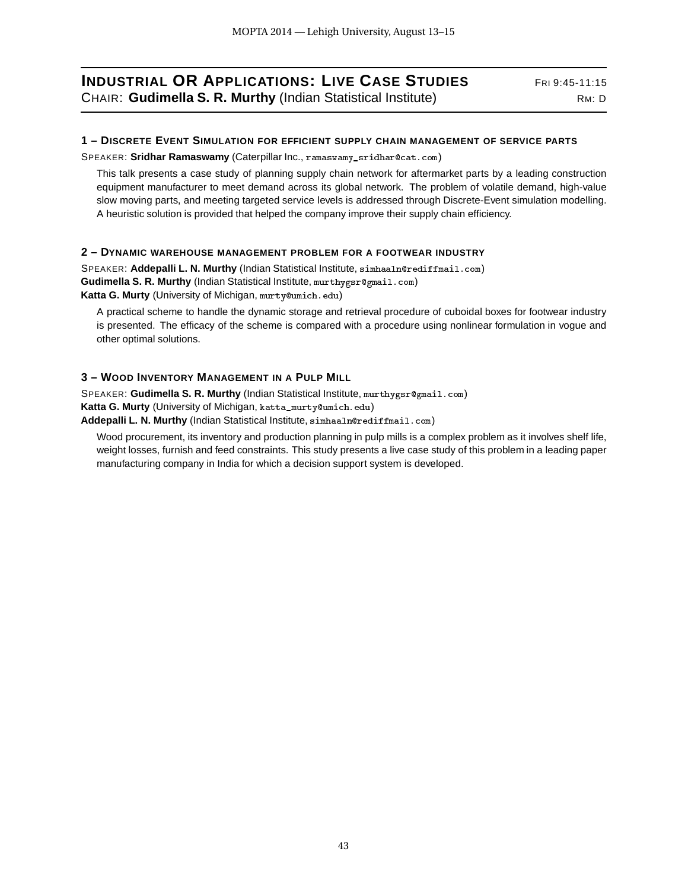## Industrial OR Applications: Live Case Studies

Fri 9:45-11:15

Chair: **Gudimella S. R. Murthy** (Indian Statistical Institute)

Rm: D

### 1 – Discrete Event Simulation for efficient supply chain management of service parts

Speaker: **Sridhar Ramaswamy** (Caterpillar Inc., ramaswamy_sridhar@cat.com)

This talk presents a case study of planning supply chain network for aftermarket parts by a leading construction equipment manufacturer to meet demand across its global network. The problem of volatile demand, high-value slow moving parts, and meeting targeted service levels is addressed through Discrete-Event simulation modelling. A heuristic solution is provided that helped the company improve their supply chain efficiency.

### 2 – Dynamic warehouse management problem for a footwear industry

Speaker: **Addepalli L. N. Murthy** (Indian Statistical Institute, simhaaln@rediffmail.com)
**Gudimella S. R. Murthy** (Indian Statistical Institute, murthygsr@gmail.com)
**Katta G. Murty** (University of Michigan, murty@umich.edu)

A practical scheme to handle the dynamic storage and retrieval procedure of cuboidal boxes for footwear industry is presented. The efficacy of the scheme is compared with a procedure using nonlinear formulation in vogue and other optimal solutions.

### 3 – Wood Inventory Management in a Pulp Mill

Speaker: **Gudimella S. R. Murthy** (Indian Statistical Institute, murthygsr@gmail.com)
**Katta G. Murty** (University of Michigan, katta_murty@umich.edu)
**Addepalli L. N. Murthy** (Indian Statistical Institute, simhaaln@rediffmail.com)

Wood procurement, its inventory and production planning in pulp mills is a complex problem as it involves shelf life, weight losses, furnish and feed constraints. This study presents a live case study of this problem in a leading paper manufacturing company in India for which a decision support system is developed.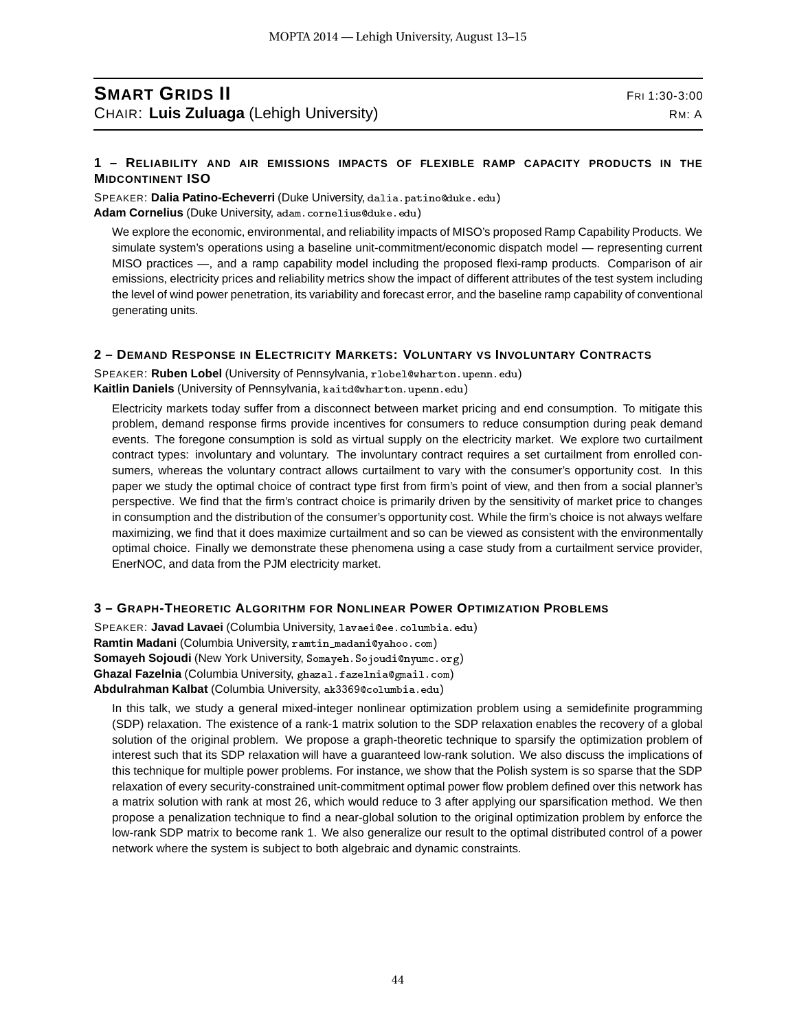## SMART GRIDS II

FRI 1:30-3:00

CHAIR: **Luis Zuluaga** (Lehigh University)

RM: A

### 1 – RELIABILITY AND AIR EMISSIONS IMPACTS OF FLEXIBLE RAMP CAPACITY PRODUCTS IN THE MIDCONTINENT ISO

SPEAKER: **Dalia Patino-Echeverri** (Duke University, dalia.patino@duke.edu)
**Adam Cornelius** (Duke University, adam.cornelius@duke.edu)

We explore the economic, environmental, and reliability impacts of MISO's proposed Ramp Capability Products. We simulate system's operations using a baseline unit-commitment/economic dispatch model — representing current MISO practices —, and a ramp capability model including the proposed flexi-ramp products. Comparison of air emissions, electricity prices and reliability metrics show the impact of different attributes of the test system including the level of wind power penetration, its variability and forecast error, and the baseline ramp capability of conventional generating units.

### 2 – DEMAND RESPONSE IN ELECTRICITY MARKETS: VOLUNTARY VS INVOLUNTARY CONTRACTS

SPEAKER: **Ruben Lobel** (University of Pennsylvania, rlobel@wharton.upenn.edu)
**Kaitlin Daniels** (University of Pennsylvania, kaitd@wharton.upenn.edu)

Electricity markets today suffer from a disconnect between market pricing and end consumption. To mitigate this problem, demand response firms provide incentives for consumers to reduce consumption during peak demand events. The foregone consumption is sold as virtual supply on the electricity market. We explore two curtailment contract types: involuntary and voluntary. The involuntary contract requires a set curtailment from enrolled consumers, whereas the voluntary contract allows curtailment to vary with the consumer's opportunity cost. In this paper we study the optimal choice of contract type first from firm's point of view, and then from a social planner's perspective. We find that the firm's contract choice is primarily driven by the sensitivity of market price to changes in consumption and the distribution of the consumer's opportunity cost. While the firm's choice is not always welfare maximizing, we find that it does maximize curtailment and so can be viewed as consistent with the environmentally optimal choice. Finally we demonstrate these phenomena using a case study from a curtailment service provider, EnerNOC, and data from the PJM electricity market.

### 3 – GRAPH-THEORETIC ALGORITHM FOR NONLINEAR POWER OPTIMIZATION PROBLEMS

SPEAKER: **Javad Lavaei** (Columbia University, lavaei@ee.columbia.edu)
**Ramtin Madani** (Columbia University, ramtin_madani@yahoo.com)
**Somayeh Sojoudi** (New York University, Somayeh.Sojoudi@nyumc.org)
**Ghazal Fazelnia** (Columbia University, ghazal.fazelnia@gmail.com)
**Abdulrahman Kalbat** (Columbia University, ak3369@columbia.edu)

In this talk, we study a general mixed-integer nonlinear optimization problem using a semidefinite programming (SDP) relaxation. The existence of a rank-1 matrix solution to the SDP relaxation enables the recovery of a global solution of the original problem. We propose a graph-theoretic technique to sparsify the optimization problem of interest such that its SDP relaxation will have a guaranteed low-rank solution. We also discuss the implications of this technique for multiple power problems. For instance, we show that the Polish system is so sparse that the SDP relaxation of every security-constrained unit-commitment optimal power flow problem defined over this network has a matrix solution with rank at most 26, which would reduce to 3 after applying our sparsification method. We then propose a penalization technique to find a near-global solution to the original optimization problem by enforce the low-rank SDP matrix to become rank 1. We also generalize our result to the optimal distributed control of a power network where the system is subject to both algebraic and dynamic constraints.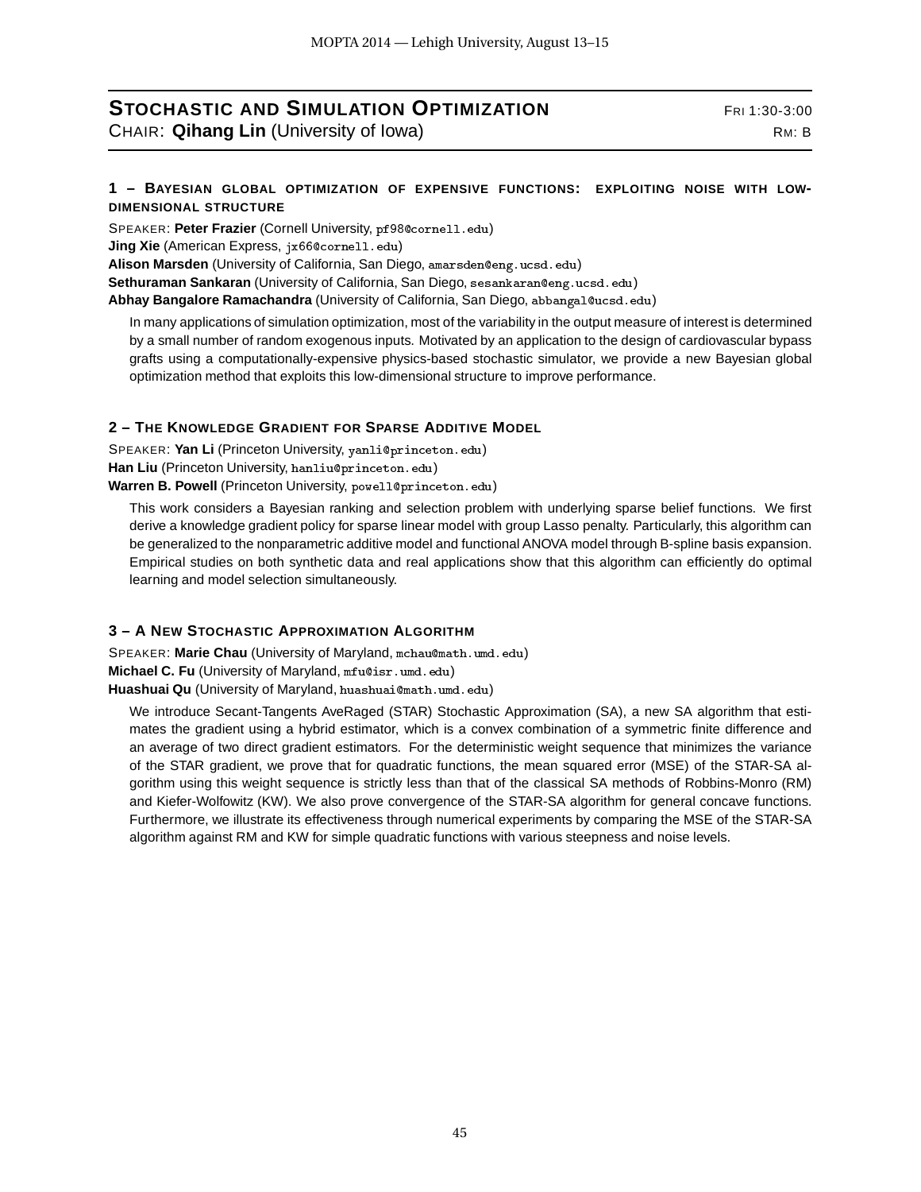## STOCHASTIC AND SIMULATION OPTIMIZATION

FRI 1:30-3:00

CHAIR: **Qihang Lin** (University of Iowa)

RM: B

### 1 – BAYESIAN GLOBAL OPTIMIZATION OF EXPENSIVE FUNCTIONS: EXPLOITING NOISE WITH LOW-DIMENSIONAL STRUCTURE

SPEAKER: **Peter Frazier** (Cornell University, pf98@cornell.edu)
**Jing Xie** (American Express, jx66@cornell.edu)
**Alison Marsden** (University of California, San Diego, amarsden@eng.ucsd.edu)
**Sethuraman Sankaran** (University of California, San Diego, sesankaran@eng.ucsd.edu)
**Abhay Bangalore Ramachandra** (University of California, San Diego, abbangal@ucsd.edu)

In many applications of simulation optimization, most of the variability in the output measure of interest is determined by a small number of random exogenous inputs. Motivated by an application to the design of cardiovascular bypass grafts using a computationally-expensive physics-based stochastic simulator, we provide a new Bayesian global optimization method that exploits this low-dimensional structure to improve performance.

### 2 – THE KNOWLEDGE GRADIENT FOR SPARSE ADDITIVE MODEL

SPEAKER: **Yan Li** (Princeton University, yanli@princeton.edu)
**Han Liu** (Princeton University, hanliu@princeton.edu)
**Warren B. Powell** (Princeton University, powell@princeton.edu)

This work considers a Bayesian ranking and selection problem with underlying sparse belief functions. We first derive a knowledge gradient policy for sparse linear model with group Lasso penalty. Particularly, this algorithm can be generalized to the nonparametric additive model and functional ANOVA model through B-spline basis expansion. Empirical studies on both synthetic data and real applications show that this algorithm can efficiently do optimal learning and model selection simultaneously.

### 3 – A NEW STOCHASTIC APPROXIMATION ALGORITHM

SPEAKER: **Marie Chau** (University of Maryland, mchau@math.umd.edu)
**Michael C. Fu** (University of Maryland, mfu@isr.umd.edu)
**Huashuai Qu** (University of Maryland, huashuai@math.umd.edu)

We introduce Secant-Tangents AveRaged (STAR) Stochastic Approximation (SA), a new SA algorithm that estimates the gradient using a hybrid estimator, which is a convex combination of a symmetric finite difference and an average of two direct gradient estimators. For the deterministic weight sequence that minimizes the variance of the STAR gradient, we prove that for quadratic functions, the mean squared error (MSE) of the STAR-SA algorithm using this weight sequence is strictly less than that of the classical SA methods of Robbins-Monro (RM) and Kiefer-Wolfowitz (KW). We also prove convergence of the STAR-SA algorithm for general concave functions. Furthermore, we illustrate its effectiveness through numerical experiments by comparing the MSE of the STAR-SA algorithm against RM and KW for simple quadratic functions with various steepness and noise levels.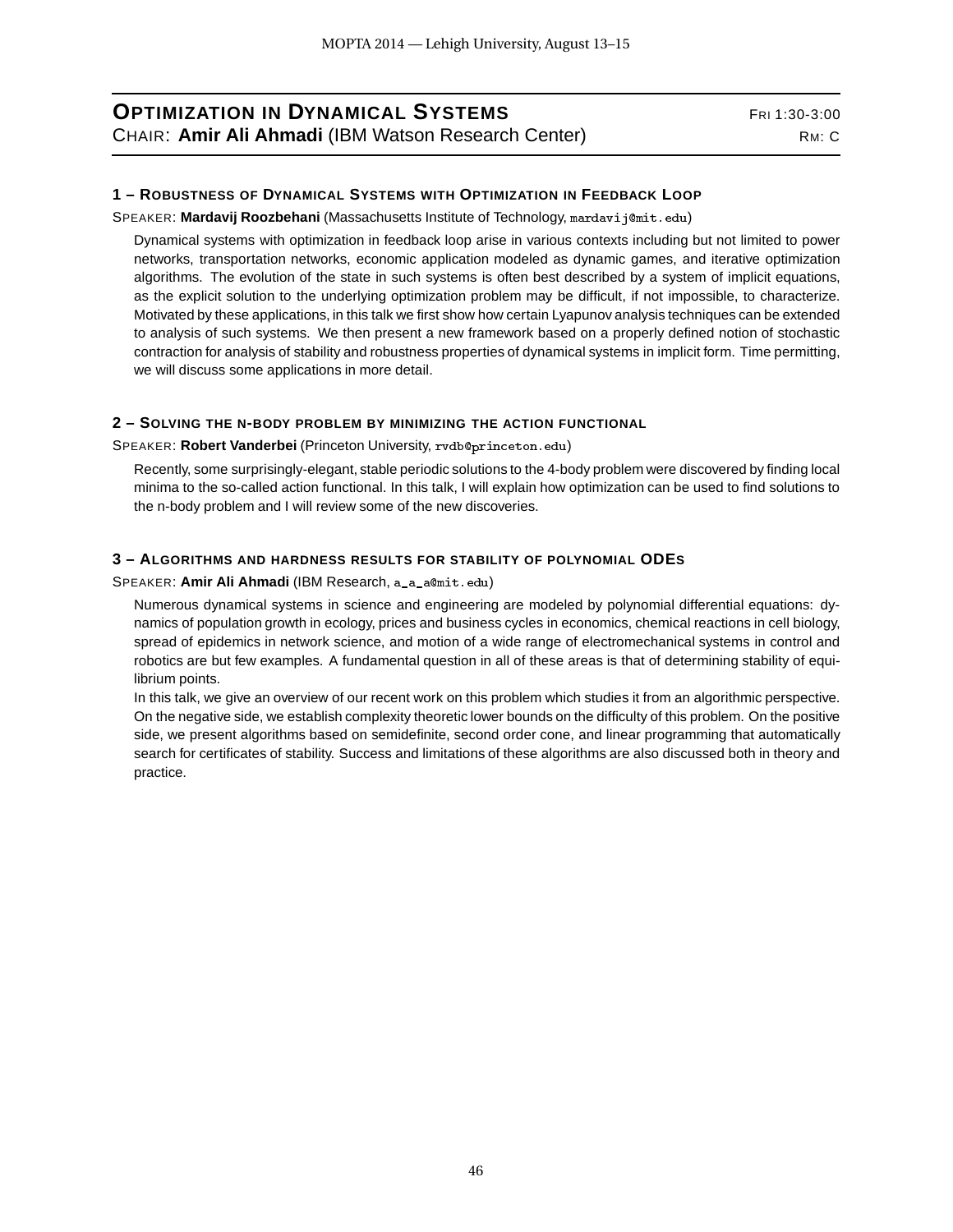## OPTIMIZATION IN DYNAMICAL SYSTEMS

FRI 1:30-3:00

CHAIR: **Amir Ali Ahmadi** (IBM Watson Research Center)

RM: C

### 1 – ROBUSTNESS OF DYNAMICAL SYSTEMS WITH OPTIMIZATION IN FEEDBACK LOOP

SPEAKER: **Mardavij Roozbehani** (Massachusetts Institute of Technology, mardavij@mit.edu)

Dynamical systems with optimization in feedback loop arise in various contexts including but not limited to power networks, transportation networks, economic application modeled as dynamic games, and iterative optimization algorithms. The evolution of the state in such systems is often best described by a system of implicit equations, as the explicit solution to the underlying optimization problem may be difficult, if not impossible, to characterize. Motivated by these applications, in this talk we first show how certain Lyapunov analysis techniques can be extended to analysis of such systems. We then present a new framework based on a properly defined notion of stochastic contraction for analysis of stability and robustness properties of dynamical systems in implicit form. Time permitting, we will discuss some applications in more detail.

### 2 – SOLVING THE N-BODY PROBLEM BY MINIMIZING THE ACTION FUNCTIONAL

SPEAKER: **Robert Vanderbei** (Princeton University, rvdb@princeton.edu)

Recently, some surprisingly-elegant, stable periodic solutions to the 4-body problem were discovered by finding local minima to the so-called action functional. In this talk, I will explain how optimization can be used to find solutions to the n-body problem and I will review some of the new discoveries.

### 3 – ALGORITHMS AND HARDNESS RESULTS FOR STABILITY OF POLYNOMIAL ODES

SPEAKER: **Amir Ali Ahmadi** (IBM Research, a_a_a@mit.edu)

Numerous dynamical systems in science and engineering are modeled by polynomial differential equations: dynamics of population growth in ecology, prices and business cycles in economics, chemical reactions in cell biology, spread of epidemics in network science, and motion of a wide range of electromechanical systems in control and robotics are but few examples. A fundamental question in all of these areas is that of determining stability of equilibrium points.

In this talk, we give an overview of our recent work on this problem which studies it from an algorithmic perspective. On the negative side, we establish complexity theoretic lower bounds on the difficulty of this problem. On the positive side, we present algorithms based on semidefinite, second order cone, and linear programming that automatically search for certificates of stability. Success and limitations of these algorithms are also discussed both in theory and practice.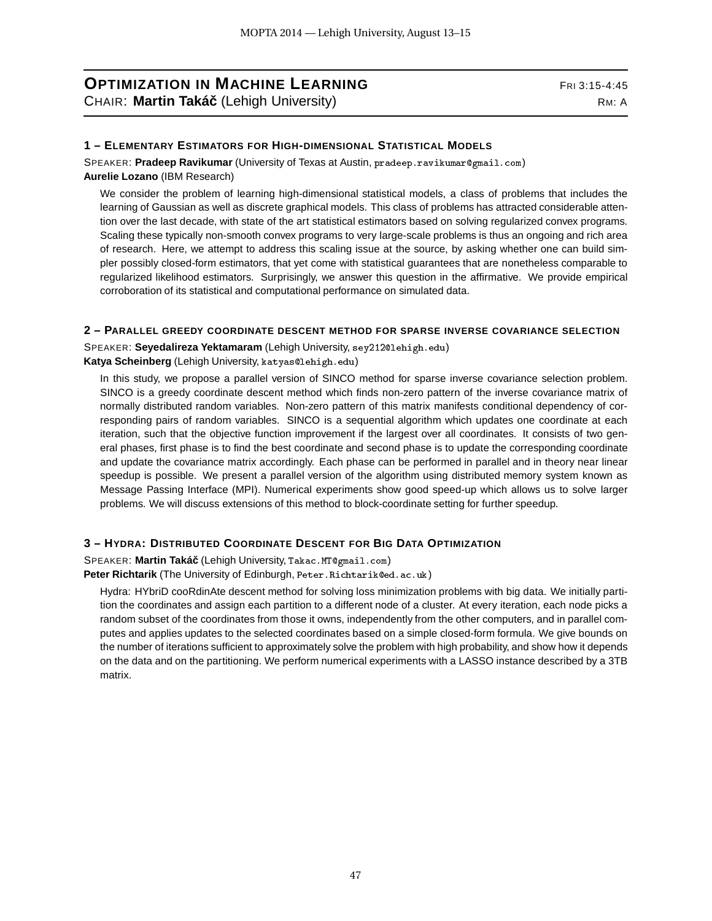## OPTIMIZATION IN MACHINE LEARNING

FRI 3:15-4:45

CHAIR: **Martin Takáč** (Lehigh University)

RM: A

### 1 – ELEMENTARY ESTIMATORS FOR HIGH-DIMENSIONAL STATISTICAL MODELS

SPEAKER: **Pradeep Ravikumar** (University of Texas at Austin, pradeep.ravikumar@gmail.com)
**Aurelie Lozano** (IBM Research)

We consider the problem of learning high-dimensional statistical models, a class of problems that includes the learning of Gaussian as well as discrete graphical models. This class of problems has attracted considerable attention over the last decade, with state of the art statistical estimators based on solving regularized convex programs. Scaling these typically non-smooth convex programs to very large-scale problems is thus an ongoing and rich area of research. Here, we attempt to address this scaling issue at the source, by asking whether one can build simpler possibly closed-form estimators, that yet come with statistical guarantees that are nonetheless comparable to regularized likelihood estimators. Surprisingly, we answer this question in the affirmative. We provide empirical corroboration of its statistical and computational performance on simulated data.

### 2 – PARALLEL GREEDY COORDINATE DESCENT METHOD FOR SPARSE INVERSE COVARIANCE SELECTION

SPEAKER: **Seyedalireza Yektamaram** (Lehigh University, sey212@lehigh.edu)
**Katya Scheinberg** (Lehigh University, katyas@lehigh.edu)

In this study, we propose a parallel version of SINCO method for sparse inverse covariance selection problem. SINCO is a greedy coordinate descent method which finds non-zero pattern of the inverse covariance matrix of normally distributed random variables. Non-zero pattern of this matrix manifests conditional dependency of corresponding pairs of random variables. SINCO is a sequential algorithm which updates one coordinate at each iteration, such that the objective function improvement if the largest over all coordinates. It consists of two general phases, first phase is to find the best coordinate and second phase is to update the corresponding coordinate and update the covariance matrix accordingly. Each phase can be performed in parallel and in theory near linear speedup is possible. We present a parallel version of the algorithm using distributed memory system known as Message Passing Interface (MPI). Numerical experiments show good speed-up which allows us to solve larger problems. We will discuss extensions of this method to block-coordinate setting for further speedup.

### 3 – HYDRA: DISTRIBUTED COORDINATE DESCENT FOR BIG DATA OPTIMIZATION

SPEAKER: **Martin Takáč** (Lehigh University, Takac.MT@gmail.com)
**Peter Richtarik** (The University of Edinburgh, Peter.Richtarik@ed.ac.uk)

Hydra: HYbriD cooRdinAte descent method for solving loss minimization problems with big data. We initially partition the coordinates and assign each partition to a different node of a cluster. At every iteration, each node picks a random subset of the coordinates from those it owns, independently from the other computers, and in parallel computes and applies updates to the selected coordinates based on a simple closed-form formula. We give bounds on the number of iterations sufficient to approximately solve the problem with high probability, and show how it depends on the data and on the partitioning. We perform numerical experiments with a LASSO instance described by a 3TB matrix.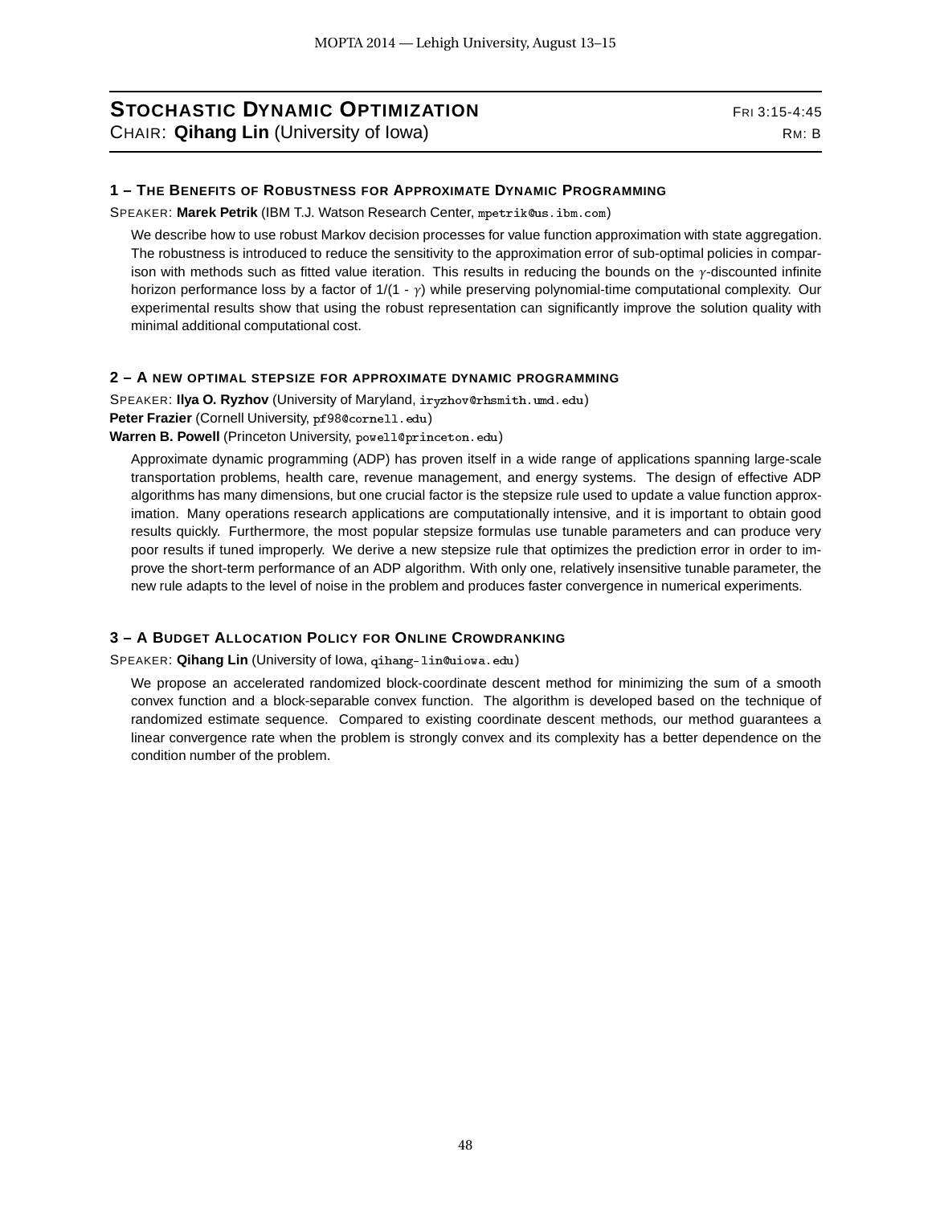## STOCHASTIC DYNAMIC OPTIMIZATION

FRI 3:15-4:45

CHAIR: **Qihang Lin** (University of Iowa)

RM: B

### 1 – THE BENEFITS OF ROBUSTNESS FOR APPROXIMATE DYNAMIC PROGRAMMING

SPEAKER: **Marek Petrik** (IBM T.J. Watson Research Center, mpetrik@us.ibm.com)

We describe how to use robust Markov decision processes for value function approximation with state aggregation. The robustness is introduced to reduce the sensitivity to the approximation error of sub-optimal policies in comparison with methods such as fitted value iteration. This results in reducing the bounds on the $\gamma$-discounted infinite horizon performance loss by a factor of 1/(1 - $\gamma$) while preserving polynomial-time computational complexity. Our experimental results show that using the robust representation can significantly improve the solution quality with minimal additional computational cost.

### 2 – A NEW OPTIMAL STEPSIZE FOR APPROXIMATE DYNAMIC PROGRAMMING

SPEAKER: **Ilya O. Ryzhov** (University of Maryland, iryzhov@rhsmith.umd.edu)
**Peter Frazier** (Cornell University, pf98@cornell.edu)
**Warren B. Powell** (Princeton University, powell@princeton.edu)

Approximate dynamic programming (ADP) has proven itself in a wide range of applications spanning large-scale transportation problems, health care, revenue management, and energy systems. The design of effective ADP algorithms has many dimensions, but one crucial factor is the stepsize rule used to update a value function approximation. Many operations research applications are computationally intensive, and it is important to obtain good results quickly. Furthermore, the most popular stepsize formulas use tunable parameters and can produce very poor results if tuned improperly. We derive a new stepsize rule that optimizes the prediction error in order to improve the short-term performance of an ADP algorithm. With only one, relatively insensitive tunable parameter, the new rule adapts to the level of noise in the problem and produces faster convergence in numerical experiments.

### 3 – A BUDGET ALLOCATION POLICY FOR ONLINE CROWDRANKING

SPEAKER: **Qihang Lin** (University of Iowa, qihang-lin@uiowa.edu)

We propose an accelerated randomized block-coordinate descent method for minimizing the sum of a smooth convex function and a block-separable convex function. The algorithm is developed based on the technique of randomized estimate sequence. Compared to existing coordinate descent methods, our method guarantees a linear convergence rate when the problem is strongly convex and its complexity has a better dependence on the condition number of the problem.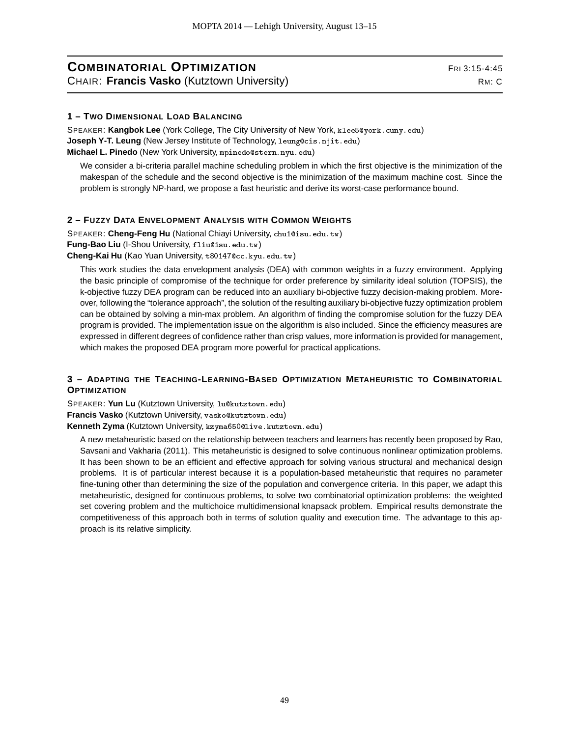## COMBINATORIAL OPTIMIZATION

FRI 3:15-4:45

CHAIR: **Francis Vasko** (Kutztown University)

RM: C

### 1 – TWO DIMENSIONAL LOAD BALANCING

SPEAKER: **Kangbok Lee** (York College, The City University of New York, klee5@york.cuny.edu)
**Joseph Y-T. Leung** (New Jersey Institute of Technology, leung@cis.njit.edu)
**Michael L. Pinedo** (New York University, mpinedo@stern.nyu.edu)

We consider a bi-criteria parallel machine scheduling problem in which the first objective is the minimization of the makespan of the schedule and the second objective is the minimization of the maximum machine cost. Since the problem is strongly NP-hard, we propose a fast heuristic and derive its worst-case performance bound.

### 2 – FUZZY DATA ENVELOPMENT ANALYSIS WITH COMMON WEIGHTS

SPEAKER: **Cheng-Feng Hu** (National Chiayi University, chu1@isu.edu.tw)
**Fung-Bao Liu** (I-Shou University, fliu@isu.edu.tw)
**Cheng-Kai Hu** (Kao Yuan University, t80147@cc.kyu.edu.tw)

This work studies the data envelopment analysis (DEA) with common weights in a fuzzy environment. Applying the basic principle of compromise of the technique for order preference by similarity ideal solution (TOPSIS), the k-objective fuzzy DEA program can be reduced into an auxiliary bi-objective fuzzy decision-making problem. Moreover, following the "tolerance approach", the solution of the resulting auxiliary bi-objective fuzzy optimization problem can be obtained by solving a min-max problem. An algorithm of finding the compromise solution for the fuzzy DEA program is provided. The implementation issue on the algorithm is also included. Since the efficiency measures are expressed in different degrees of confidence rather than crisp values, more information is provided for management, which makes the proposed DEA program more powerful for practical applications.

### 3 – ADAPTING THE TEACHING-LEARNING-BASED OPTIMIZATION METAHEURISTIC TO COMBINATORIAL OPTIMIZATION

SPEAKER: **Yun Lu** (Kutztown University, lu@kutztown.edu)
**Francis Vasko** (Kutztown University, vasko@kutztown.edu)
**Kenneth Zyma** (Kutztown University, kzyma650@live.kutztown.edu)

A new metaheuristic based on the relationship between teachers and learners has recently been proposed by Rao, Savsani and Vakharia (2011). This metaheuristic is designed to solve continuous nonlinear optimization problems. It has been shown to be an efficient and effective approach for solving various structural and mechanical design problems. It is of particular interest because it is a population-based metaheuristic that requires no parameter fine-tuning other than determining the size of the population and convergence criteria. In this paper, we adapt this metaheuristic, designed for continuous problems, to solve two combinatorial optimization problems: the weighted set covering problem and the multichoice multidimensional knapsack problem. Empirical results demonstrate the competitiveness of this approach both in terms of solution quality and execution time. The advantage to this approach is its relative simplicity.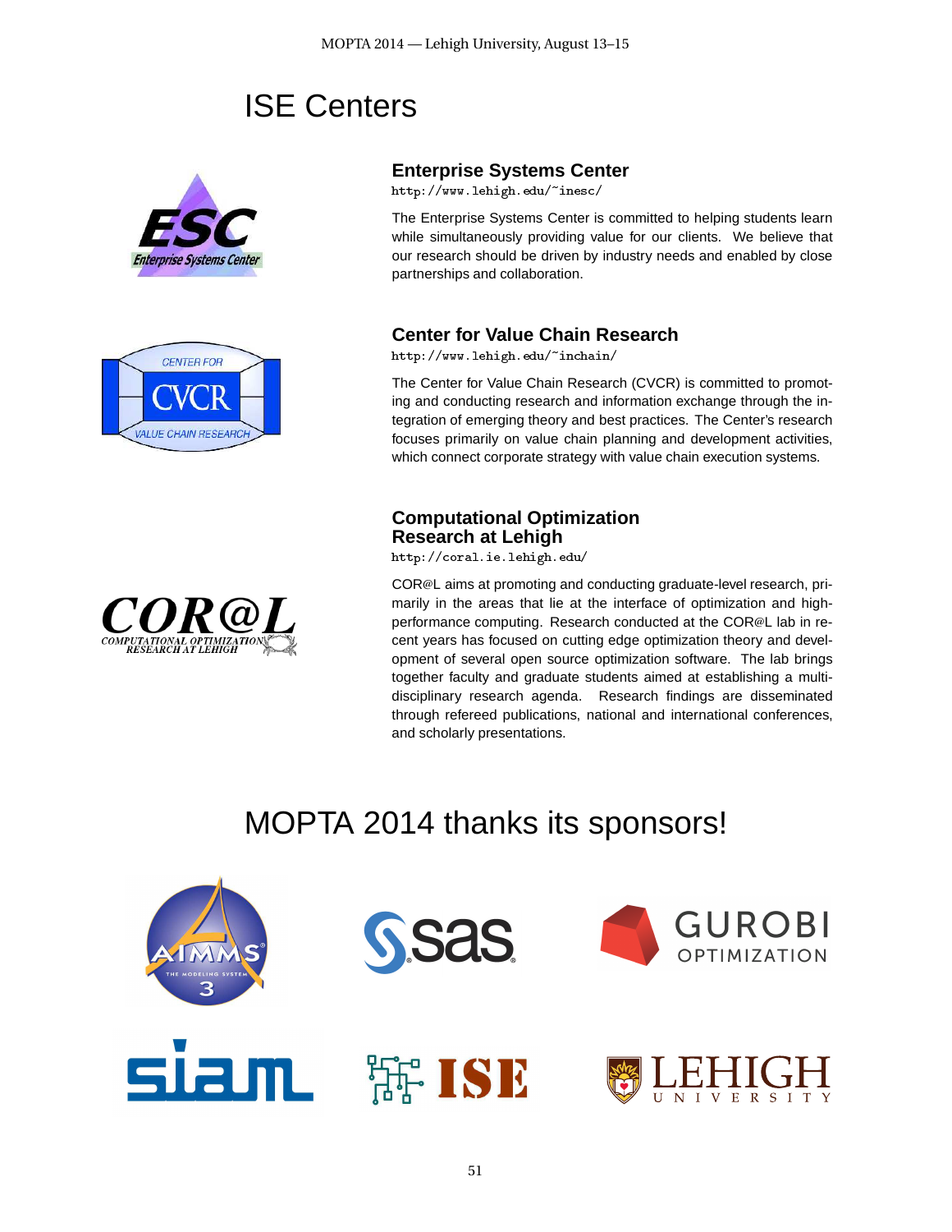# ISE Centers

## Enterprise Systems Center

http://www.lehigh.edu/~inesc/

The Enterprise Systems Center is committed to helping students learn while simultaneously providing value for our clients. We believe that our research should be driven by industry needs and enabled by close partnerships and collaboration.

## Center for Value Chain Research

http://www.lehigh.edu/~inchain/

The Center for Value Chain Research (CVCR) is committed to promoting and conducting research and information exchange through the integration of emerging theory and best practices. The Center's research focuses primarily on value chain planning and development activities, which connect corporate strategy with value chain execution systems.

## Computational Optimization Research at Lehigh

http://coral.ie.lehigh.edu/

COR@L aims at promoting and conducting graduate-level research, primarily in the areas that lie at the interface of optimization and high-performance computing. Research conducted at the COR@L lab in recent years has focused on cutting edge optimization theory and development of several open source optimization software. The lab brings together faculty and graduate students aimed at establishing a multi-disciplinary research agenda. Research findings are disseminated through refereed publications, national and international conferences, and scholarly presentations.

# MOPTA 2014 thanks its sponsors!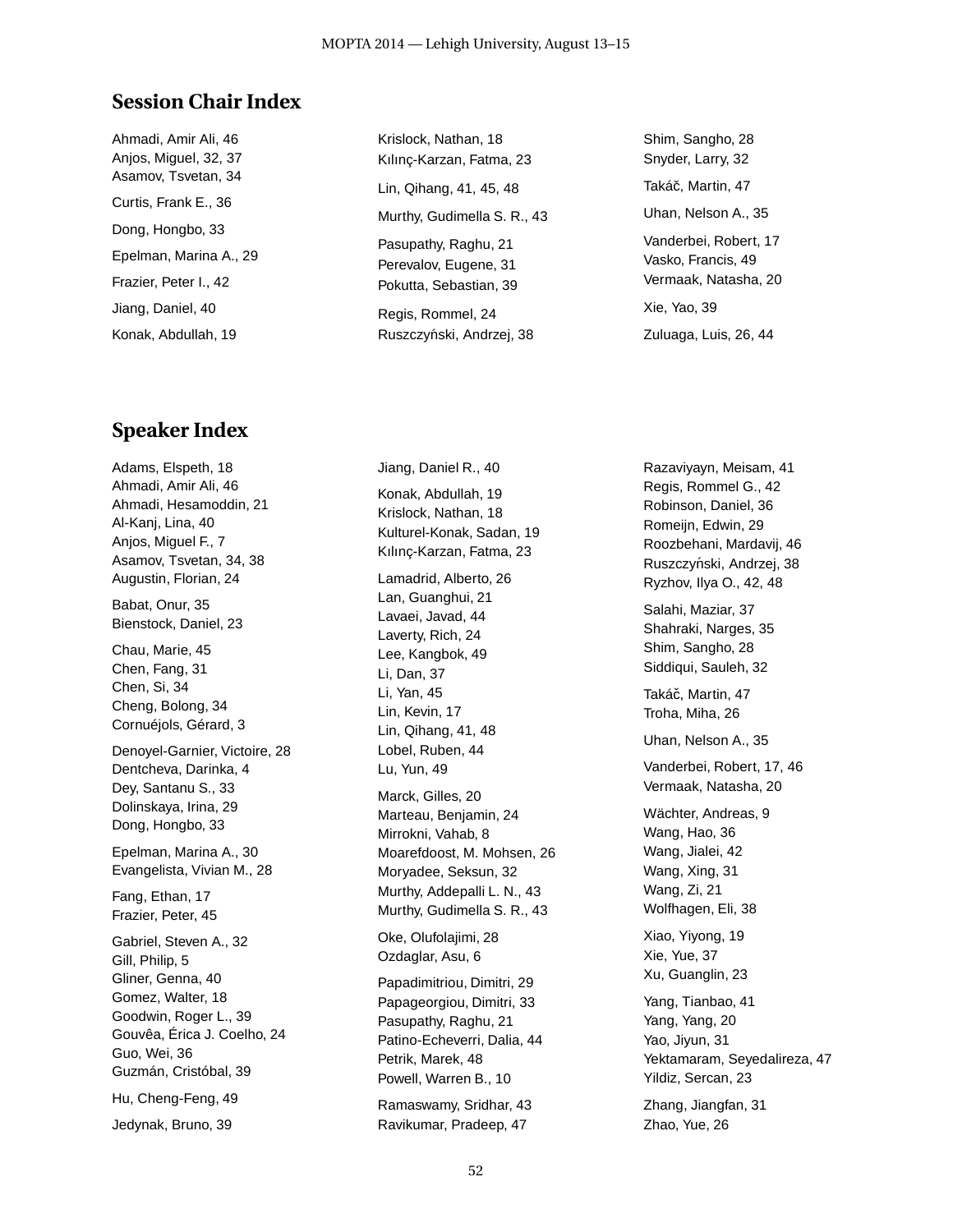## Session Chair Index

Ahmadi, Amir Ali, 46
Anjos, Miguel, 32, 37
Asamov, Tsvetan, 34

Curtis, Frank E., 36

Dong, Hongbo, 33

Epelman, Marina A., 29

Frazier, Peter I., 42

Jiang, Daniel, 40

Konak, Abdullah, 19

Krislock, Nathan, 18
Kılınç-Karzan, Fatma, 23

Lin, Qihang, 41, 45, 48

Murthy, Gudimella S. R., 43

Pasupathy, Raghu, 21
Perevalov, Eugene, 31
Pokutta, Sebastian, 39

Regis, Rommel, 24
Ruszczyński, Andrzej, 38

Shim, Sangho, 28
Snyder, Larry, 32

Takáč, Martin, 47

Uhan, Nelson A., 35

Vanderbei, Robert, 17
Vasko, Francis, 49
Vermaak, Natasha, 20

Xie, Yao, 39

Zuluaga, Luis, 26, 44

## Speaker Index

Adams, Elspeth, 18
Ahmadi, Amir Ali, 46
Ahmadi, Hesamoddin, 21
Al-Kanj, Lina, 40
Anjos, Miguel F., 7
Asamov, Tsvetan, 34, 38
Augustin, Florian, 24

Babat, Onur, 35
Bienstock, Daniel, 23

Chau, Marie, 45
Chen, Fang, 31
Chen, Si, 34
Cheng, Bolong, 34
Cornuéjols, Gérard, 3

Denoyel-Garnier, Victoire, 28
Dentcheva, Darinka, 4
Dey, Santanu S., 33
Dolinskaya, Irina, 29
Dong, Hongbo, 33

Epelman, Marina A., 30
Evangelista, Vivian M., 28

Fang, Ethan, 17
Frazier, Peter, 45

Gabriel, Steven A., 32
Gill, Philip, 5
Gliner, Genna, 40
Gomez, Walter, 18
Goodwin, Roger L., 39
Gouvêa, Érica J. Coelho, 24
Guo, Wei, 36
Guzmán, Cristóbal, 39

Hu, Cheng-Feng, 49

Jedynak, Bruno, 39

Jiang, Daniel R., 40

Konak, Abdullah, 19
Krislock, Nathan, 18
Kulturel-Konak, Sadan, 19
Kılınç-Karzan, Fatma, 23

Lamadrid, Alberto, 26
Lan, Guanghui, 21
Lavaei, Javad, 44
Laverty, Rich, 24
Lee, Kangbok, 49
Li, Dan, 37
Li, Yan, 45
Lin, Kevin, 17
Lin, Qihang, 41, 48
Lobel, Ruben, 44
Lu, Yun, 49

Marck, Gilles, 20
Marteau, Benjamin, 24
Mirrokni, Vahab, 8
Moarefdoost, M. Mohsen, 26
Moryadee, Seksun, 32
Murthy, Addepalli L. N., 43
Murthy, Gudimella S. R., 43

Oke, Olufolajimi, 28
Ozdaglar, Asu, 6

Papadimitriou, Dimitri, 29
Papageorgiou, Dimitri, 33
Pasupathy, Raghu, 21
Patino-Echeverri, Dalia, 44
Petrik, Marek, 48
Powell, Warren B., 10

Ramaswamy, Sridhar, 43
Ravikumar, Pradeep, 47

Razaviyayn, Meisam, 41
Regis, Rommel G., 42
Robinson, Daniel, 36
Romeijn, Edwin, 29
Roozbehani, Mardavij, 46
Ruszczyński, Andrzej, 38
Ryzhov, Ilya O., 42, 48

Salahi, Maziar, 37
Shahraki, Narges, 35
Shim, Sangho, 28
Siddiqui, Sauleh, 32

Takáč, Martin, 47
Troha, Miha, 26

Uhan, Nelson A., 35

Vanderbei, Robert, 17, 46
Vermaak, Natasha, 20

Wächter, Andreas, 9
Wang, Hao, 36
Wang, Jialei, 42
Wang, Xing, 31
Wang, Zi, 21
Wolfhagen, Eli, 38

Xiao, Yiyong, 19
Xie, Yue, 37
Xu, Guanglin, 23

Yang, Tianbao, 41
Yang, Yang, 20
Yao, Jiyun, 31
Yektamaram, Seyedalireza, 47
Yildiz, Sercan, 23

Zhang, Jiangfan, 31
Zhao, Yue, 26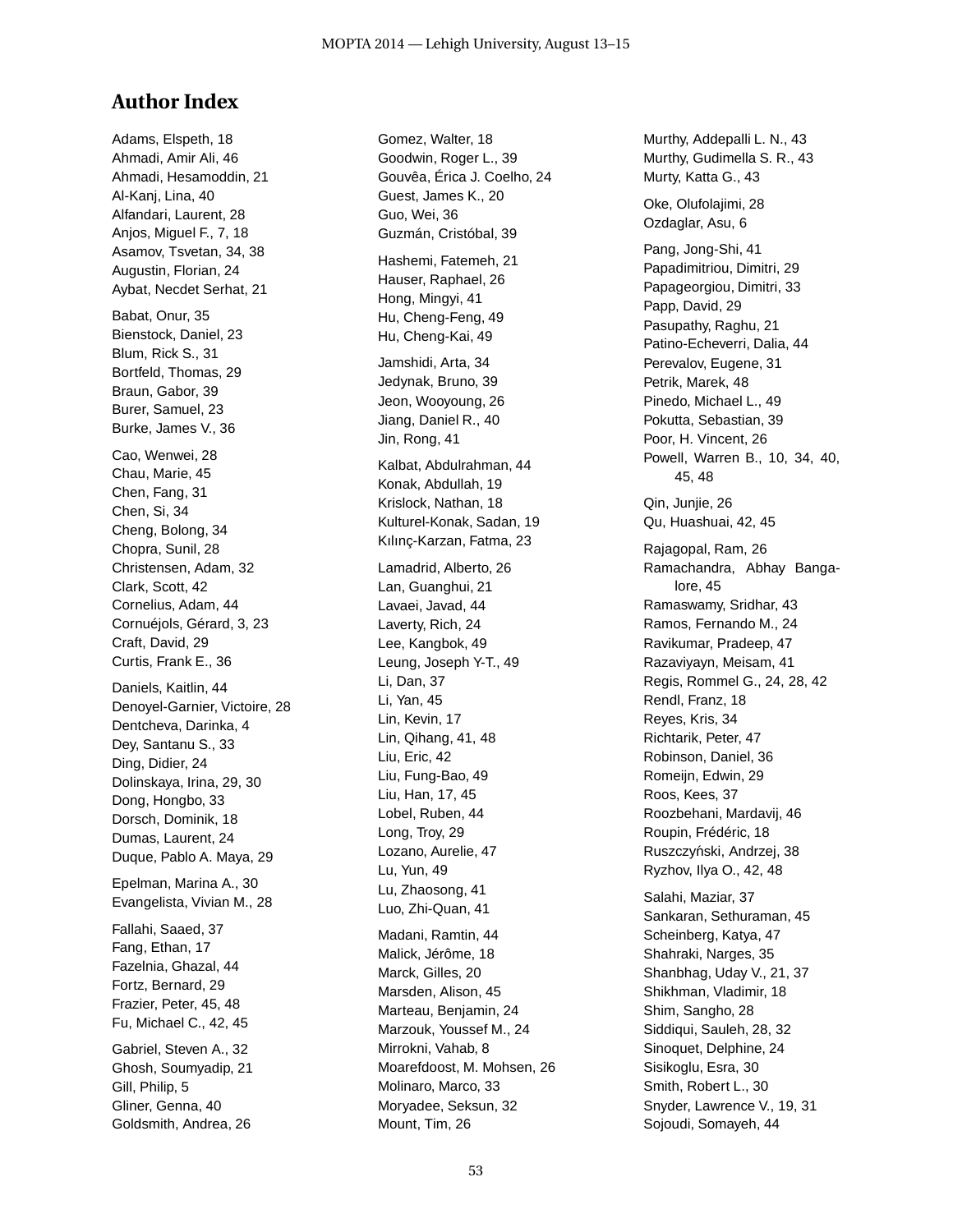# Author Index

Adams, Elspeth, 18
Ahmadi, Amir Ali, 46
Ahmadi, Hesamoddin, 21
Al-Kanj, Lina, 40
Alfandari, Laurent, 28
Anjos, Miguel F., 7, 18
Asamov, Tsvetan, 34, 38
Augustin, Florian, 24
Aybat, Necdet Serhat, 21

Babat, Onur, 35
Bienstock, Daniel, 23
Blum, Rick S., 31
Bortfeld, Thomas, 29
Braun, Gabor, 39
Burer, Samuel, 23
Burke, James V., 36

Cao, Wenwei, 28
Chau, Marie, 45
Chen, Fang, 31
Chen, Si, 34
Cheng, Bolong, 34
Chopra, Sunil, 28
Christensen, Adam, 32
Clark, Scott, 42
Cornelius, Adam, 44
Cornuéjols, Gérard, 3, 23
Craft, David, 29
Curtis, Frank E., 36

Daniels, Kaitlin, 44
Denoyel-Garnier, Victoire, 28
Dentcheva, Darinka, 4
Dey, Santanu S., 33
Ding, Didier, 24
Dolinskaya, Irina, 29, 30
Dong, Hongbo, 33
Dorsch, Dominik, 18
Dumas, Laurent, 24
Duque, Pablo A. Maya, 29

Epelman, Marina A., 30
Evangelista, Vivian M., 28

Fallahi, Saaed, 37
Fang, Ethan, 17
Fazelnia, Ghazal, 44
Fortz, Bernard, 29
Frazier, Peter, 45, 48
Fu, Michael C., 42, 45

Gabriel, Steven A., 32
Ghosh, Soumyadip, 21
Gill, Philip, 5
Gliner, Genna, 40
Goldsmith, Andrea, 26
Gomez, Walter, 18
Goodwin, Roger L., 39
Gouvêa, Érica J. Coelho, 24
Guest, James K., 20
Guo, Wei, 36
Guzmán, Cristóbal, 39

Hashemi, Fatemeh, 21
Hauser, Raphael, 26
Hong, Mingyi, 41
Hu, Cheng-Feng, 49
Hu, Cheng-Kai, 49

Jamshidi, Arta, 34
Jedynak, Bruno, 39
Jeon, Wooyoung, 26
Jiang, Daniel R., 40
Jin, Rong, 41

Kalbat, Abdulrahman, 44
Konak, Abdullah, 19
Krislock, Nathan, 18
Kulturel-Konak, Sadan, 19
Kılınç-Karzan, Fatma, 23

Lamadrid, Alberto, 26
Lan, Guanghui, 21
Lavaei, Javad, 44
Laverty, Rich, 24
Lee, Kangbok, 49
Leung, Joseph Y-T., 49
Li, Dan, 37
Li, Yan, 45
Lin, Kevin, 17
Lin, Qihang, 41, 48
Liu, Eric, 42
Liu, Fung-Bao, 49
Liu, Han, 17, 45
Lobel, Ruben, 44
Long, Troy, 29
Lozano, Aurelie, 47
Lu, Yun, 49
Lu, Zhaosong, 41
Luo, Zhi-Quan, 41

Madani, Ramtin, 44
Malick, Jérôme, 18
Marck, Gilles, 20
Marsden, Alison, 45
Marteau, Benjamin, 24
Marzouk, Youssef M., 24
Mirrokni, Vahab, 8
Moarefdoost, M. Mohsen, 26
Molinaro, Marco, 33
Moryadee, Seksun, 32
Mount, Tim, 26
Murthy, Addepalli L. N., 43
Murthy, Gudimella S. R., 43
Murty, Katta G., 43

Oke, Olufolajimi, 28
Ozdaglar, Asu, 6

Pang, Jong-Shi, 41
Papadimitriou, Dimitri, 29
Papageorgiou, Dimitri, 33
Papp, David, 29
Pasupathy, Raghu, 21
Patino-Echeverri, Dalia, 44
Perevalov, Eugene, 31
Petrik, Marek, 48
Pinedo, Michael L., 49
Pokutta, Sebastian, 39
Poor, H. Vincent, 26
Powell, Warren B., 10, 34, 40, 45, 48

Qin, Junjie, 26
Qu, Huashuai, 42, 45

Rajagopal, Ram, 26
Ramachandra, Abhay Bangalore, 45
Ramaswamy, Sridhar, 43
Ramos, Fernando M., 24
Ravikumar, Pradeep, 47
Razaviyayn, Meisam, 41
Regis, Rommel G., 24, 28, 42
Rendl, Franz, 18
Reyes, Kris, 34
Richtarik, Peter, 47
Robinson, Daniel, 36
Romeijn, Edwin, 29
Roos, Kees, 37
Roozbehani, Mardavij, 46
Roupin, Frédéric, 18
Ruszczyński, Andrzej, 38
Ryzhov, Ilya O., 42, 48

Salahi, Maziar, 37
Sankaran, Sethuraman, 45
Scheinberg, Katya, 47
Shahraki, Narges, 35
Shanbhag, Uday V., 21, 37
Shikhman, Vladimir, 18
Shim, Sangho, 28
Siddiqui, Sauleh, 28, 32
Sinoquet, Delphine, 24
Sisikoglu, Esra, 30
Smith, Robert L., 30
Snyder, Lawrence V., 19, 31
Sojoudi, Somayeh, 44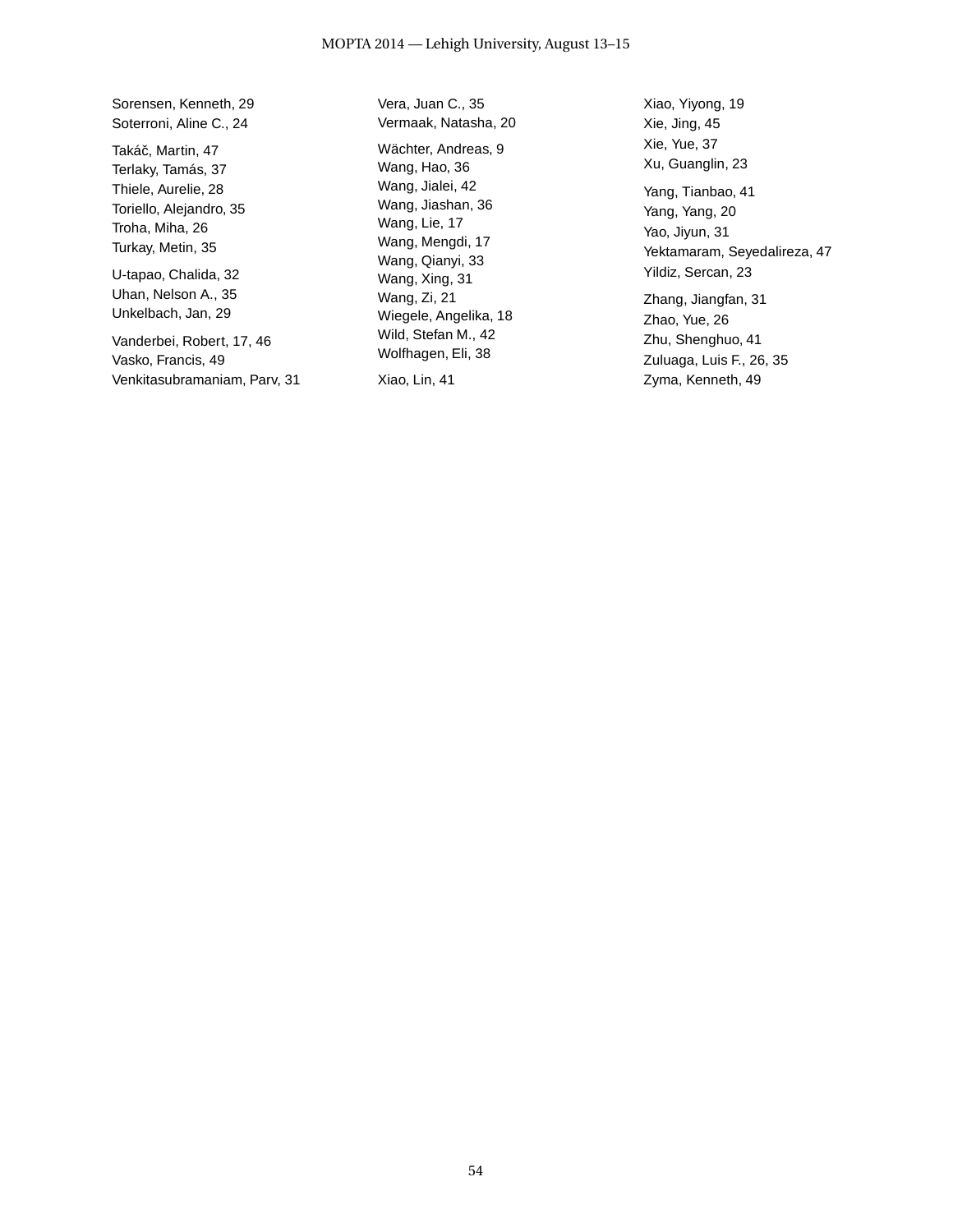Sorensen, Kenneth, 29
Soterroni, Aline C., 24

Takáč, Martin, 47
Terlaky, Tamás, 37
Thiele, Aurelie, 28
Toriello, Alejandro, 35
Troha, Miha, 26
Turkay, Metin, 35

U-tapao, Chalida, 32
Uhan, Nelson A., 35
Unkelbach, Jan, 29

Vanderbei, Robert, 17, 46
Vasko, Francis, 49
Venkitasubramaniam, Parv, 31
Vera, Juan C., 35
Vermaak, Natasha, 20

Wächter, Andreas, 9
Wang, Hao, 36
Wang, Jialei, 42
Wang, Jiashan, 36
Wang, Lie, 17
Wang, Mengdi, 17
Wang, Qianyi, 33
Wang, Xing, 31
Wang, Zi, 21
Wiegele, Angelika, 18
Wild, Stefan M., 42
Wolfhagen, Eli, 38

Xiao, Lin, 41
Xiao, Yiyong, 19
Xie, Jing, 45
Xie, Yue, 37
Xu, Guanglin, 23

Yang, Tianbao, 41
Yang, Yang, 20
Yao, Jiyun, 31
Yektamaram, Seyedalireza, 47
Yildiz, Sercan, 23

Zhang, Jiangfan, 31
Zhao, Yue, 26
Zhu, Shenghuo, 41
Zuluaga, Luis F., 26, 35
Zyma, Kenneth, 49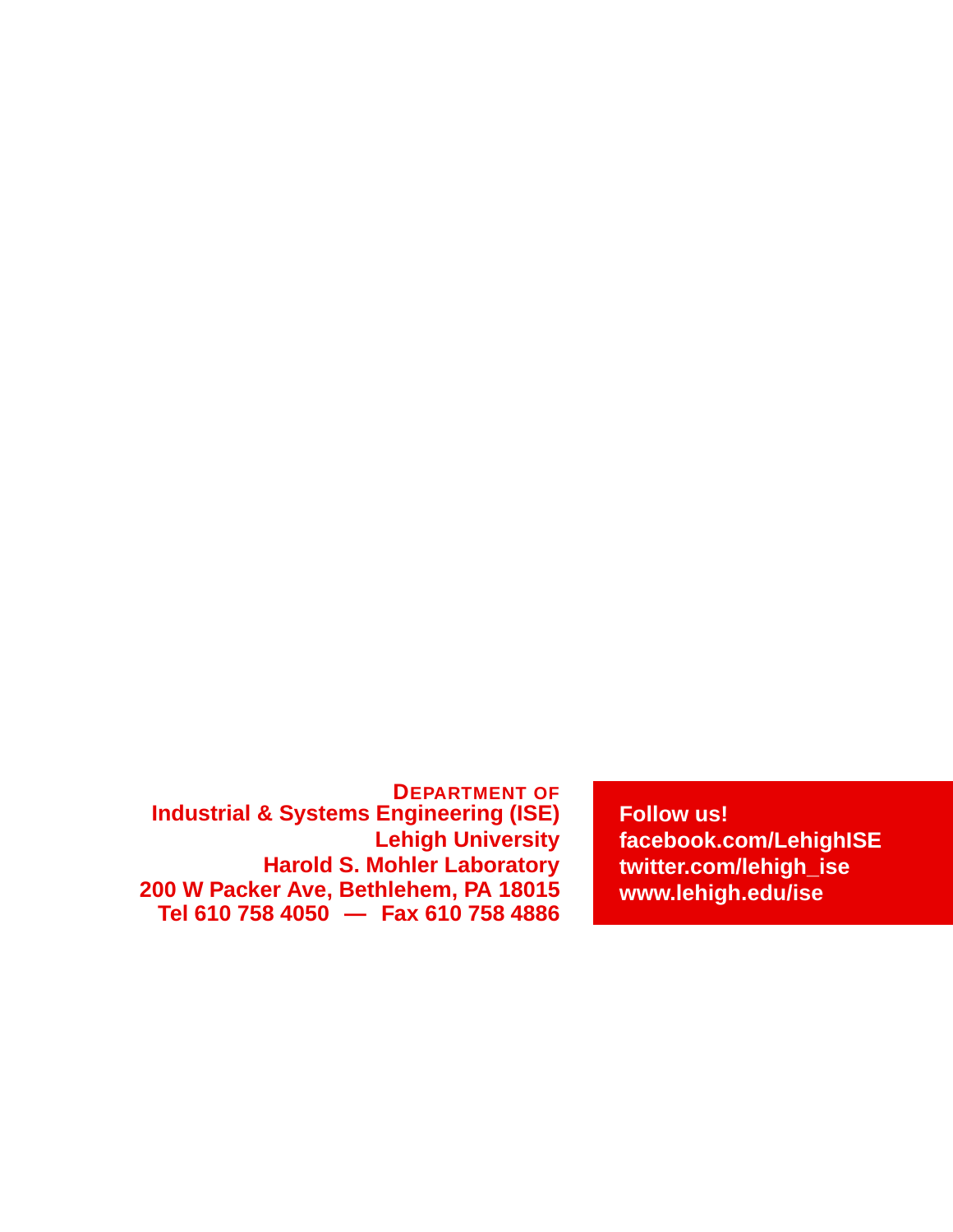**DEPARTMENT OF**
**Industrial & Systems Engineering (ISE)**
**Lehigh University**
**Harold S. Mohler Laboratory**
**200 W Packer Ave, Bethlehem, PA 18015**
**Tel 610 758 4050 — Fax 610 758 4886**

**Follow us!**
**facebook.com/LehighISE**
**twitter.com/lehigh_ise**
**www.lehigh.edu/ise**